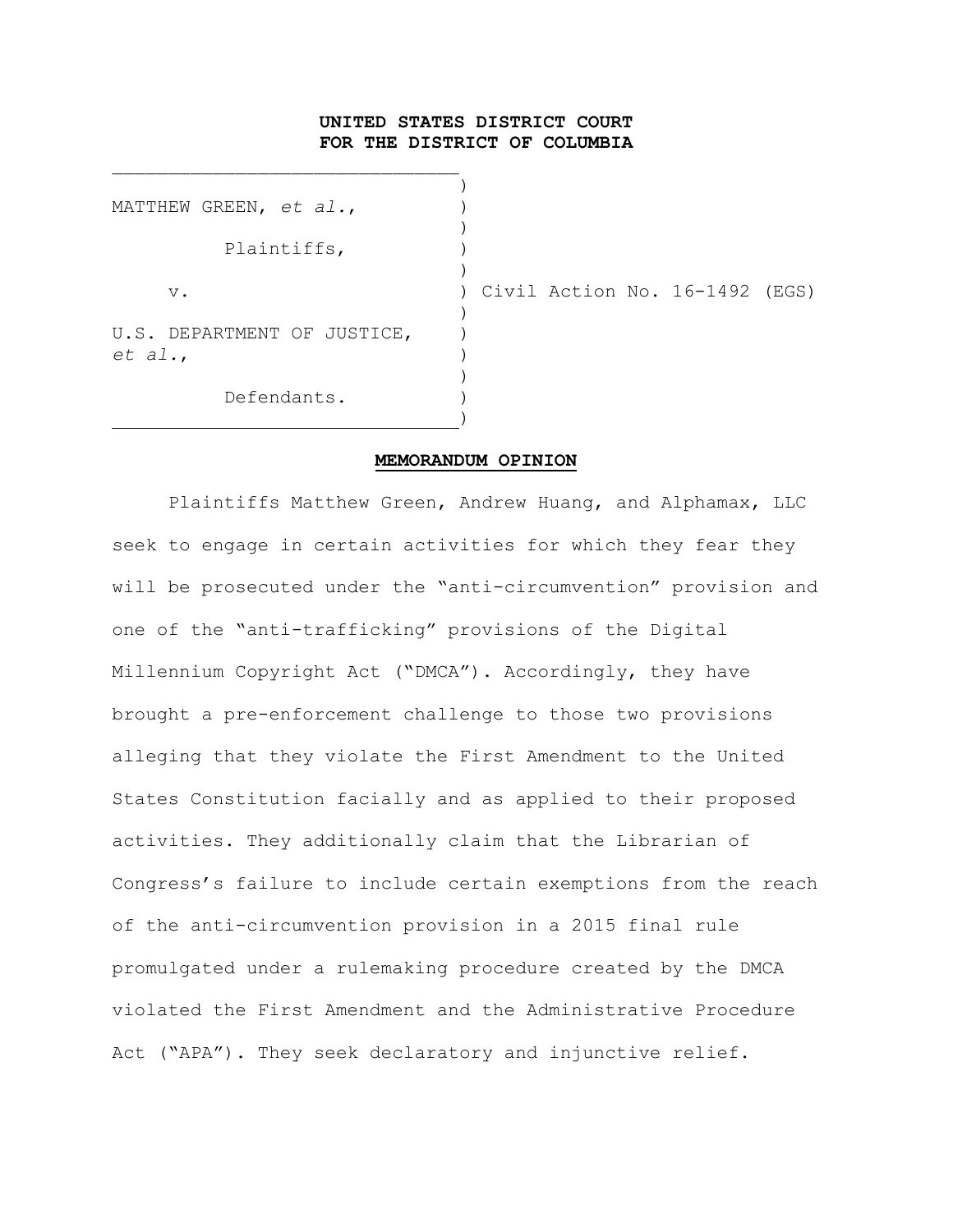**UNITED STATES DISTRICT COURT**
**FOR THE DISTRICT OF COLUMBIA**

MATTHEW GREEN, *et al.*,

Plaintiffs,

v.

U.S. DEPARTMENT OF JUSTICE, *et al.*,

Defendants.

Civil Action No. 16-1492 (EGS)

## MEMORANDUM OPINION

Plaintiffs Matthew Green, Andrew Huang, and Alphamax, LLC seek to engage in certain activities for which they fear they will be prosecuted under the "anti-circumvention" provision and one of the "anti-trafficking" provisions of the Digital Millennium Copyright Act ("DMCA"). Accordingly, they have brought a pre-enforcement challenge to those two provisions alleging that they violate the First Amendment to the United States Constitution facially and as applied to their proposed activities. They additionally claim that the Librarian of Congress's failure to include certain exemptions from the reach of the anti-circumvention provision in a 2015 final rule promulgated under a rulemaking procedure created by the DMCA violated the First Amendment and the Administrative Procedure Act ("APA"). They seek declaratory and injunctive relief.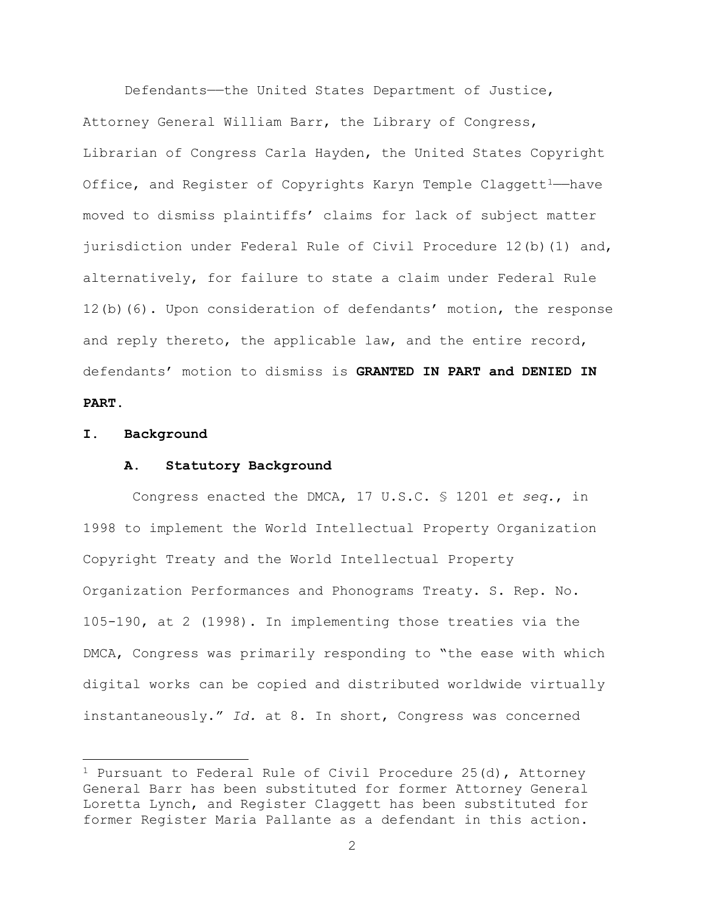Defendants——the United States Department of Justice, Attorney General William Barr, the Library of Congress, Librarian of Congress Carla Hayden, the United States Copyright Office, and Register of Copyrights Karyn Temple Claggett[1]——have moved to dismiss plaintiffs' claims for lack of subject matter jurisdiction under Federal Rule of Civil Procedure 12(b)(1) and, alternatively, for failure to state a claim under Federal Rule 12(b)(6). Upon consideration of defendants' motion, the response and reply thereto, the applicable law, and the entire record, defendants' motion to dismiss is **GRANTED IN PART and DENIED IN PART.**

## I. Background

### A. Statutory Background

Congress enacted the DMCA, 17 U.S.C. § 1201 *et seq.*, in 1998 to implement the World Intellectual Property Organization Copyright Treaty and the World Intellectual Property Organization Performances and Phonograms Treaty. S. Rep. No. 105-190, at 2 (1998). In implementing those treaties via the DMCA, Congress was primarily responding to "the ease with which digital works can be copied and distributed worldwide virtually instantaneously." *Id.* at 8. In short, Congress was concerned

[1] Pursuant to Federal Rule of Civil Procedure 25(d), Attorney General Barr has been substituted for former Attorney General Loretta Lynch, and Register Claggett has been substituted for former Register Maria Pallante as a defendant in this action.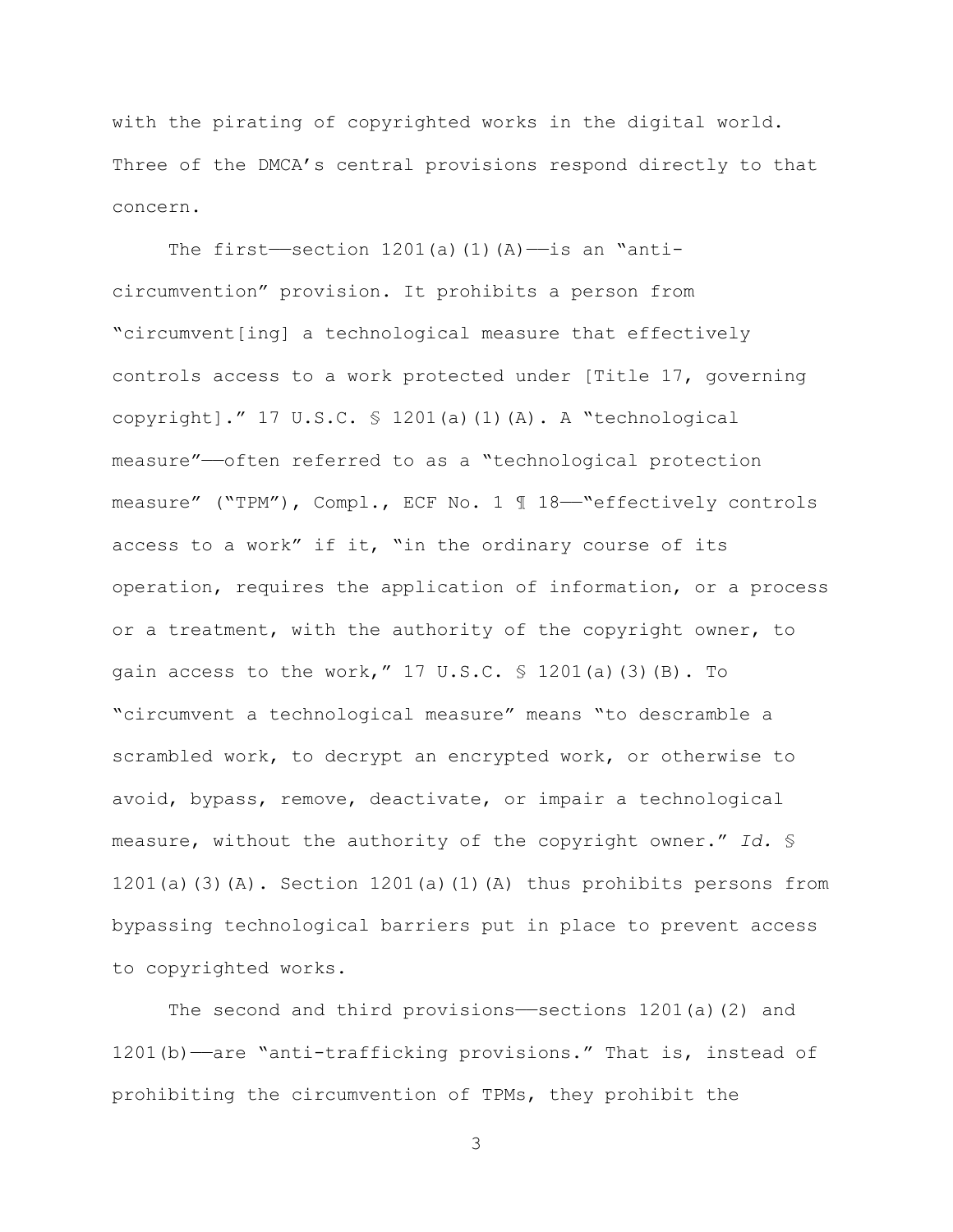with the pirating of copyrighted works in the digital world. Three of the DMCA's central provisions respond directly to that concern.

The first——section 1201(a)(1)(A)——is an "anti-circumvention" provision. It prohibits a person from "circumvent[ing] a technological measure that effectively controls access to a work protected under [Title 17, governing copyright]." 17 U.S.C. § 1201(a)(1)(A). A "technological measure"——often referred to as a "technological protection measure" ("TPM"), Compl., ECF No. 1 ¶ 18——"effectively controls access to a work" if it, "in the ordinary course of its operation, requires the application of information, or a process or a treatment, with the authority of the copyright owner, to gain access to the work," 17 U.S.C. § 1201(a)(3)(B). To "circumvent a technological measure" means "to descramble a scrambled work, to decrypt an encrypted work, or otherwise to avoid, bypass, remove, deactivate, or impair a technological measure, without the authority of the copyright owner." *Id.* § 1201(a)(3)(A). Section 1201(a)(1)(A) thus prohibits persons from bypassing technological barriers put in place to prevent access to copyrighted works.

The second and third provisions——sections 1201(a)(2) and 1201(b)——are "anti-trafficking provisions." That is, instead of prohibiting the circumvention of TPMs, they prohibit the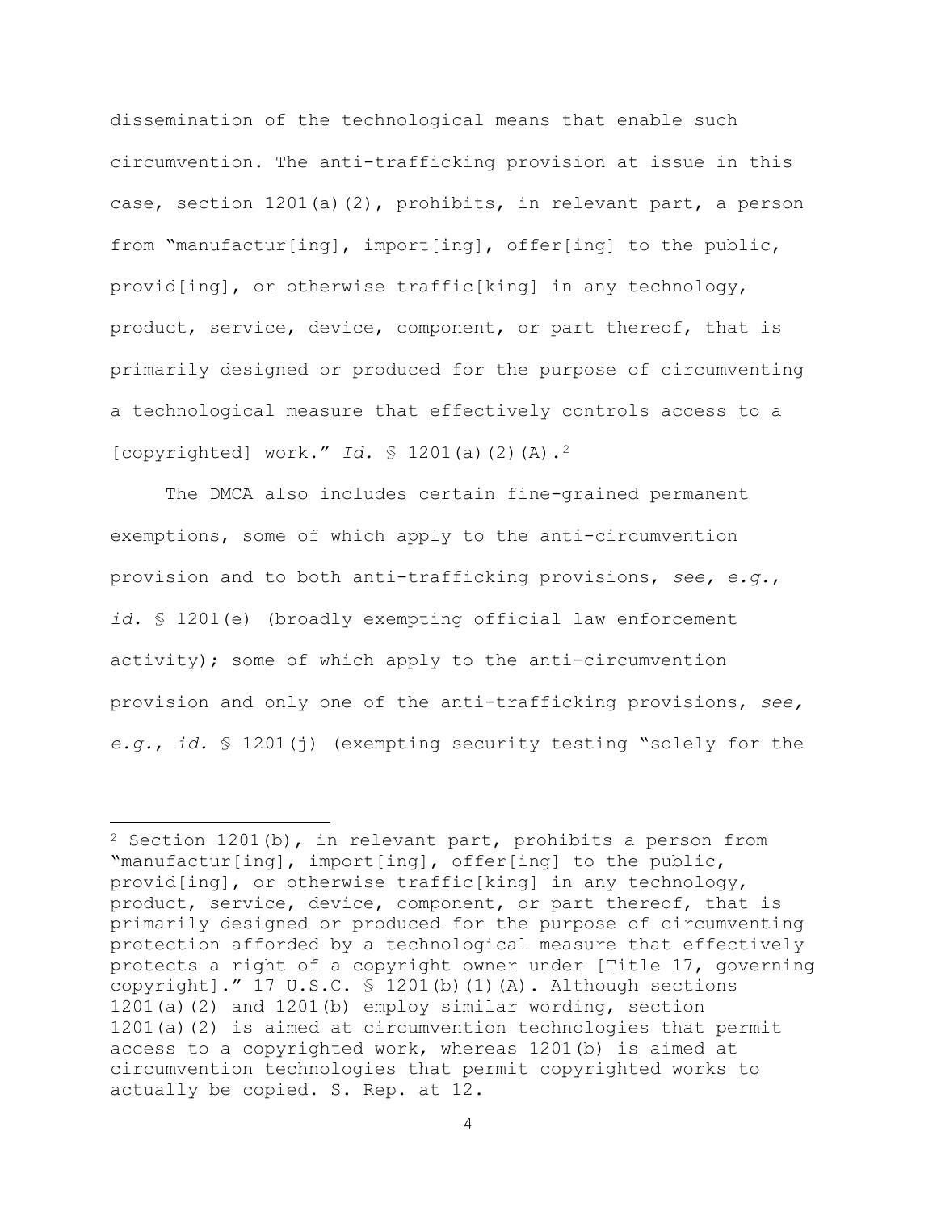dissemination of the technological means that enable such circumvention. The anti-trafficking provision at issue in this case, section 1201(a)(2), prohibits, in relevant part, a person from "manufactur[ing], import[ing], offer[ing] to the public, provid[ing], or otherwise traffic[king] in any technology, product, service, device, component, or part thereof, that is primarily designed or produced for the purpose of circumventing a technological measure that effectively controls access to a [copyrighted] work." *Id.* § 1201(a)(2)(A).[2]

The DMCA also includes certain fine-grained permanent exemptions, some of which apply to the anti-circumvention provision and to both anti-trafficking provisions, *see, e.g.*, *id.* § 1201(e) (broadly exempting official law enforcement activity); some of which apply to the anti-circumvention provision and only one of the anti-trafficking provisions, *see, e.g.*, *id.* § 1201(j) (exempting security testing "solely for the

---

[2] Section 1201(b), in relevant part, prohibits a person from "manufactur[ing], import[ing], offer[ing] to the public, provid[ing], or otherwise traffic[king] in any technology, product, service, device, component, or part thereof, that is primarily designed or produced for the purpose of circumventing protection afforded by a technological measure that effectively protects a right of a copyright owner under [Title 17, governing copyright]." 17 U.S.C. § 1201(b)(1)(A). Although sections 1201(a)(2) and 1201(b) employ similar wording, section 1201(a)(2) is aimed at circumvention technologies that permit access to a copyrighted work, whereas 1201(b) is aimed at circumvention technologies that permit copyrighted works to actually be copied. S. Rep. at 12.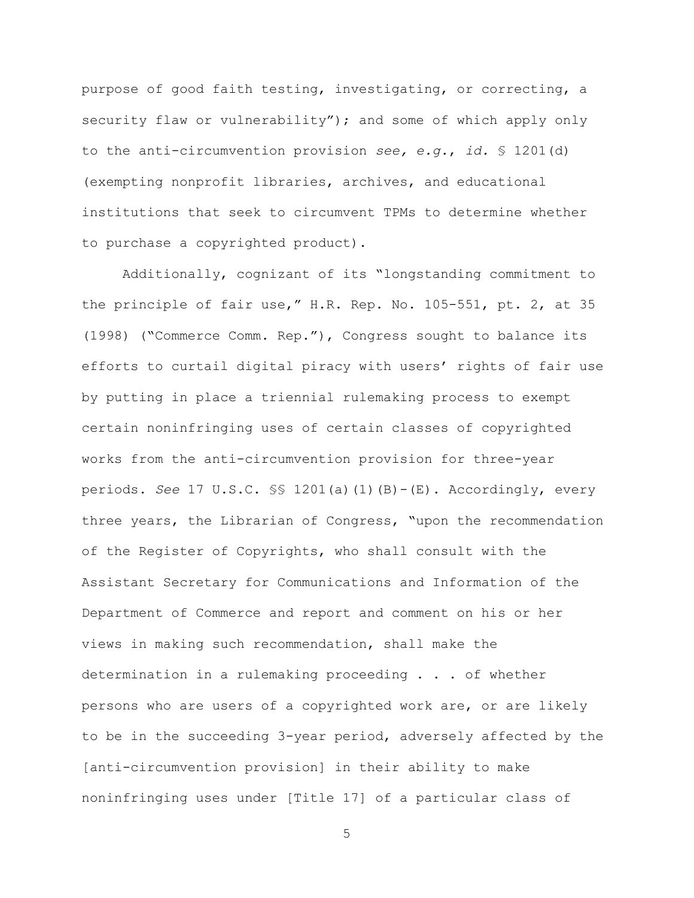purpose of good faith testing, investigating, or correcting, a security flaw or vulnerability"); and some of which apply only to the anti-circumvention provision *see, e.g.*, *id.* § 1201(d) (exempting nonprofit libraries, archives, and educational institutions that seek to circumvent TPMs to determine whether to purchase a copyrighted product).

Additionally, cognizant of its "longstanding commitment to the principle of fair use," H.R. Rep. No. 105-551, pt. 2, at 35 (1998) ("Commerce Comm. Rep."), Congress sought to balance its efforts to curtail digital piracy with users' rights of fair use by putting in place a triennial rulemaking process to exempt certain noninfringing uses of certain classes of copyrighted works from the anti-circumvention provision for three-year periods. *See* 17 U.S.C. §§ 1201(a)(1)(B)-(E). Accordingly, every three years, the Librarian of Congress, "upon the recommendation of the Register of Copyrights, who shall consult with the Assistant Secretary for Communications and Information of the Department of Commerce and report and comment on his or her views in making such recommendation, shall make the determination in a rulemaking proceeding . . . of whether persons who are users of a copyrighted work are, or are likely to be in the succeeding 3-year period, adversely affected by the [anti-circumvention provision] in their ability to make noninfringing uses under [Title 17] of a particular class of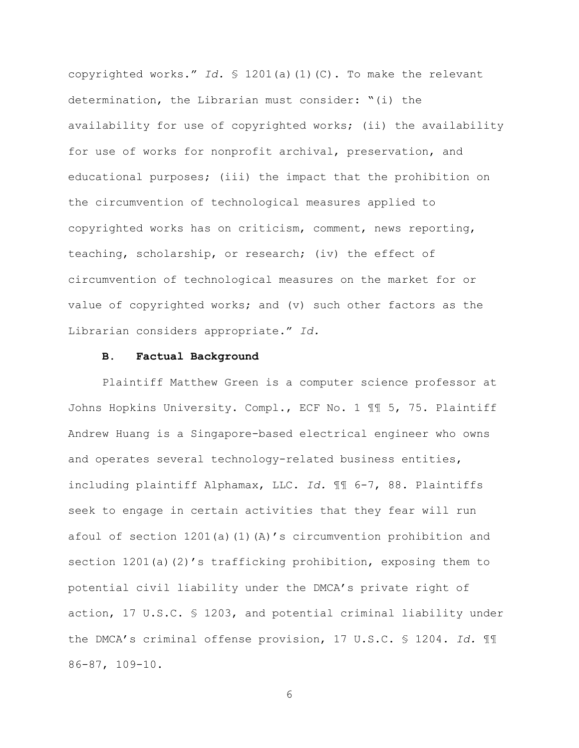copyrighted works." *Id.* § 1201(a)(1)(C). To make the relevant determination, the Librarian must consider: "(i) the availability for use of copyrighted works; (ii) the availability for use of works for nonprofit archival, preservation, and educational purposes; (iii) the impact that the prohibition on the circumvention of technological measures applied to copyrighted works has on criticism, comment, news reporting, teaching, scholarship, or research; (iv) the effect of circumvention of technological measures on the market for or value of copyrighted works; and (v) such other factors as the Librarian considers appropriate." *Id.*

### B. Factual Background

Plaintiff Matthew Green is a computer science professor at Johns Hopkins University. Compl., ECF No. 1 ¶¶ 5, 75. Plaintiff Andrew Huang is a Singapore-based electrical engineer who owns and operates several technology-related business entities, including plaintiff Alphamax, LLC. *Id.* ¶¶ 6-7, 88. Plaintiffs seek to engage in certain activities that they fear will run afoul of section 1201(a)(1)(A)'s circumvention prohibition and section 1201(a)(2)'s trafficking prohibition, exposing them to potential civil liability under the DMCA's private right of action, 17 U.S.C. § 1203, and potential criminal liability under the DMCA's criminal offense provision, 17 U.S.C. § 1204. *Id.* ¶¶ 86-87, 109-10.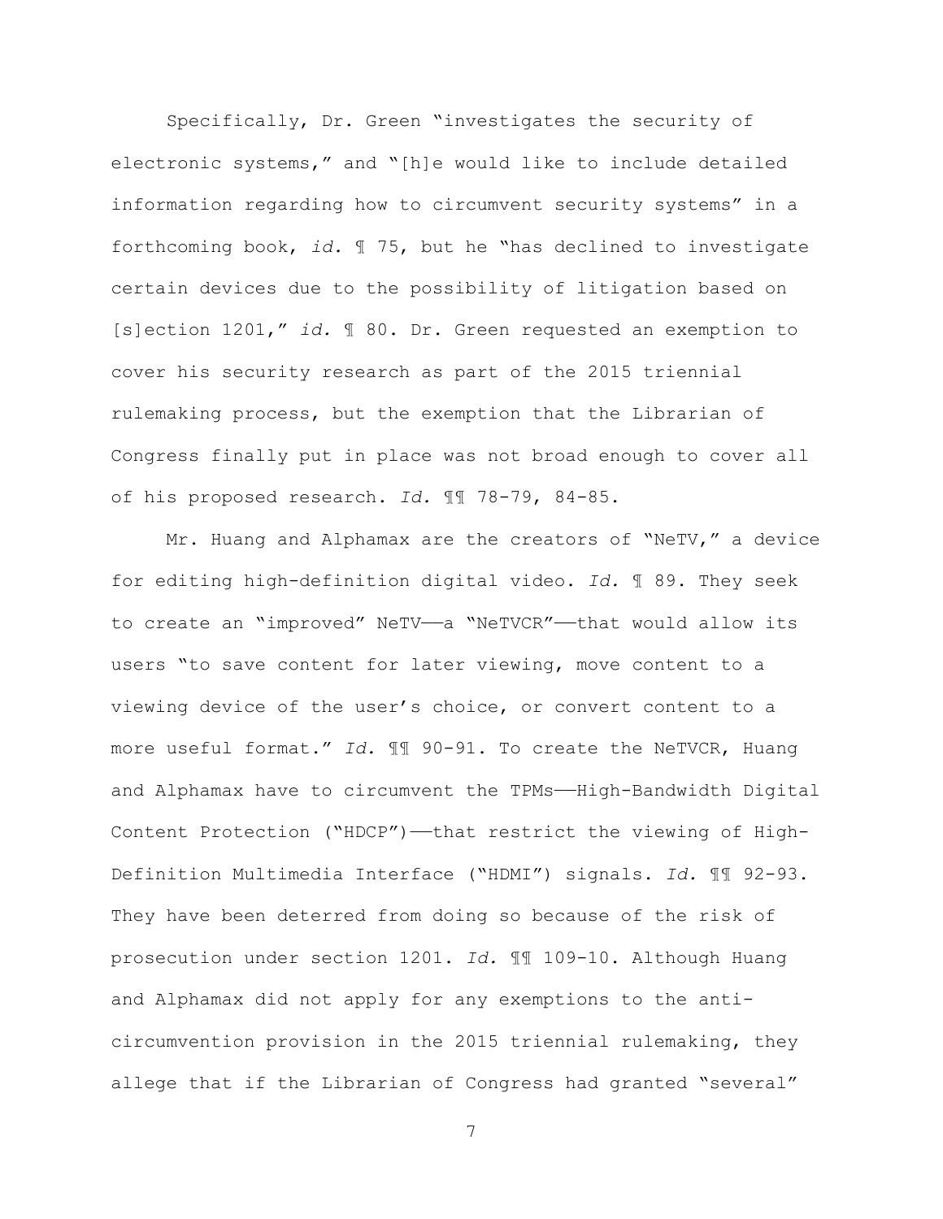Specifically, Dr. Green "investigates the security of electronic systems," and "[h]e would like to include detailed information regarding how to circumvent security systems" in a forthcoming book, *id.* ¶ 75, but he "has declined to investigate certain devices due to the possibility of litigation based on [s]ection 1201," *id.* ¶ 80. Dr. Green requested an exemption to cover his security research as part of the 2015 triennial rulemaking process, but the exemption that the Librarian of Congress finally put in place was not broad enough to cover all of his proposed research. *Id.* ¶¶ 78-79, 84-85.

Mr. Huang and Alphamax are the creators of "NeTV," a device for editing high-definition digital video. *Id.* ¶ 89. They seek to create an "improved" NeTV——a "NeTVCR"——that would allow its users "to save content for later viewing, move content to a viewing device of the user's choice, or convert content to a more useful format." *Id.* ¶¶ 90-91. To create the NeTVCR, Huang and Alphamax have to circumvent the TPMs——High-Bandwidth Digital Content Protection ("HDCP")——that restrict the viewing of High-Definition Multimedia Interface ("HDMI") signals. *Id.* ¶¶ 92-93. They have been deterred from doing so because of the risk of prosecution under section 1201. *Id.* ¶¶ 109-10. Although Huang and Alphamax did not apply for any exemptions to the anti-circumvention provision in the 2015 triennial rulemaking, they allege that if the Librarian of Congress had granted "several"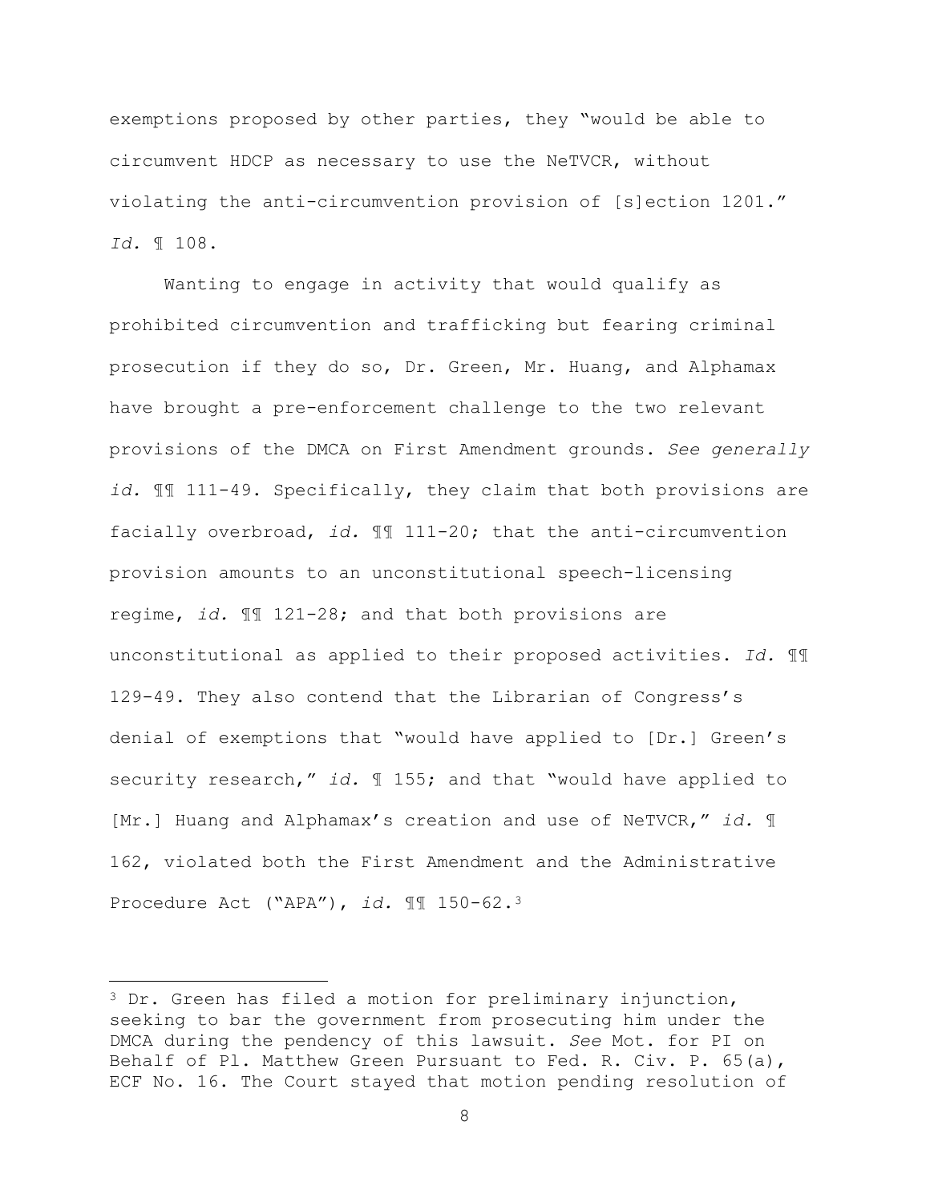exemptions proposed by other parties, they "would be able to circumvent HDCP as necessary to use the NeTVCR, without violating the anti-circumvention provision of [s]ection 1201." *Id.* ¶ 108.

Wanting to engage in activity that would qualify as prohibited circumvention and trafficking but fearing criminal prosecution if they do so, Dr. Green, Mr. Huang, and Alphamax have brought a pre-enforcement challenge to the two relevant provisions of the DMCA on First Amendment grounds. *See generally id.* ¶¶ 111-49. Specifically, they claim that both provisions are facially overbroad, *id.* ¶¶ 111-20; that the anti-circumvention provision amounts to an unconstitutional speech-licensing regime, *id.* ¶¶ 121-28; and that both provisions are unconstitutional as applied to their proposed activities. *Id.* ¶¶ 129-49. They also contend that the Librarian of Congress's denial of exemptions that "would have applied to [Dr.] Green's security research," *id.* ¶ 155; and that "would have applied to [Mr.] Huang and Alphamax's creation and use of NeTVCR," *id.* ¶ 162, violated both the First Amendment and the Administrative Procedure Act ("APA"), *id.* ¶¶ 150-62.[3]

---

[3] Dr. Green has filed a motion for preliminary injunction, seeking to bar the government from prosecuting him under the DMCA during the pendency of this lawsuit. *See* Mot. for PI on Behalf of Pl. Matthew Green Pursuant to Fed. R. Civ. P. 65(a), ECF No. 16. The Court stayed that motion pending resolution of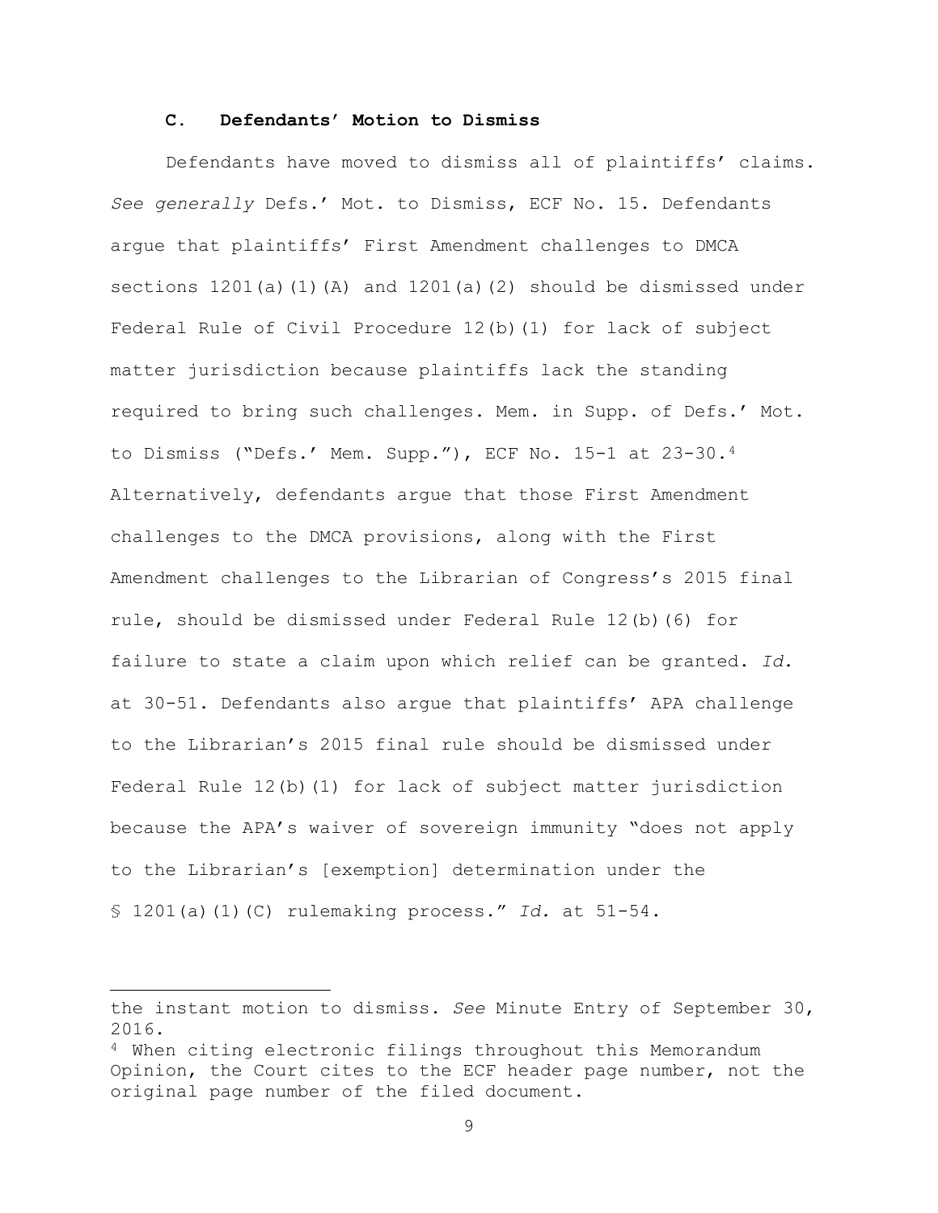### C. Defendants' Motion to Dismiss

Defendants have moved to dismiss all of plaintiffs' claims. *See generally* Defs.' Mot. to Dismiss, ECF No. 15. Defendants argue that plaintiffs' First Amendment challenges to DMCA sections 1201(a)(1)(A) and 1201(a)(2) should be dismissed under Federal Rule of Civil Procedure 12(b)(1) for lack of subject matter jurisdiction because plaintiffs lack the standing required to bring such challenges. Mem. in Supp. of Defs.' Mot. to Dismiss ("Defs.' Mem. Supp."), ECF No. 15-1 at 23-30.[4] Alternatively, defendants argue that those First Amendment challenges to the DMCA provisions, along with the First Amendment challenges to the Librarian of Congress's 2015 final rule, should be dismissed under Federal Rule 12(b)(6) for failure to state a claim upon which relief can be granted. *Id.* at 30-51. Defendants also argue that plaintiffs' APA challenge to the Librarian's 2015 final rule should be dismissed under Federal Rule 12(b)(1) for lack of subject matter jurisdiction because the APA's waiver of sovereign immunity "does not apply to the Librarian's [exemption] determination under the § 1201(a)(1)(C) rulemaking process." *Id.* at 51-54.

---

the instant motion to dismiss. *See* Minute Entry of September 30, 2016.

[4] When citing electronic filings throughout this Memorandum Opinion, the Court cites to the ECF header page number, not the original page number of the filed document.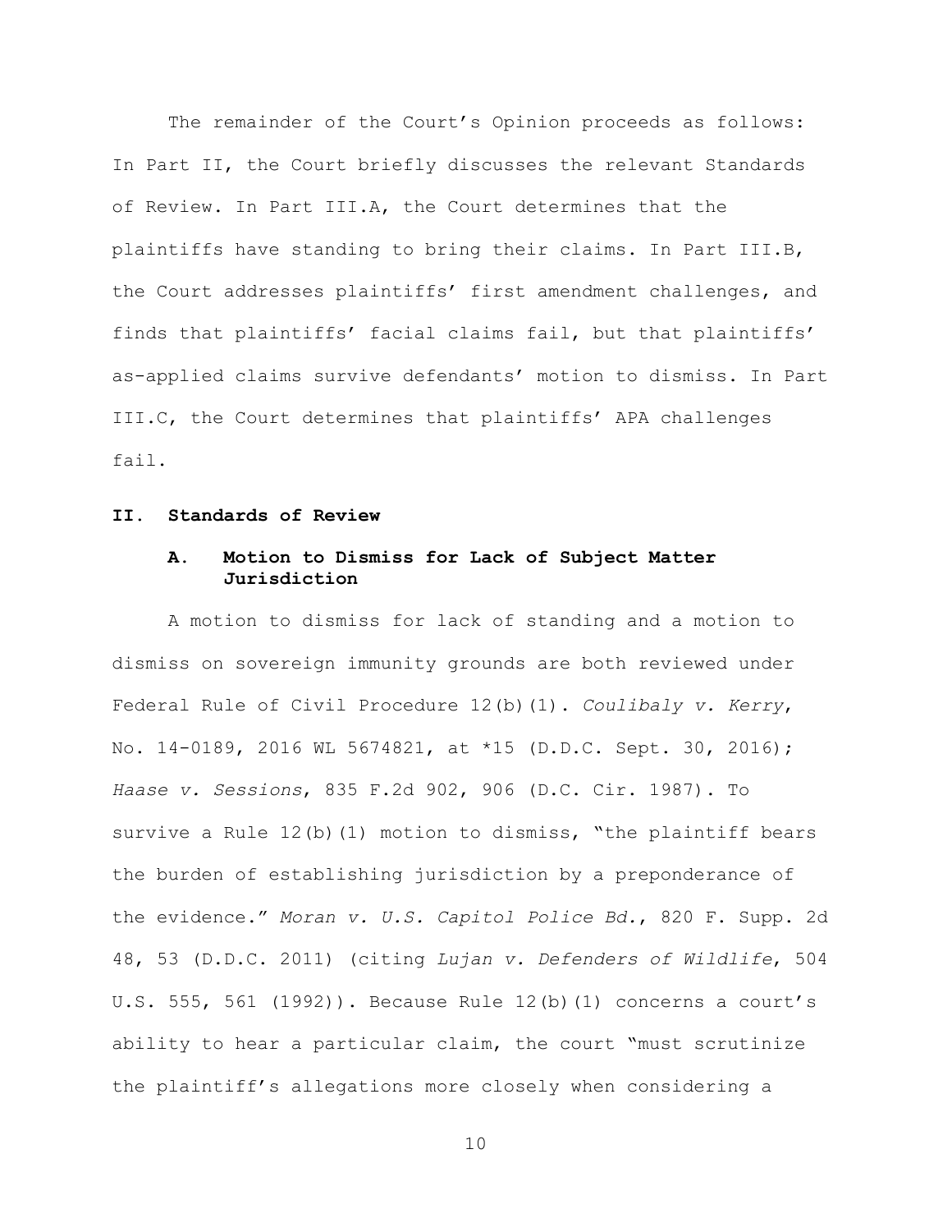The remainder of the Court's Opinion proceeds as follows: In Part II, the Court briefly discusses the relevant Standards of Review. In Part III.A, the Court determines that the plaintiffs have standing to bring their claims. In Part III.B, the Court addresses plaintiffs' first amendment challenges, and finds that plaintiffs' facial claims fail, but that plaintiffs' as-applied claims survive defendants' motion to dismiss. In Part III.C, the Court determines that plaintiffs' APA challenges fail.

## II. Standards of Review

### A. Motion to Dismiss for Lack of Subject Matter Jurisdiction

A motion to dismiss for lack of standing and a motion to dismiss on sovereign immunity grounds are both reviewed under Federal Rule of Civil Procedure 12(b)(1). *Coulibaly v. Kerry*, No. 14-0189, 2016 WL 5674821, at *15 (D.D.C. Sept. 30, 2016); *Haase v. Sessions*, 835 F.2d 902, 906 (D.C. Cir. 1987). To survive a Rule 12(b)(1) motion to dismiss, "the plaintiff bears the burden of establishing jurisdiction by a preponderance of the evidence." *Moran v. U.S. Capitol Police Bd.*, 820 F. Supp. 2d 48, 53 (D.D.C. 2011) (citing *Lujan v. Defenders of Wildlife*, 504 U.S. 555, 561 (1992)). Because Rule 12(b)(1) concerns a court's ability to hear a particular claim, the court "must scrutinize the plaintiff's allegations more closely when considering a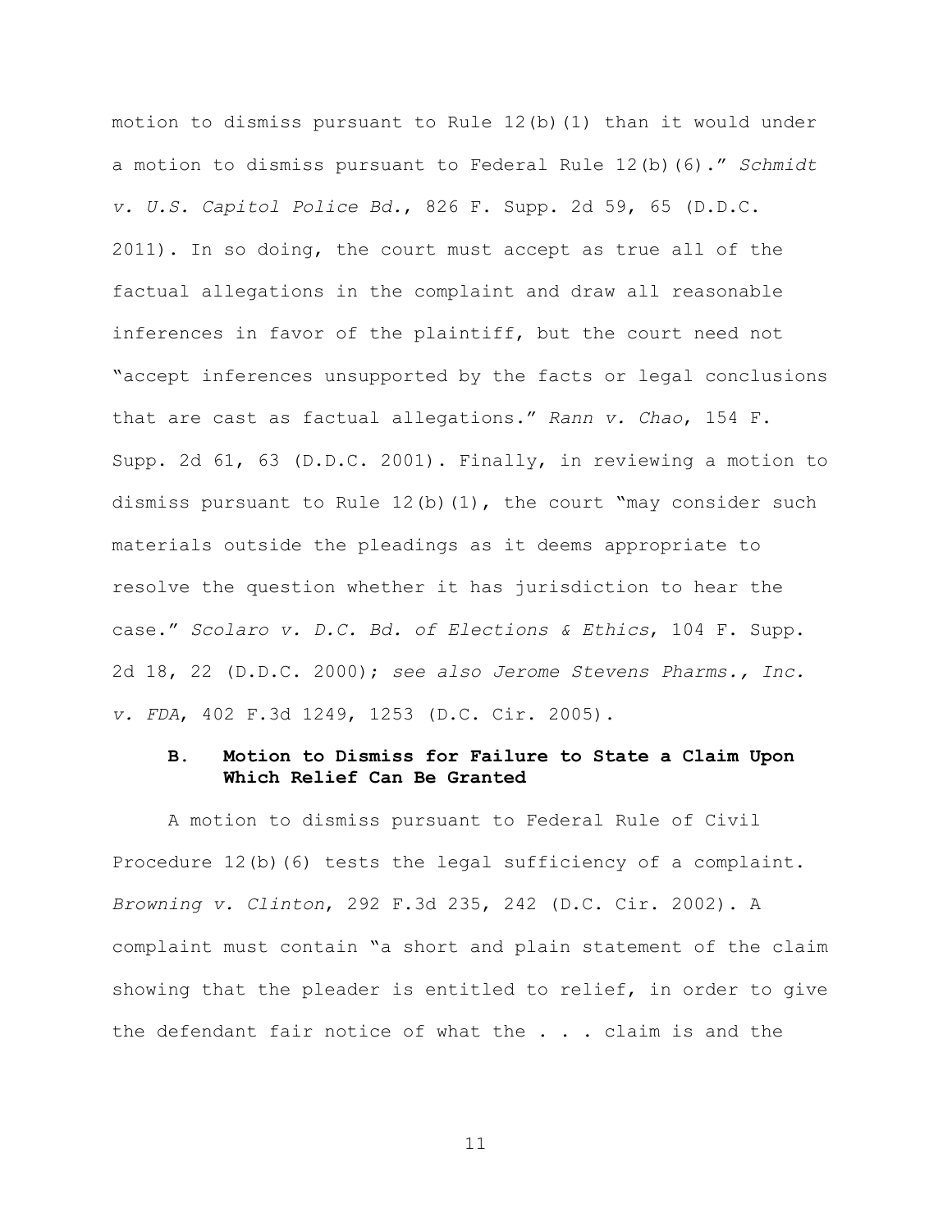motion to dismiss pursuant to Rule 12(b)(1) than it would under a motion to dismiss pursuant to Federal Rule 12(b)(6)." *Schmidt v. U.S. Capitol Police Bd.*, 826 F. Supp. 2d 59, 65 (D.D.C. 2011). In so doing, the court must accept as true all of the factual allegations in the complaint and draw all reasonable inferences in favor of the plaintiff, but the court need not "accept inferences unsupported by the facts or legal conclusions that are cast as factual allegations." *Rann v. Chao*, 154 F. Supp. 2d 61, 63 (D.D.C. 2001). Finally, in reviewing a motion to dismiss pursuant to Rule 12(b)(1), the court "may consider such materials outside the pleadings as it deems appropriate to resolve the question whether it has jurisdiction to hear the case." *Scolaro v. D.C. Bd. of Elections & Ethics*, 104 F. Supp. 2d 18, 22 (D.D.C. 2000); *see also Jerome Stevens Pharms., Inc. v. FDA*, 402 F.3d 1249, 1253 (D.C. Cir. 2005).

### B. Motion to Dismiss for Failure to State a Claim Upon Which Relief Can Be Granted

A motion to dismiss pursuant to Federal Rule of Civil Procedure 12(b)(6) tests the legal sufficiency of a complaint. *Browning v. Clinton*, 292 F.3d 235, 242 (D.C. Cir. 2002). A complaint must contain "a short and plain statement of the claim showing that the pleader is entitled to relief, in order to give the defendant fair notice of what the . . . claim is and the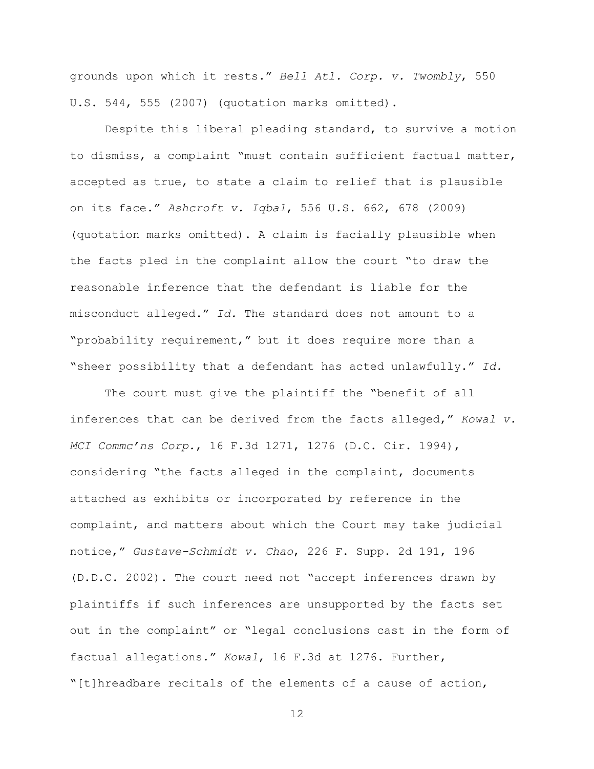grounds upon which it rests." *Bell Atl. Corp. v. Twombly*, 550 U.S. 544, 555 (2007) (quotation marks omitted).

Despite this liberal pleading standard, to survive a motion to dismiss, a complaint "must contain sufficient factual matter, accepted as true, to state a claim to relief that is plausible on its face." *Ashcroft v. Iqbal*, 556 U.S. 662, 678 (2009) (quotation marks omitted). A claim is facially plausible when the facts pled in the complaint allow the court "to draw the reasonable inference that the defendant is liable for the misconduct alleged." *Id.* The standard does not amount to a "probability requirement," but it does require more than a "sheer possibility that a defendant has acted unlawfully." *Id.*

The court must give the plaintiff the "benefit of all inferences that can be derived from the facts alleged," *Kowal v. MCI Commc'ns Corp.*, 16 F.3d 1271, 1276 (D.C. Cir. 1994), considering "the facts alleged in the complaint, documents attached as exhibits or incorporated by reference in the complaint, and matters about which the Court may take judicial notice," *Gustave-Schmidt v. Chao*, 226 F. Supp. 2d 191, 196 (D.D.C. 2002). The court need not "accept inferences drawn by plaintiffs if such inferences are unsupported by the facts set out in the complaint" or "legal conclusions cast in the form of factual allegations." *Kowal*, 16 F.3d at 1276. Further, "[t]hreadbare recitals of the elements of a cause of action,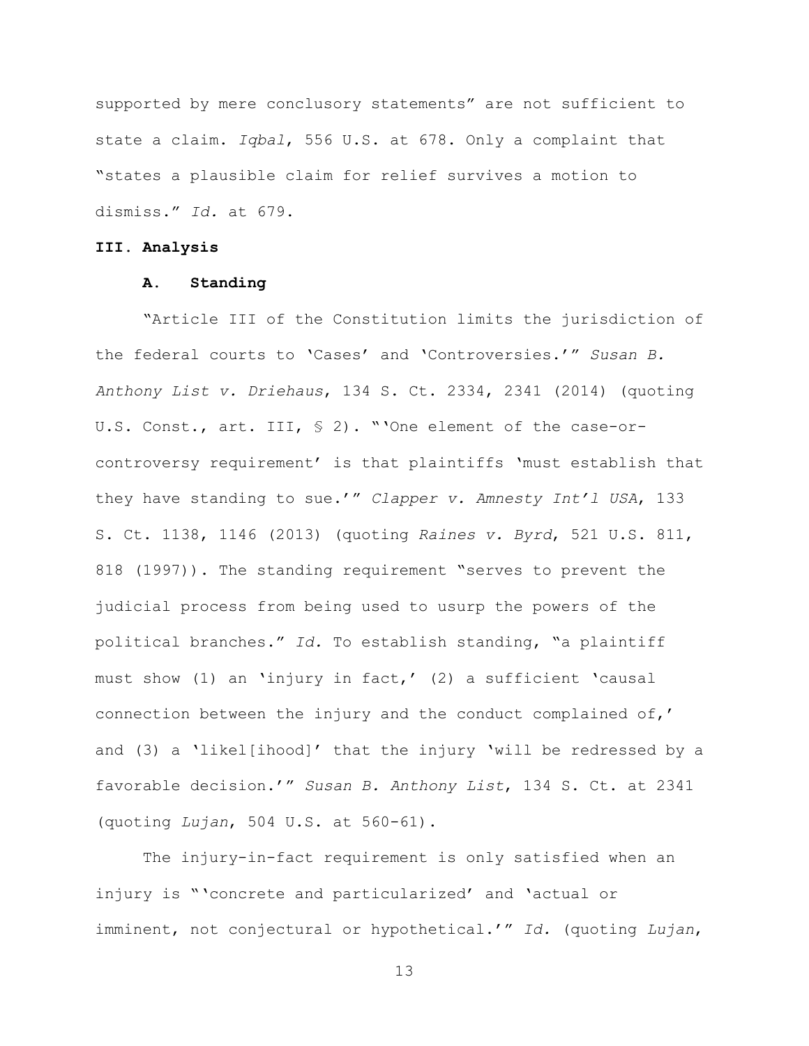supported by mere conclusory statements" are not sufficient to state a claim. *Iqbal*, 556 U.S. at 678. Only a complaint that "states a plausible claim for relief survives a motion to dismiss." *Id.* at 679.

## III. Analysis

### A. Standing

"Article III of the Constitution limits the jurisdiction of the federal courts to 'Cases' and 'Controversies.'" *Susan B. Anthony List v. Driehaus*, 134 S. Ct. 2334, 2341 (2014) (quoting U.S. Const., art. III, § 2). "'One element of the case-or-controversy requirement' is that plaintiffs 'must establish that they have standing to sue.'" *Clapper v. Amnesty Int'l USA*, 133 S. Ct. 1138, 1146 (2013) (quoting *Raines v. Byrd*, 521 U.S. 811, 818 (1997)). The standing requirement "serves to prevent the judicial process from being used to usurp the powers of the political branches." *Id.* To establish standing, "a plaintiff must show (1) an 'injury in fact,' (2) a sufficient 'causal connection between the injury and the conduct complained of,' and (3) a 'likel[ihood]' that the injury 'will be redressed by a favorable decision.'" *Susan B. Anthony List*, 134 S. Ct. at 2341 (quoting *Lujan*, 504 U.S. at 560-61).

The injury-in-fact requirement is only satisfied when an injury is "'concrete and particularized' and 'actual or imminent, not conjectural or hypothetical.'" *Id.* (quoting *Lujan*,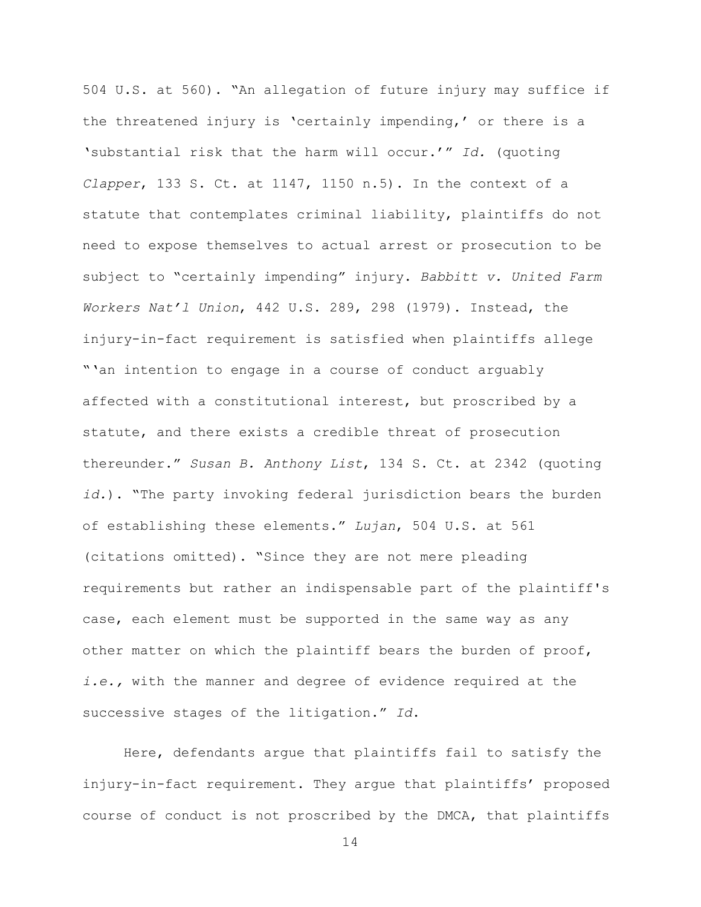504 U.S. at 560). "An allegation of future injury may suffice if the threatened injury is 'certainly impending,' or there is a 'substantial risk that the harm will occur.'" *Id.* (quoting *Clapper*, 133 S. Ct. at 1147, 1150 n.5). In the context of a statute that contemplates criminal liability, plaintiffs do not need to expose themselves to actual arrest or prosecution to be subject to "certainly impending" injury. *Babbitt v. United Farm Workers Nat'l Union*, 442 U.S. 289, 298 (1979). Instead, the injury-in-fact requirement is satisfied when plaintiffs allege "'an intention to engage in a course of conduct arguably affected with a constitutional interest, but proscribed by a statute, and there exists a credible threat of prosecution thereunder." *Susan B. Anthony List*, 134 S. Ct. at 2342 (quoting *id.*). "The party invoking federal jurisdiction bears the burden of establishing these elements." *Lujan*, 504 U.S. at 561 (citations omitted). "Since they are not mere pleading requirements but rather an indispensable part of the plaintiff's case, each element must be supported in the same way as any other matter on which the plaintiff bears the burden of proof, *i.e.*, with the manner and degree of evidence required at the successive stages of the litigation." *Id.*

Here, defendants argue that plaintiffs fail to satisfy the injury-in-fact requirement. They argue that plaintiffs' proposed course of conduct is not proscribed by the DMCA, that plaintiffs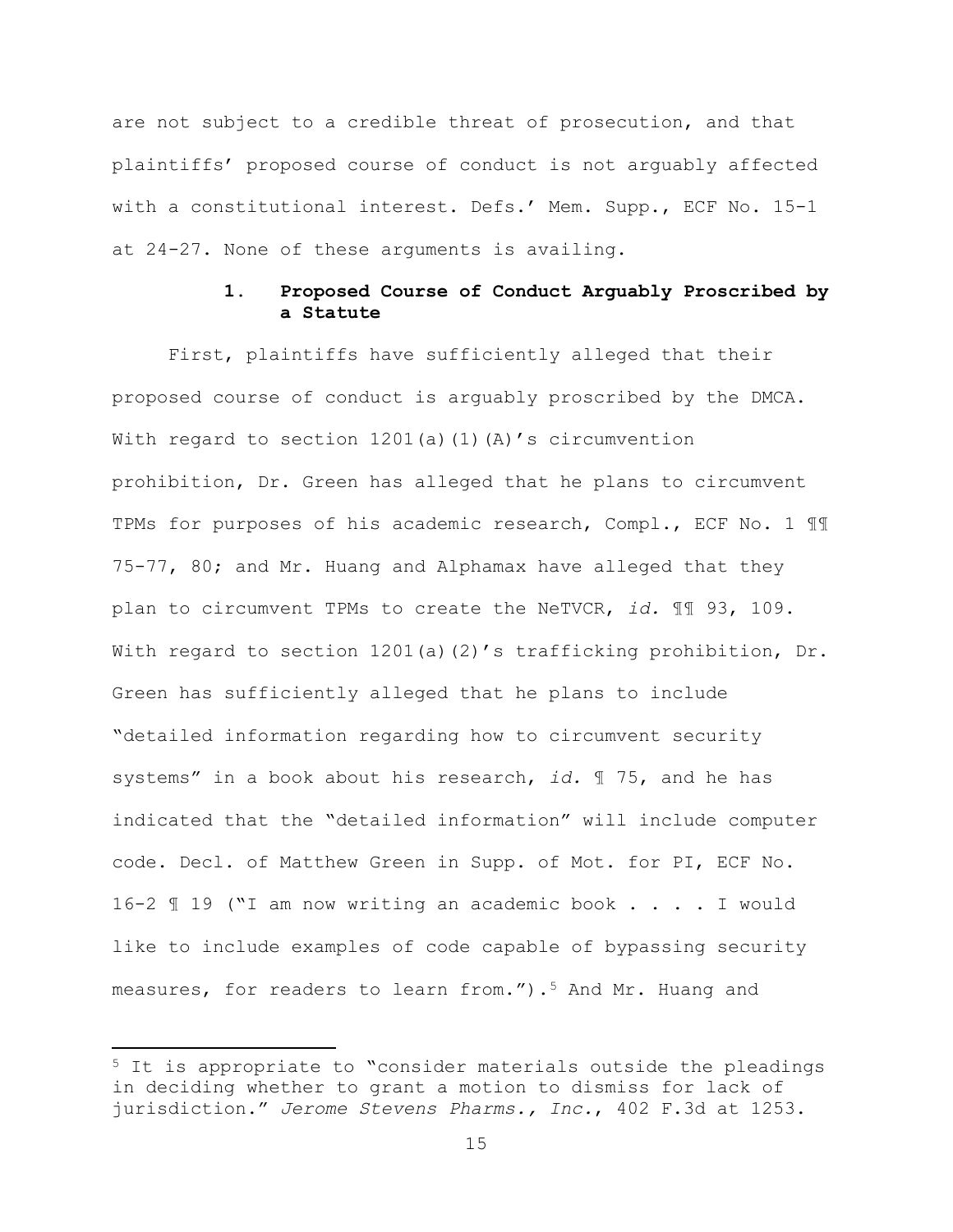are not subject to a credible threat of prosecution, and that plaintiffs' proposed course of conduct is not arguably affected with a constitutional interest. Defs.' Mem. Supp., ECF No. 15-1 at 24-27. None of these arguments is availing.

### 1. Proposed Course of Conduct Arguably Proscribed by a Statute

First, plaintiffs have sufficiently alleged that their proposed course of conduct is arguably proscribed by the DMCA. With regard to section 1201(a)(1)(A)'s circumvention prohibition, Dr. Green has alleged that he plans to circumvent TPMs for purposes of his academic research, Compl., ECF No. 1 ¶¶ 75-77, 80; and Mr. Huang and Alphamax have alleged that they plan to circumvent TPMs to create the NeTVCR, *id.* ¶¶ 93, 109. With regard to section 1201(a)(2)'s trafficking prohibition, Dr. Green has sufficiently alleged that he plans to include "detailed information regarding how to circumvent security systems" in a book about his research, *id.* ¶ 75, and he has indicated that the "detailed information" will include computer code. Decl. of Matthew Green in Supp. of Mot. for PI, ECF No. 16-2 ¶ 19 ("I am now writing an academic book . . . . I would like to include examples of code capable of bypassing security measures, for readers to learn from.").[5] And Mr. Huang and

[5] It is appropriate to "consider materials outside the pleadings in deciding whether to grant a motion to dismiss for lack of jurisdiction." *Jerome Stevens Pharms., Inc.*, 402 F.3d at 1253.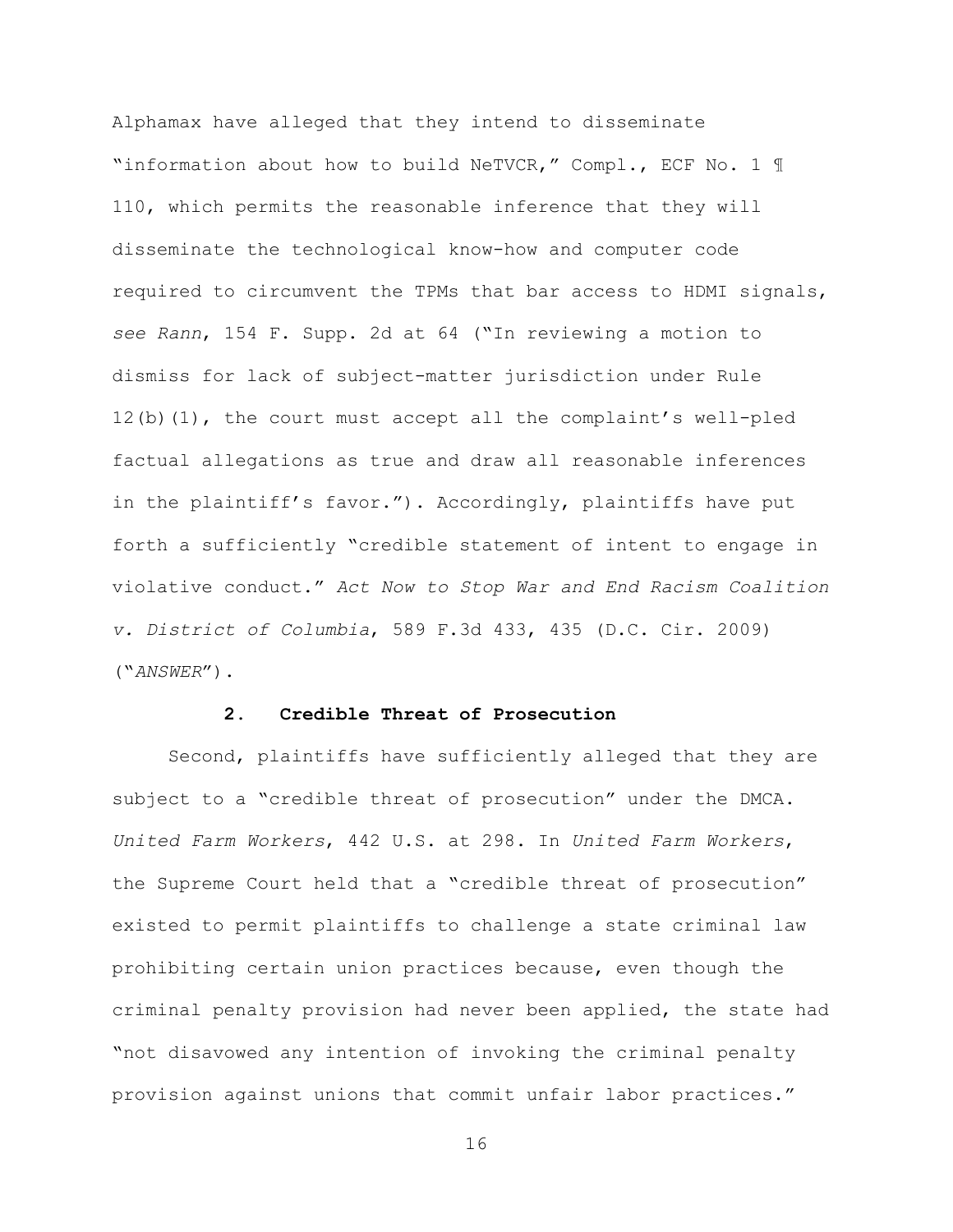Alphamax have alleged that they intend to disseminate "information about how to build NeTVCR," Compl., ECF No. 1 ¶ 110, which permits the reasonable inference that they will disseminate the technological know-how and computer code required to circumvent the TPMs that bar access to HDMI signals, *see Rann*, 154 F. Supp. 2d at 64 ("In reviewing a motion to dismiss for lack of subject-matter jurisdiction under Rule 12(b)(1), the court must accept all the complaint's well-pled factual allegations as true and draw all reasonable inferences in the plaintiff's favor."). Accordingly, plaintiffs have put forth a sufficiently "credible statement of intent to engage in violative conduct." *Act Now to Stop War and End Racism Coalition v. District of Columbia*, 589 F.3d 433, 435 (D.C. Cir. 2009) ("*ANSWER*").

**2. Credible Threat of Prosecution**

Second, plaintiffs have sufficiently alleged that they are subject to a "credible threat of prosecution" under the DMCA. *United Farm Workers*, 442 U.S. at 298. In *United Farm Workers*, the Supreme Court held that a "credible threat of prosecution" existed to permit plaintiffs to challenge a state criminal law prohibiting certain union practices because, even though the criminal penalty provision had never been applied, the state had "not disavowed any intention of invoking the criminal penalty provision against unions that commit unfair labor practices."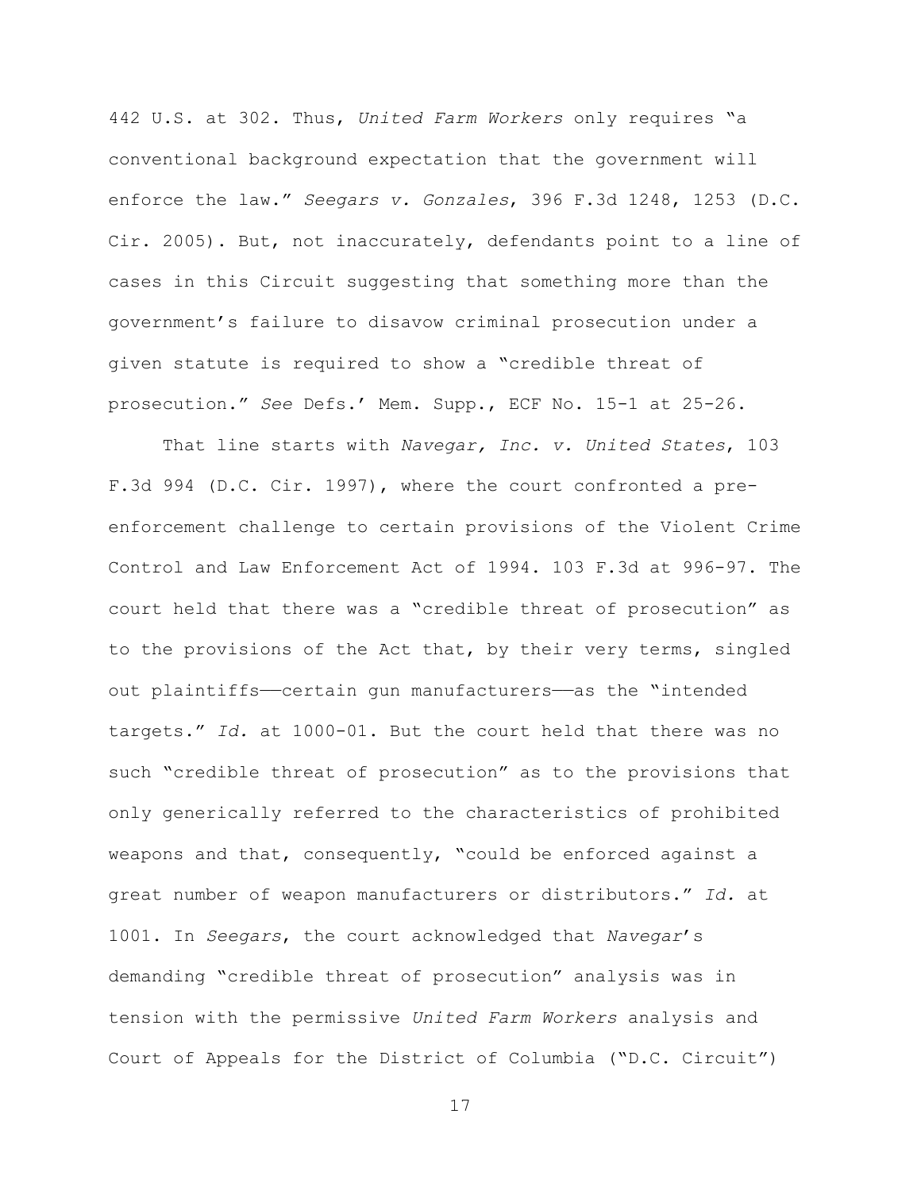442 U.S. at 302. Thus, *United Farm Workers* only requires "a conventional background expectation that the government will enforce the law." *Seegars v. Gonzales*, 396 F.3d 1248, 1253 (D.C. Cir. 2005). But, not inaccurately, defendants point to a line of cases in this Circuit suggesting that something more than the government's failure to disavow criminal prosecution under a given statute is required to show a "credible threat of prosecution." *See* Defs.' Mem. Supp., ECF No. 15-1 at 25-26.

That line starts with *Navegar, Inc. v. United States*, 103 F.3d 994 (D.C. Cir. 1997), where the court confronted a pre-enforcement challenge to certain provisions of the Violent Crime Control and Law Enforcement Act of 1994. 103 F.3d at 996-97. The court held that there was a "credible threat of prosecution" as to the provisions of the Act that, by their very terms, singled out plaintiffs—certain gun manufacturers—as the "intended targets." *Id.* at 1000-01. But the court held that there was no such "credible threat of prosecution" as to the provisions that only generically referred to the characteristics of prohibited weapons and that, consequently, "could be enforced against a great number of weapon manufacturers or distributors." *Id.* at 1001. In *Seegars*, the court acknowledged that *Navegar*'s demanding "credible threat of prosecution" analysis was in tension with the permissive *United Farm Workers* analysis and Court of Appeals for the District of Columbia ("D.C. Circuit")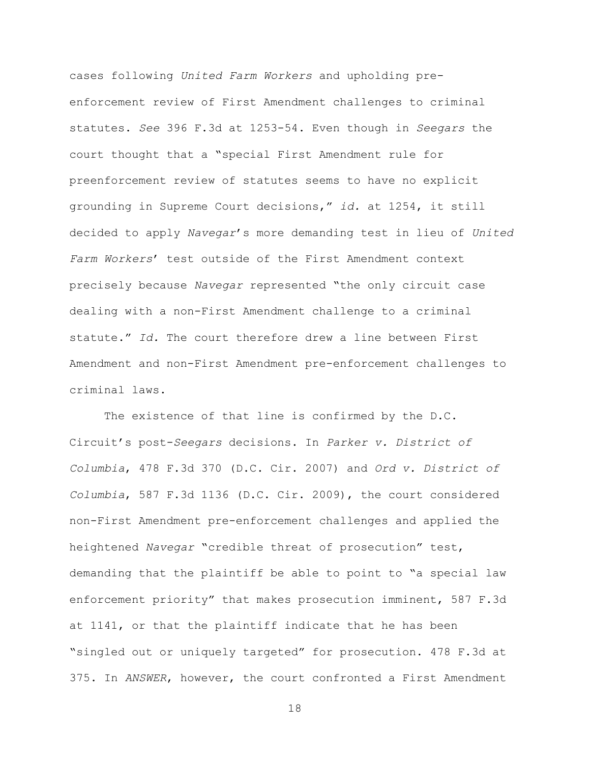cases following *United Farm Workers* and upholding pre-enforcement review of First Amendment challenges to criminal statutes. *See* 396 F.3d at 1253-54. Even though in *Seegars* the court thought that a "special First Amendment rule for preenforcement review of statutes seems to have no explicit grounding in Supreme Court decisions," *id.* at 1254, it still decided to apply *Navegar*'s more demanding test in lieu of *United Farm Workers*' test outside of the First Amendment context precisely because *Navegar* represented "the only circuit case dealing with a non-First Amendment challenge to a criminal statute." *Id.* The court therefore drew a line between First Amendment and non-First Amendment pre-enforcement challenges to criminal laws.

The existence of that line is confirmed by the D.C. Circuit's post-*Seegars* decisions. In *Parker v. District of Columbia*, 478 F.3d 370 (D.C. Cir. 2007) and *Ord v. District of Columbia*, 587 F.3d 1136 (D.C. Cir. 2009), the court considered non-First Amendment pre-enforcement challenges and applied the heightened *Navegar* "credible threat of prosecution" test, demanding that the plaintiff be able to point to "a special law enforcement priority" that makes prosecution imminent, 587 F.3d at 1141, or that the plaintiff indicate that he has been "singled out or uniquely targeted" for prosecution. 478 F.3d at 375. In *ANSWER*, however, the court confronted a First Amendment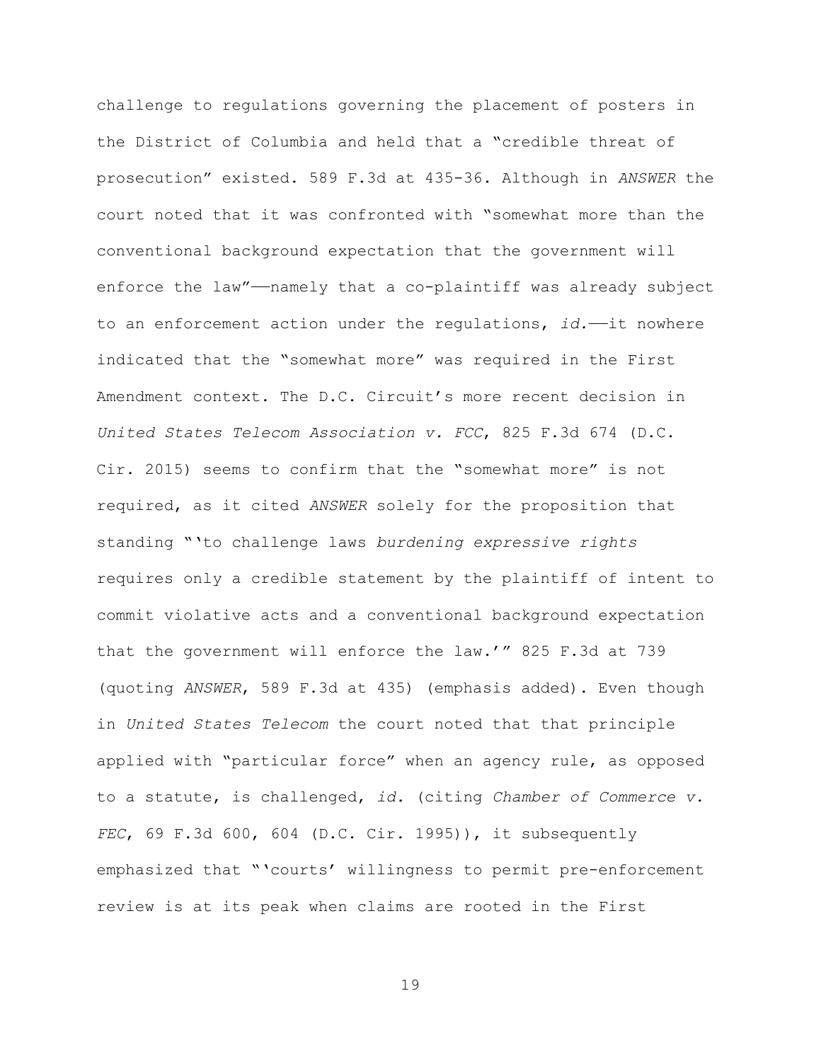challenge to regulations governing the placement of posters in the District of Columbia and held that a "credible threat of prosecution" existed. 589 F.3d at 435-36. Although in *ANSWER* the court noted that it was confronted with "somewhat more than the conventional background expectation that the government will enforce the law"——namely that a co-plaintiff was already subject to an enforcement action under the regulations, *id.*——it nowhere indicated that the "somewhat more" was required in the First Amendment context. The D.C. Circuit's more recent decision in *United States Telecom Association v. FCC*, 825 F.3d 674 (D.C. Cir. 2015) seems to confirm that the "somewhat more" is not required, as it cited *ANSWER* solely for the proposition that standing "'to challenge laws *burdening expressive rights* requires only a credible statement by the plaintiff of intent to commit violative acts and a conventional background expectation that the government will enforce the law.'" 825 F.3d at 739 (quoting *ANSWER*, 589 F.3d at 435) (emphasis added). Even though in *United States Telecom* the court noted that that principle applied with "particular force" when an agency rule, as opposed to a statute, is challenged, *id.* (citing *Chamber of Commerce v. FEC*, 69 F.3d 600, 604 (D.C. Cir. 1995)), it subsequently emphasized that "'courts' willingness to permit pre-enforcement review is at its peak when claims are rooted in the First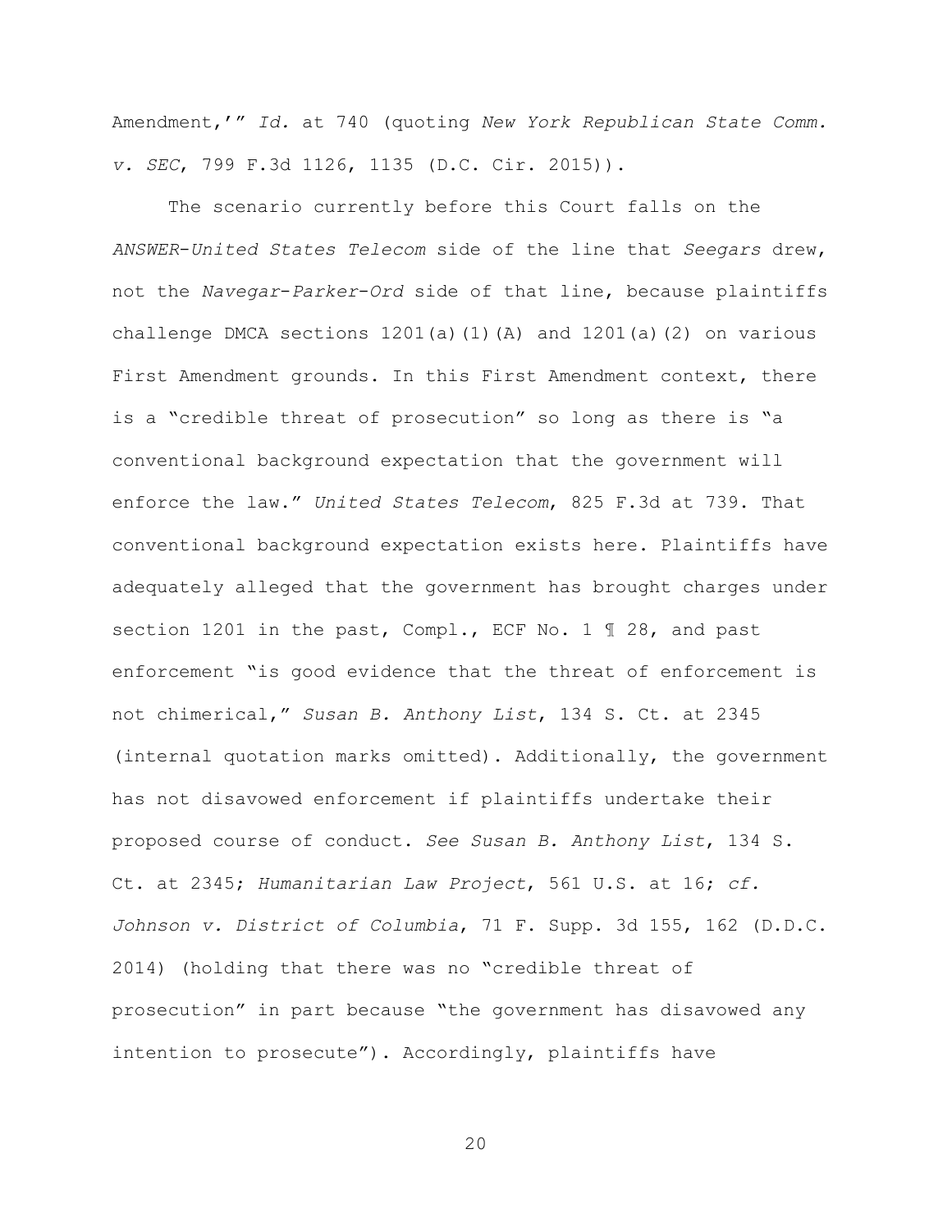Amendment,'" *Id.* at 740 (quoting *New York Republican State Comm. v. SEC*, 799 F.3d 1126, 1135 (D.C. Cir. 2015)).

The scenario currently before this Court falls on the *ANSWER*-*United States Telecom* side of the line that *Seegars* drew, not the *Navegar*-*Parker*-*Ord* side of that line, because plaintiffs challenge DMCA sections 1201(a)(1)(A) and 1201(a)(2) on various First Amendment grounds. In this First Amendment context, there is a "credible threat of prosecution" so long as there is "a conventional background expectation that the government will enforce the law." *United States Telecom*, 825 F.3d at 739. That conventional background expectation exists here. Plaintiffs have adequately alleged that the government has brought charges under section 1201 in the past, Compl., ECF No. 1 ¶ 28, and past enforcement "is good evidence that the threat of enforcement is not chimerical," *Susan B. Anthony List*, 134 S. Ct. at 2345 (internal quotation marks omitted). Additionally, the government has not disavowed enforcement if plaintiffs undertake their proposed course of conduct. *See Susan B. Anthony List*, 134 S. Ct. at 2345; *Humanitarian Law Project*, 561 U.S. at 16; *cf. Johnson v. District of Columbia*, 71 F. Supp. 3d 155, 162 (D.D.C. 2014) (holding that there was no "credible threat of prosecution" in part because "the government has disavowed any intention to prosecute"). Accordingly, plaintiffs have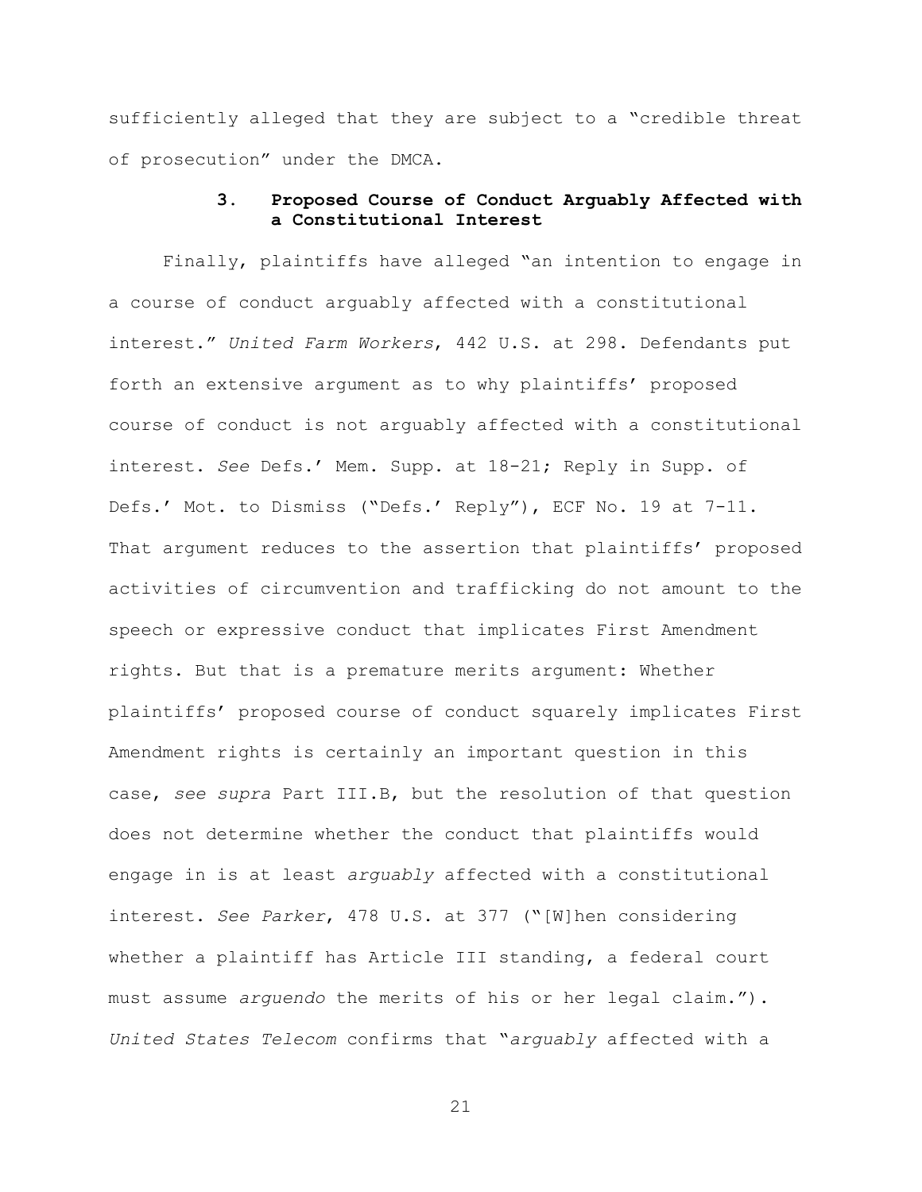sufficiently alleged that they are subject to a "credible threat of prosecution" under the DMCA.

### 3. Proposed Course of Conduct Arguably Affected with a Constitutional Interest

Finally, plaintiffs have alleged "an intention to engage in a course of conduct arguably affected with a constitutional interest." *United Farm Workers*, 442 U.S. at 298. Defendants put forth an extensive argument as to why plaintiffs' proposed course of conduct is not arguably affected with a constitutional interest. *See* Defs.' Mem. Supp. at 18-21; Reply in Supp. of Defs.' Mot. to Dismiss ("Defs.' Reply"), ECF No. 19 at 7-11. That argument reduces to the assertion that plaintiffs' proposed activities of circumvention and trafficking do not amount to the speech or expressive conduct that implicates First Amendment rights. But that is a premature merits argument: Whether plaintiffs' proposed course of conduct squarely implicates First Amendment rights is certainly an important question in this case, *see supra* Part III.B, but the resolution of that question does not determine whether the conduct that plaintiffs would engage in is at least *arguably* affected with a constitutional interest. *See Parker*, 478 U.S. at 377 ("[W]hen considering whether a plaintiff has Article III standing, a federal court must assume *arguendo* the merits of his or her legal claim."). *United States Telecom* confirms that "*arguably* affected with a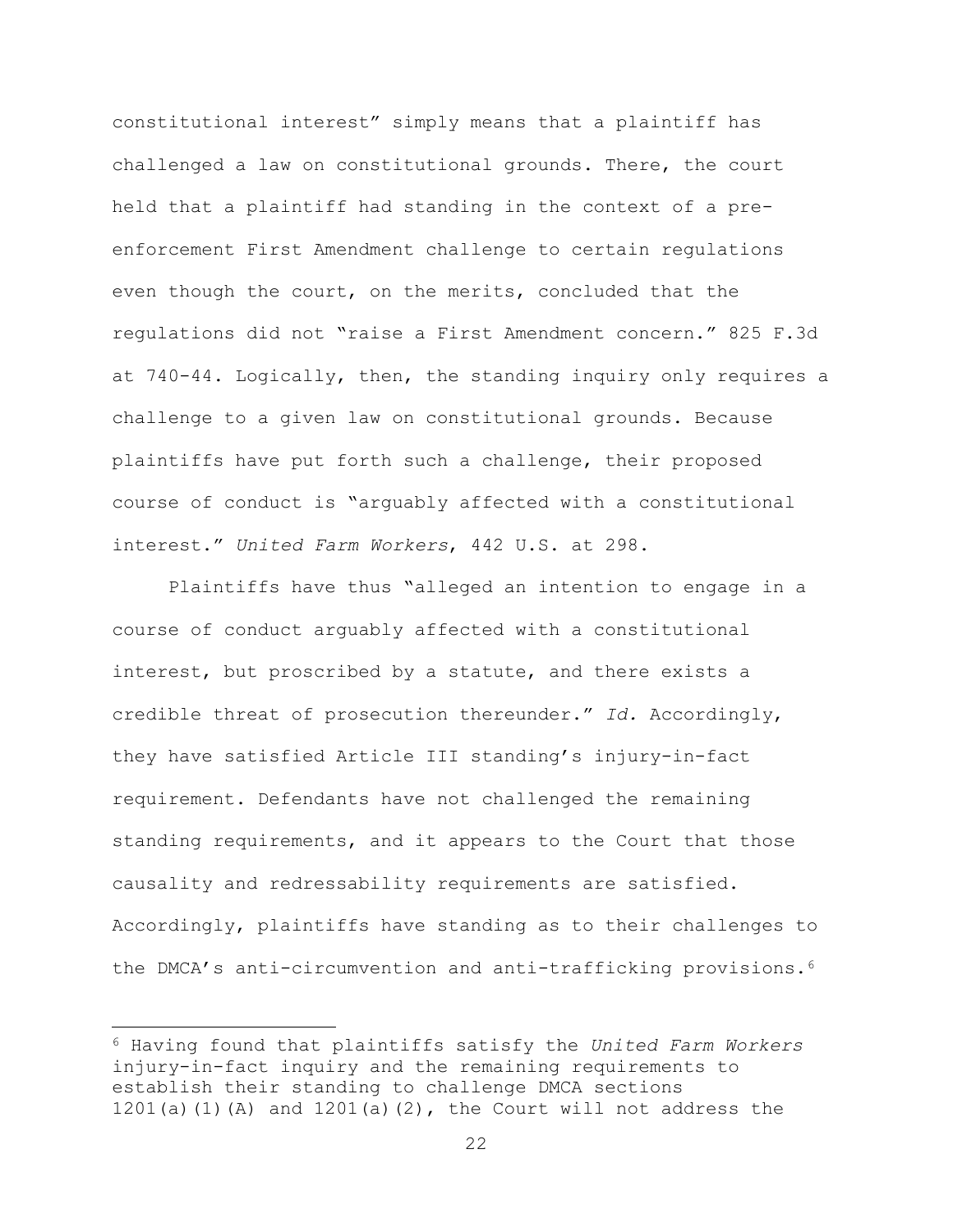constitutional interest" simply means that a plaintiff has challenged a law on constitutional grounds. There, the court held that a plaintiff had standing in the context of a pre-enforcement First Amendment challenge to certain regulations even though the court, on the merits, concluded that the regulations did not "raise a First Amendment concern." 825 F.3d at 740-44. Logically, then, the standing inquiry only requires a challenge to a given law on constitutional grounds. Because plaintiffs have put forth such a challenge, their proposed course of conduct is "arguably affected with a constitutional interest." *United Farm Workers*, 442 U.S. at 298.

Plaintiffs have thus "alleged an intention to engage in a course of conduct arguably affected with a constitutional interest, but proscribed by a statute, and there exists a credible threat of prosecution thereunder." *Id.* Accordingly, they have satisfied Article III standing's injury-in-fact requirement. Defendants have not challenged the remaining standing requirements, and it appears to the Court that those causality and redressability requirements are satisfied. Accordingly, plaintiffs have standing as to their challenges to the DMCA's anti-circumvention and anti-trafficking provisions.[6]

---

[6] Having found that plaintiffs satisfy the *United Farm Workers* injury-in-fact inquiry and the remaining requirements to establish their standing to challenge DMCA sections 1201(a)(1)(A) and 1201(a)(2), the Court will not address the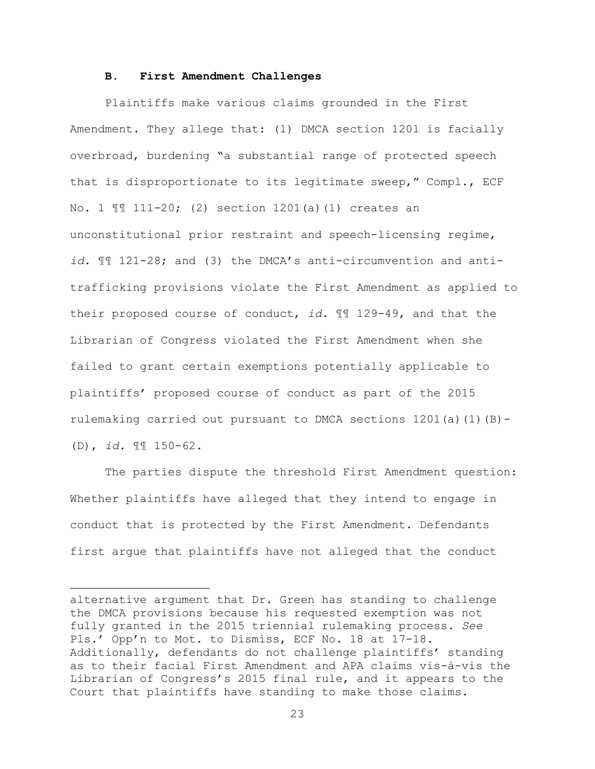### B. First Amendment Challenges

Plaintiffs make various claims grounded in the First Amendment. They allege that: (1) DMCA section 1201 is facially overbroad, burdening "a substantial range of protected speech that is disproportionate to its legitimate sweep," Compl., ECF No. 1 ¶¶ 111-20; (2) section 1201(a)(1) creates an unconstitutional prior restraint and speech-licensing regime, *id.* ¶¶ 121-28; and (3) the DMCA's anti-circumvention and anti-trafficking provisions violate the First Amendment as applied to their proposed course of conduct, *id.* ¶¶ 129-49, and that the Librarian of Congress violated the First Amendment when she failed to grant certain exemptions potentially applicable to plaintiffs' proposed course of conduct as part of the 2015 rulemaking carried out pursuant to DMCA sections 1201(a)(1)(B)-(D), *id.* ¶¶ 150-62.

The parties dispute the threshold First Amendment question: Whether plaintiffs have alleged that they intend to engage in conduct that is protected by the First Amendment. Defendants first argue that plaintiffs have not alleged that the conduct

---

alternative argument that Dr. Green has standing to challenge the DMCA provisions because his requested exemption was not fully granted in the 2015 triennial rulemaking process. *See* Pls.' Opp'n to Mot. to Dismiss, ECF No. 18 at 17-18. Additionally, defendants do not challenge plaintiffs' standing as to their facial First Amendment and APA claims vis-à-vis the Librarian of Congress's 2015 final rule, and it appears to the Court that plaintiffs have standing to make those claims.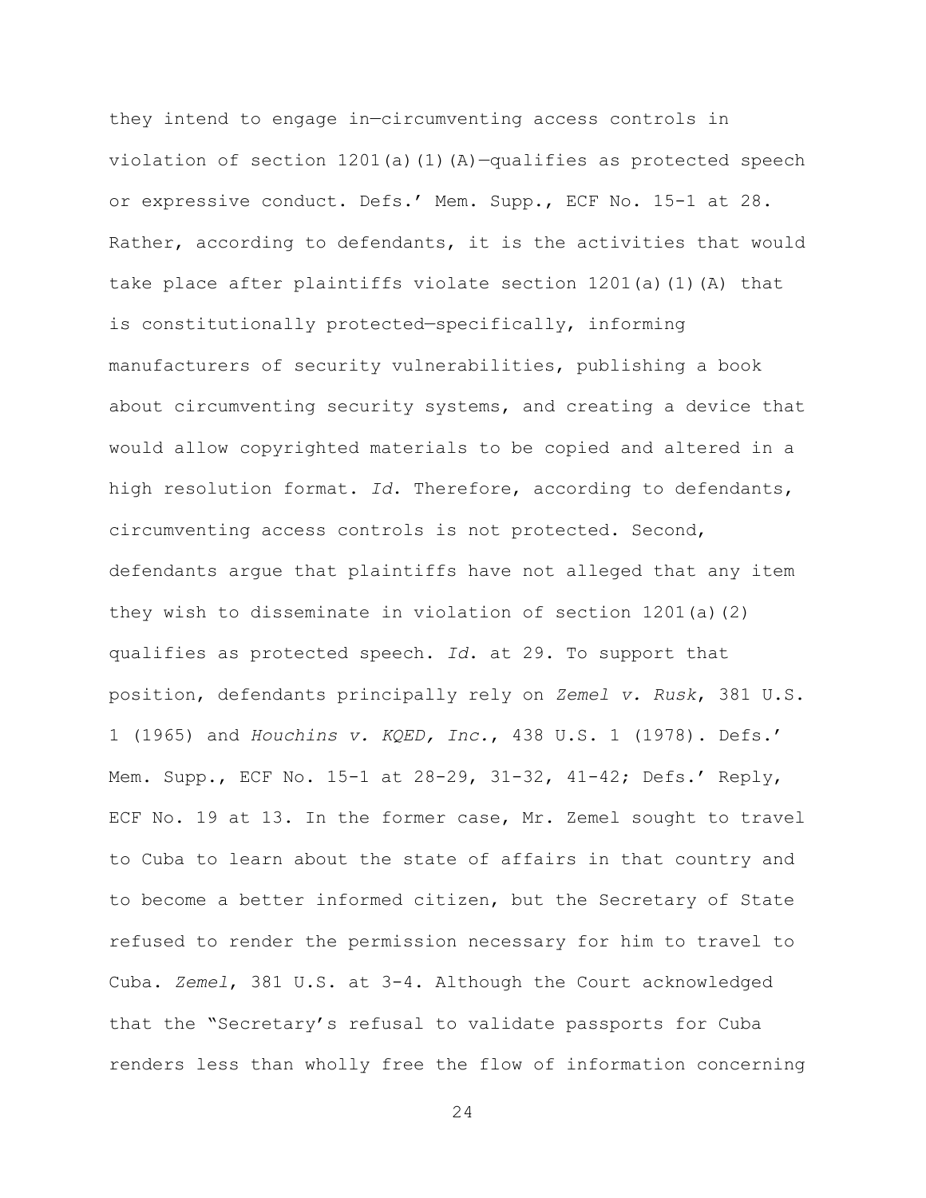they intend to engage in—circumventing access controls in violation of section 1201(a)(1)(A)—qualifies as protected speech or expressive conduct. Defs.' Mem. Supp., ECF No. 15-1 at 28. Rather, according to defendants, it is the activities that would take place after plaintiffs violate section 1201(a)(1)(A) that is constitutionally protected—specifically, informing manufacturers of security vulnerabilities, publishing a book about circumventing security systems, and creating a device that would allow copyrighted materials to be copied and altered in a high resolution format. *Id.* Therefore, according to defendants, circumventing access controls is not protected. Second, defendants argue that plaintiffs have not alleged that any item they wish to disseminate in violation of section 1201(a)(2) qualifies as protected speech. *Id.* at 29. To support that position, defendants principally rely on *Zemel v. Rusk*, 381 U.S. 1 (1965) and *Houchins v. KQED, Inc.*, 438 U.S. 1 (1978). Defs.' Mem. Supp., ECF No. 15-1 at 28-29, 31-32, 41-42; Defs.' Reply, ECF No. 19 at 13. In the former case, Mr. Zemel sought to travel to Cuba to learn about the state of affairs in that country and to become a better informed citizen, but the Secretary of State refused to render the permission necessary for him to travel to Cuba. *Zemel*, 381 U.S. at 3-4. Although the Court acknowledged that the "Secretary's refusal to validate passports for Cuba renders less than wholly free the flow of information concerning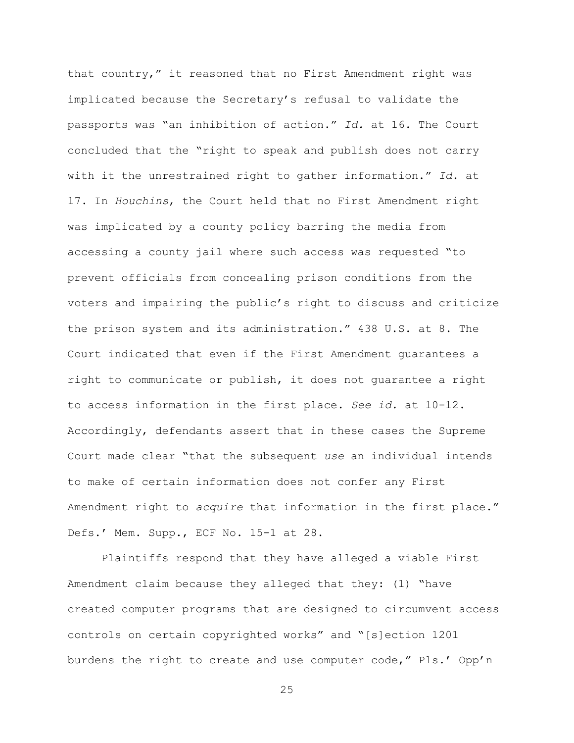that country," it reasoned that no First Amendment right was implicated because the Secretary's refusal to validate the passports was "an inhibition of action." *Id.* at 16. The Court concluded that the "right to speak and publish does not carry with it the unrestrained right to gather information." *Id.* at 17. In *Houchins*, the Court held that no First Amendment right was implicated by a county policy barring the media from accessing a county jail where such access was requested "to prevent officials from concealing prison conditions from the voters and impairing the public's right to discuss and criticize the prison system and its administration." 438 U.S. at 8. The Court indicated that even if the First Amendment guarantees a right to communicate or publish, it does not guarantee a right to access information in the first place. *See id.* at 10-12. Accordingly, defendants assert that in these cases the Supreme Court made clear "that the subsequent *use* an individual intends to make of certain information does not confer any First Amendment right to *acquire* that information in the first place." Defs.' Mem. Supp., ECF No. 15-1 at 28.

Plaintiffs respond that they have alleged a viable First Amendment claim because they alleged that they: (1) "have created computer programs that are designed to circumvent access controls on certain copyrighted works" and "[s]ection 1201 burdens the right to create and use computer code," Pls.' Opp'n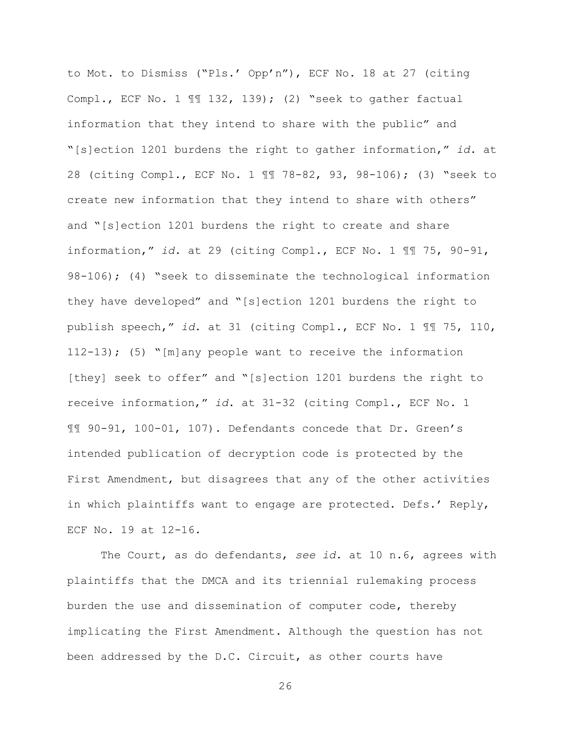to Mot. to Dismiss ("Pls.' Opp'n"), ECF No. 18 at 27 (citing Compl., ECF No. 1 ¶¶ 132, 139); (2) "seek to gather factual information that they intend to share with the public" and "[s]ection 1201 burdens the right to gather information," *id.* at 28 (citing Compl., ECF No. 1 ¶¶ 78-82, 93, 98-106); (3) "seek to create new information that they intend to share with others" and "[s]ection 1201 burdens the right to create and share information," *id.* at 29 (citing Compl., ECF No. 1 ¶¶ 75, 90-91, 98-106); (4) "seek to disseminate the technological information they have developed" and "[s]ection 1201 burdens the right to publish speech," *id.* at 31 (citing Compl., ECF No. 1 ¶¶ 75, 110, 112-13); (5) "[m]any people want to receive the information [they] seek to offer" and "[s]ection 1201 burdens the right to receive information," *id.* at 31-32 (citing Compl., ECF No. 1 ¶¶ 90-91, 100-01, 107). Defendants concede that Dr. Green's intended publication of decryption code is protected by the First Amendment, but disagrees that any of the other activities in which plaintiffs want to engage are protected. Defs.' Reply, ECF No. 19 at 12-16.

The Court, as do defendants, *see id.* at 10 n.6, agrees with plaintiffs that the DMCA and its triennial rulemaking process burden the use and dissemination of computer code, thereby implicating the First Amendment. Although the question has not been addressed by the D.C. Circuit, as other courts have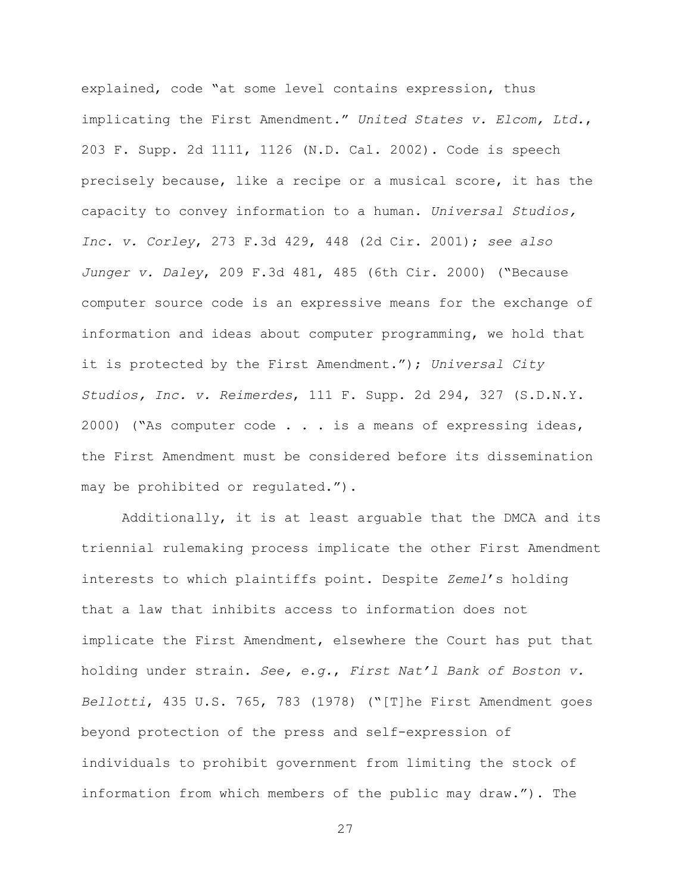explained, code "at some level contains expression, thus implicating the First Amendment." *United States v. Elcom, Ltd.*, 203 F. Supp. 2d 1111, 1126 (N.D. Cal. 2002). Code is speech precisely because, like a recipe or a musical score, it has the capacity to convey information to a human. *Universal Studios, Inc. v. Corley*, 273 F.3d 429, 448 (2d Cir. 2001); *see also Junger v. Daley*, 209 F.3d 481, 485 (6th Cir. 2000) ("Because computer source code is an expressive means for the exchange of information and ideas about computer programming, we hold that it is protected by the First Amendment."); *Universal City Studios, Inc. v. Reimerdes*, 111 F. Supp. 2d 294, 327 (S.D.N.Y. 2000) ("As computer code . . . is a means of expressing ideas, the First Amendment must be considered before its dissemination may be prohibited or regulated.").

Additionally, it is at least arguable that the DMCA and its triennial rulemaking process implicate the other First Amendment interests to which plaintiffs point. Despite *Zemel*'s holding that a law that inhibits access to information does not implicate the First Amendment, elsewhere the Court has put that holding under strain. *See, e.g.*, *First Nat'l Bank of Boston v. Bellotti*, 435 U.S. 765, 783 (1978) ("[T]he First Amendment goes beyond protection of the press and self-expression of individuals to prohibit government from limiting the stock of information from which members of the public may draw."). The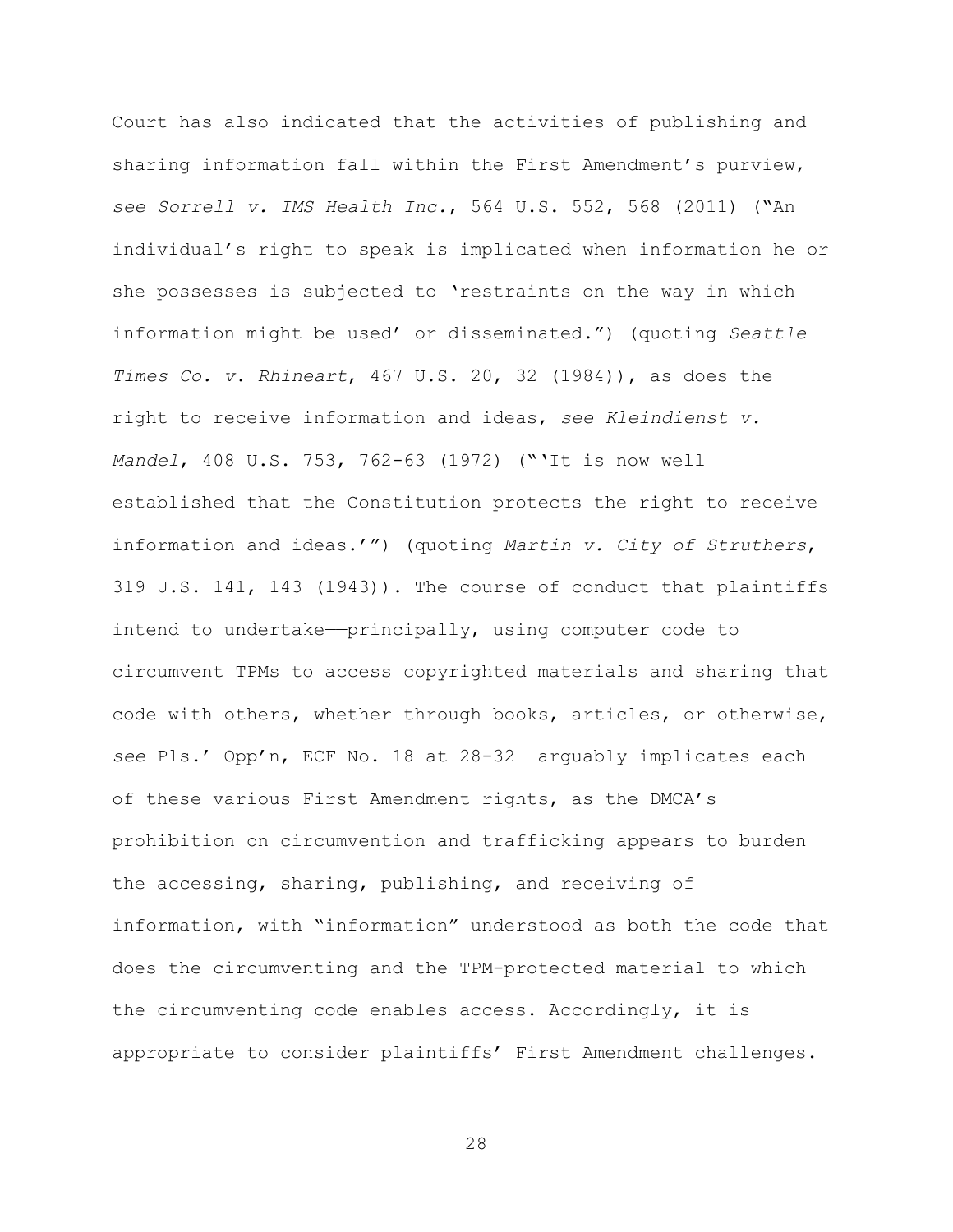Court has also indicated that the activities of publishing and sharing information fall within the First Amendment's purview, *see Sorrell v. IMS Health Inc.*, 564 U.S. 552, 568 (2011) ("An individual's right to speak is implicated when information he or she possesses is subjected to 'restraints on the way in which information might be used' or disseminated.") (quoting *Seattle Times Co. v. Rhineart*, 467 U.S. 20, 32 (1984)), as does the right to receive information and ideas, *see Kleindienst v. Mandel*, 408 U.S. 753, 762-63 (1972) ("'It is now well established that the Constitution protects the right to receive information and ideas.'") (quoting *Martin v. City of Struthers*, 319 U.S. 141, 143 (1943)). The course of conduct that plaintiffs intend to undertake——principally, using computer code to circumvent TPMs to access copyrighted materials and sharing that code with others, whether through books, articles, or otherwise, *see* Pls.' Opp'n, ECF No. 18 at 28-32——arguably implicates each of these various First Amendment rights, as the DMCA's prohibition on circumvention and trafficking appears to burden the accessing, sharing, publishing, and receiving of information, with "information" understood as both the code that does the circumventing and the TPM-protected material to which the circumventing code enables access. Accordingly, it is appropriate to consider plaintiffs' First Amendment challenges.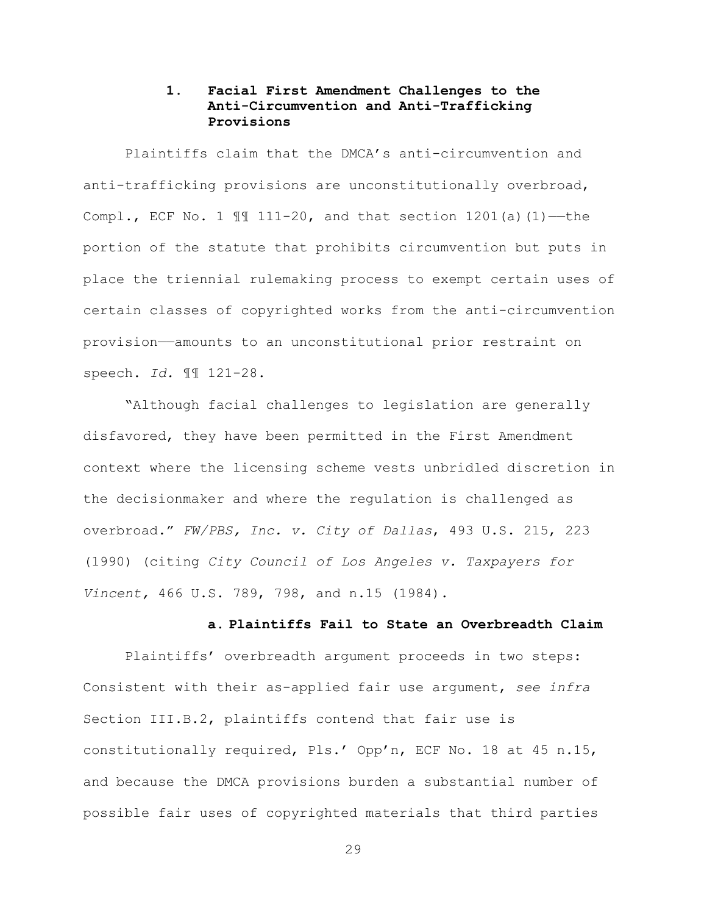### 1. Facial First Amendment Challenges to the Anti-Circumvention and Anti-Trafficking Provisions

Plaintiffs claim that the DMCA's anti-circumvention and anti-trafficking provisions are unconstitutionally overbroad, Compl., ECF No. 1 ¶¶ 111-20, and that section 1201(a)(1)——the portion of the statute that prohibits circumvention but puts in place the triennial rulemaking process to exempt certain uses of certain classes of copyrighted works from the anti-circumvention provision——amounts to an unconstitutional prior restraint on speech. *Id.* ¶¶ 121-28.

"Although facial challenges to legislation are generally disfavored, they have been permitted in the First Amendment context where the licensing scheme vests unbridled discretion in the decisionmaker and where the regulation is challenged as overbroad." *FW/PBS, Inc. v. City of Dallas*, 493 U.S. 215, 223 (1990) (citing *City Council of Los Angeles v. Taxpayers for Vincent,* 466 U.S. 789, 798, and n.15 (1984).

#### a. Plaintiffs Fail to State an Overbreadth Claim

Plaintiffs' overbreadth argument proceeds in two steps: Consistent with their as-applied fair use argument, *see infra* Section III.B.2, plaintiffs contend that fair use is constitutionally required, Pls.' Opp'n, ECF No. 18 at 45 n.15, and because the DMCA provisions burden a substantial number of possible fair uses of copyrighted materials that third parties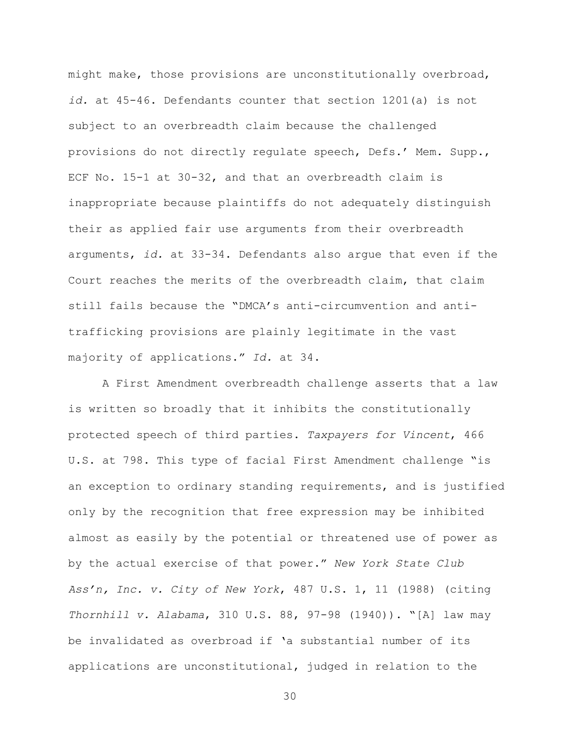might make, those provisions are unconstitutionally overbroad, *id.* at 45-46. Defendants counter that section 1201(a) is not subject to an overbreadth claim because the challenged provisions do not directly regulate speech, Defs.' Mem. Supp., ECF No. 15-1 at 30-32, and that an overbreadth claim is inappropriate because plaintiffs do not adequately distinguish their as applied fair use arguments from their overbreadth arguments, *id.* at 33-34. Defendants also argue that even if the Court reaches the merits of the overbreadth claim, that claim still fails because the "DMCA's anti-circumvention and anti-trafficking provisions are plainly legitimate in the vast majority of applications." *Id.* at 34.

A First Amendment overbreadth challenge asserts that a law is written so broadly that it inhibits the constitutionally protected speech of third parties. *Taxpayers for Vincent*, 466 U.S. at 798. This type of facial First Amendment challenge "is an exception to ordinary standing requirements, and is justified only by the recognition that free expression may be inhibited almost as easily by the potential or threatened use of power as by the actual exercise of that power." *New York State Club Ass'n, Inc. v. City of New York*, 487 U.S. 1, 11 (1988) (citing *Thornhill v. Alabama*, 310 U.S. 88, 97-98 (1940)). "[A] law may be invalidated as overbroad if 'a substantial number of its applications are unconstitutional, judged in relation to the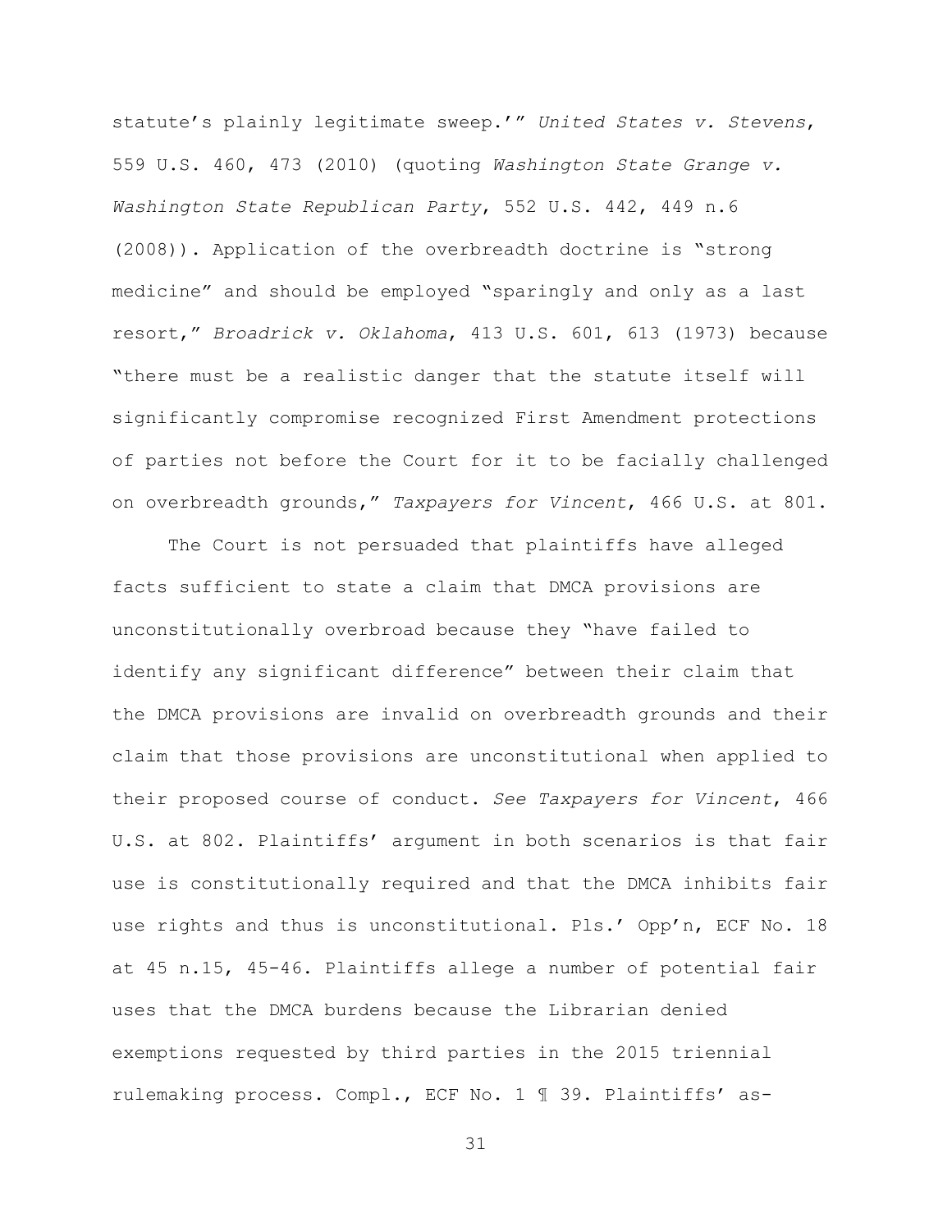statute's plainly legitimate sweep.'" *United States v. Stevens*, 559 U.S. 460, 473 (2010) (quoting *Washington State Grange v. Washington State Republican Party*, 552 U.S. 442, 449 n.6 (2008)). Application of the overbreadth doctrine is "strong medicine" and should be employed "sparingly and only as a last resort," *Broadrick v. Oklahoma*, 413 U.S. 601, 613 (1973) because "there must be a realistic danger that the statute itself will significantly compromise recognized First Amendment protections of parties not before the Court for it to be facially challenged on overbreadth grounds," *Taxpayers for Vincent*, 466 U.S. at 801.

The Court is not persuaded that plaintiffs have alleged facts sufficient to state a claim that DMCA provisions are unconstitutionally overbroad because they "have failed to identify any significant difference" between their claim that the DMCA provisions are invalid on overbreadth grounds and their claim that those provisions are unconstitutional when applied to their proposed course of conduct. *See Taxpayers for Vincent*, 466 U.S. at 802. Plaintiffs' argument in both scenarios is that fair use is constitutionally required and that the DMCA inhibits fair use rights and thus is unconstitutional. Pls.' Opp'n, ECF No. 18 at 45 n.15, 45-46. Plaintiffs allege a number of potential fair uses that the DMCA burdens because the Librarian denied exemptions requested by third parties in the 2015 triennial rulemaking process. Compl., ECF No. 1 ¶ 39. Plaintiffs' as-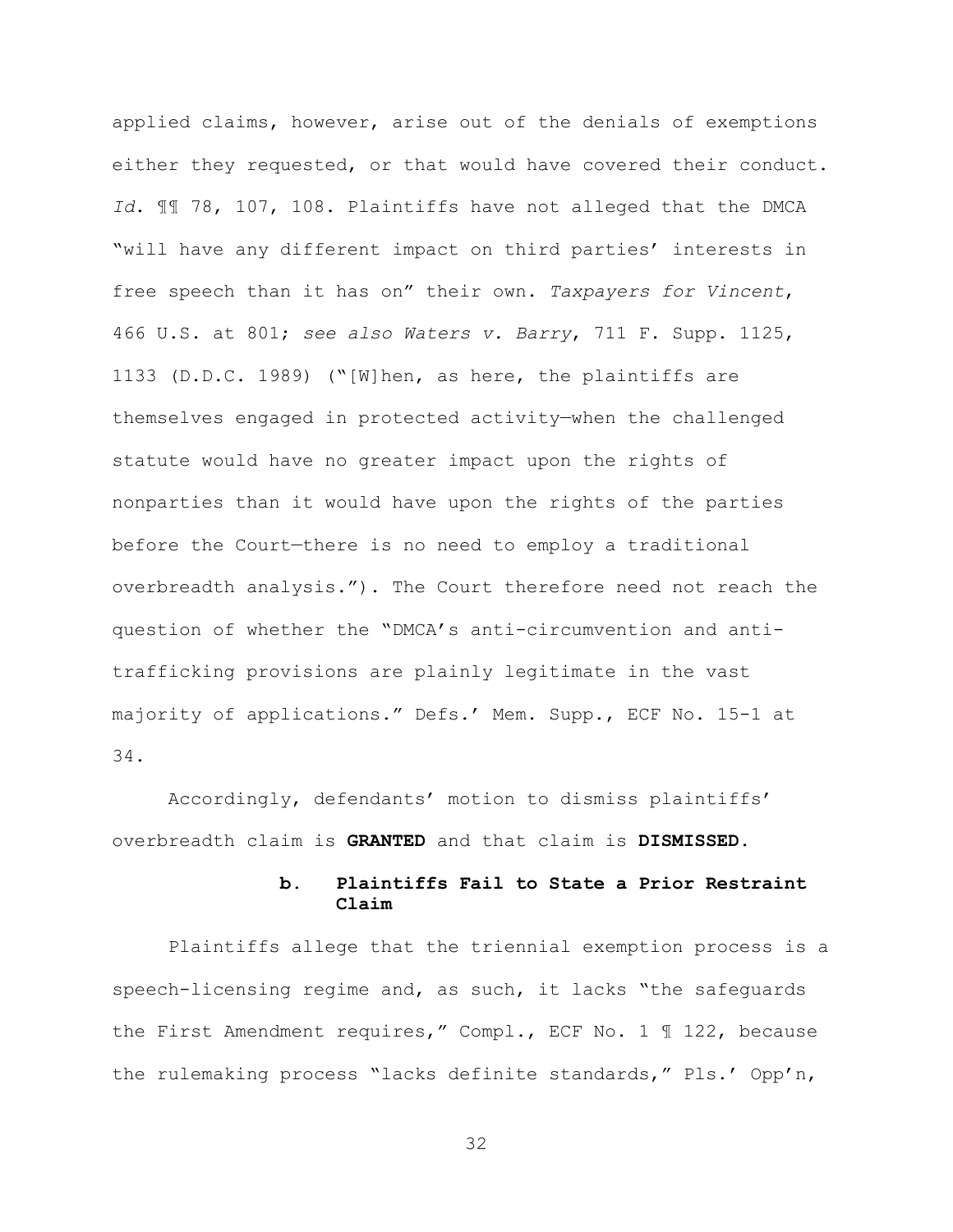applied claims, however, arise out of the denials of exemptions either they requested, or that would have covered their conduct. *Id.* ¶¶ 78, 107, 108. Plaintiffs have not alleged that the DMCA "will have any different impact on third parties' interests in free speech than it has on" their own. *Taxpayers for Vincent*, 466 U.S. at 801; *see also Waters v. Barry*, 711 F. Supp. 1125, 1133 (D.D.C. 1989) ("[W]hen, as here, the plaintiffs are themselves engaged in protected activity—when the challenged statute would have no greater impact upon the rights of nonparties than it would have upon the rights of the parties before the Court—there is no need to employ a traditional overbreadth analysis."). The Court therefore need not reach the question of whether the "DMCA's anti-circumvention and anti-trafficking provisions are plainly legitimate in the vast majority of applications." Defs.' Mem. Supp., ECF No. 15-1 at 34.

Accordingly, defendants' motion to dismiss plaintiffs' overbreadth claim is **GRANTED** and that claim is **DISMISSED**.

#### b. Plaintiffs Fail to State a Prior Restraint Claim

Plaintiffs allege that the triennial exemption process is a speech-licensing regime and, as such, it lacks "the safeguards the First Amendment requires," Compl., ECF No. 1 ¶ 122, because the rulemaking process "lacks definite standards," Pls.' Opp'n,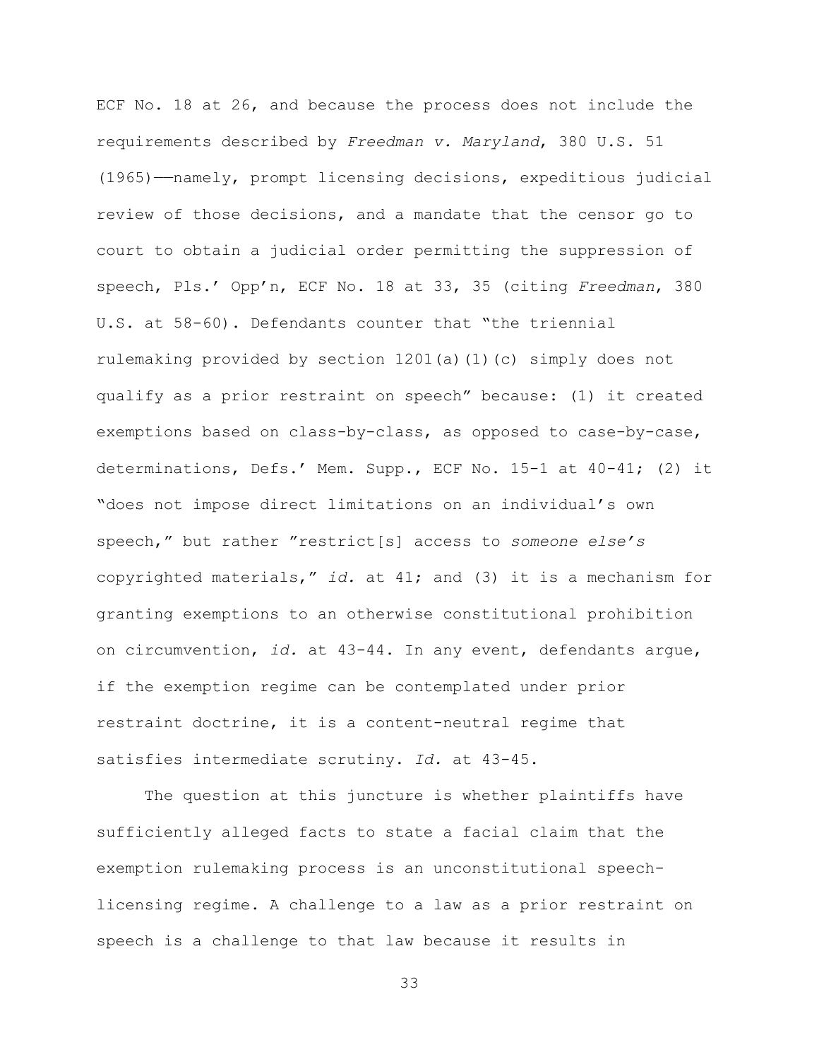ECF No. 18 at 26, and because the process does not include the requirements described by *Freedman v. Maryland*, 380 U.S. 51 (1965)——namely, prompt licensing decisions, expeditious judicial review of those decisions, and a mandate that the censor go to court to obtain a judicial order permitting the suppression of speech, Pls.' Opp'n, ECF No. 18 at 33, 35 (citing *Freedman*, 380 U.S. at 58-60). Defendants counter that "the triennial rulemaking provided by section 1201(a)(1)(c) simply does not qualify as a prior restraint on speech" because: (1) it created exemptions based on class-by-class, as opposed to case-by-case, determinations, Defs.' Mem. Supp., ECF No. 15-1 at 40-41; (2) it "does not impose direct limitations on an individual's own speech," but rather "restrict[s] access to *someone else's* copyrighted materials," *id.* at 41; and (3) it is a mechanism for granting exemptions to an otherwise constitutional prohibition on circumvention, *id.* at 43-44. In any event, defendants argue, if the exemption regime can be contemplated under prior restraint doctrine, it is a content-neutral regime that satisfies intermediate scrutiny. *Id.* at 43-45.

The question at this juncture is whether plaintiffs have sufficiently alleged facts to state a facial claim that the exemption rulemaking process is an unconstitutional speech-licensing regime. A challenge to a law as a prior restraint on speech is a challenge to that law because it results in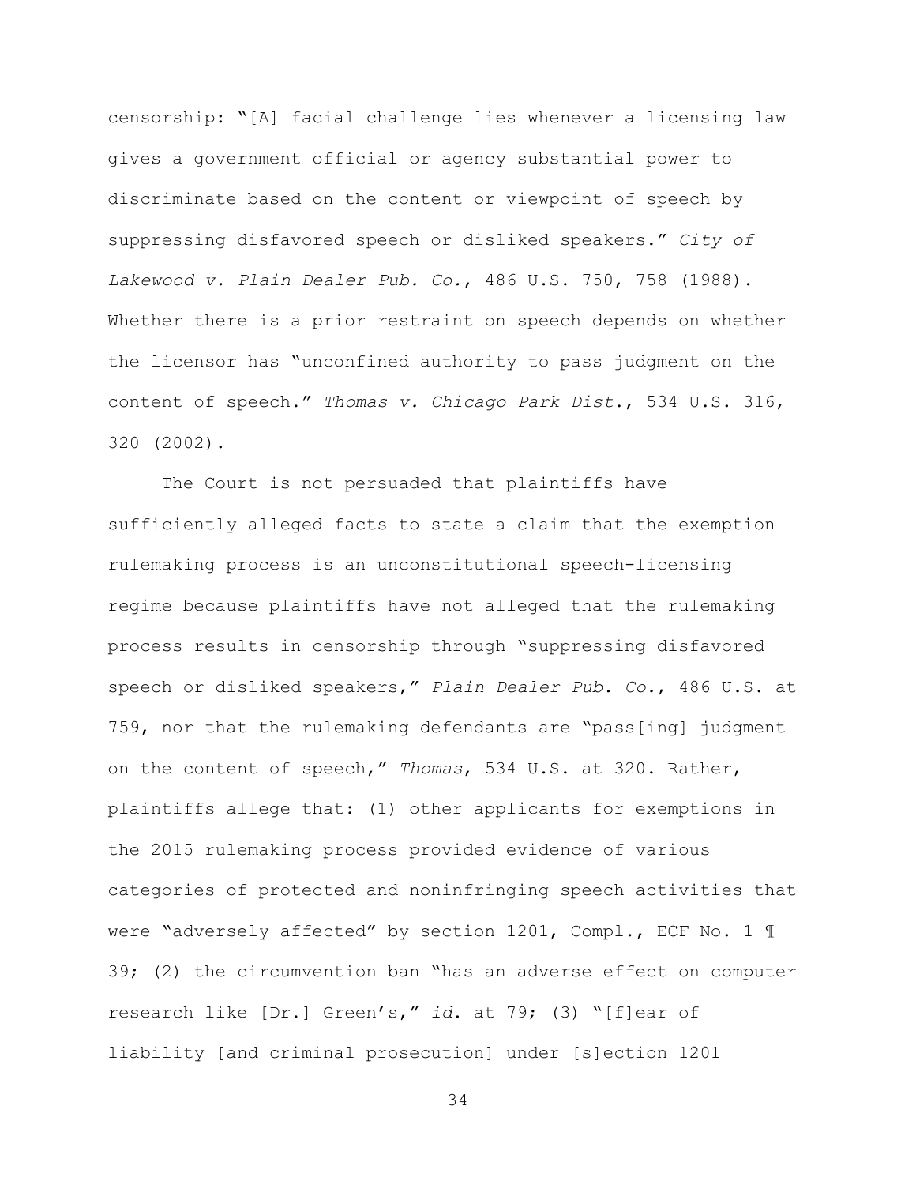censorship: "[A] facial challenge lies whenever a licensing law gives a government official or agency substantial power to discriminate based on the content or viewpoint of speech by suppressing disfavored speech or disliked speakers." *City of Lakewood v. Plain Dealer Pub. Co.*, 486 U.S. 750, 758 (1988). Whether there is a prior restraint on speech depends on whether the licensor has "unconfined authority to pass judgment on the content of speech." *Thomas v. Chicago Park Dist.*, 534 U.S. 316, 320 (2002).

The Court is not persuaded that plaintiffs have sufficiently alleged facts to state a claim that the exemption rulemaking process is an unconstitutional speech-licensing regime because plaintiffs have not alleged that the rulemaking process results in censorship through "suppressing disfavored speech or disliked speakers," *Plain Dealer Pub. Co.*, 486 U.S. at 759, nor that the rulemaking defendants are "pass[ing] judgment on the content of speech," *Thomas*, 534 U.S. at 320. Rather, plaintiffs allege that: (1) other applicants for exemptions in the 2015 rulemaking process provided evidence of various categories of protected and noninfringing speech activities that were "adversely affected" by section 1201, Compl., ECF No. 1 ¶ 39; (2) the circumvention ban "has an adverse effect on computer research like [Dr.] Green's," *id.* at 79; (3) "[f]ear of liability [and criminal prosecution] under [s]ection 1201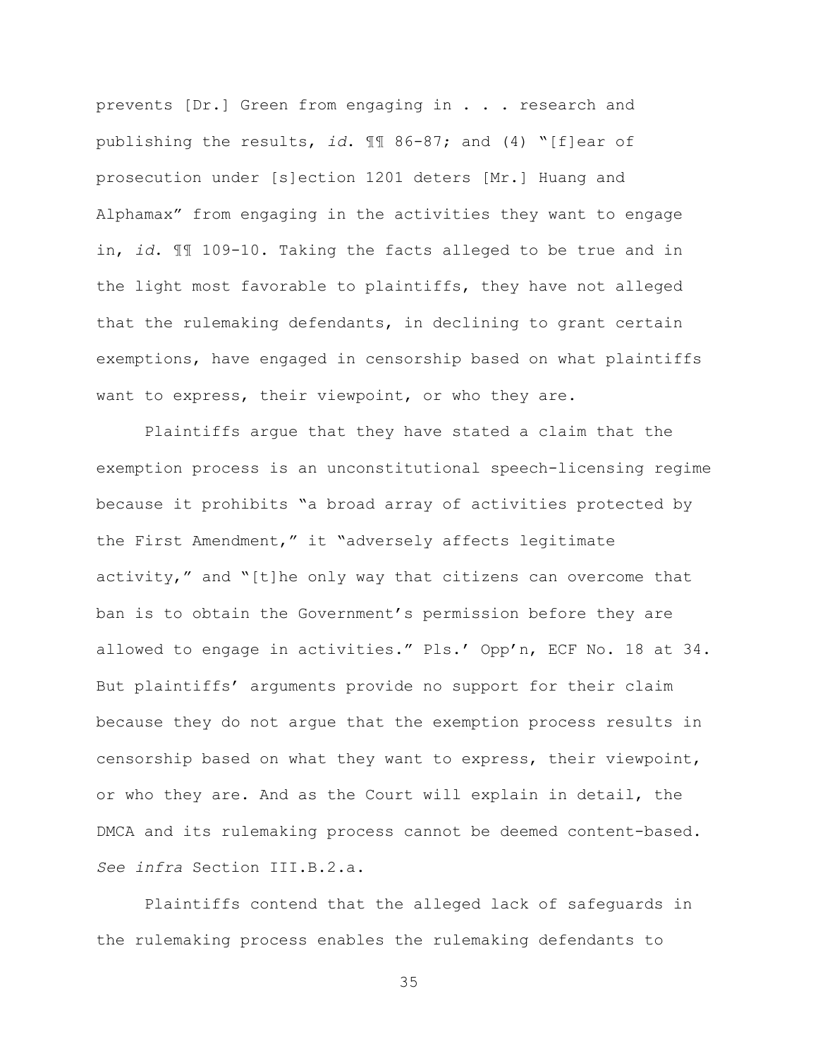prevents [Dr.] Green from engaging in . . . research and publishing the results, *id.* ¶¶ 86-87; and (4) "[f]ear of prosecution under [s]ection 1201 deters [Mr.] Huang and Alphamax" from engaging in the activities they want to engage in, *id.* ¶¶ 109-10. Taking the facts alleged to be true and in the light most favorable to plaintiffs, they have not alleged that the rulemaking defendants, in declining to grant certain exemptions, have engaged in censorship based on what plaintiffs want to express, their viewpoint, or who they are.

Plaintiffs argue that they have stated a claim that the exemption process is an unconstitutional speech-licensing regime because it prohibits "a broad array of activities protected by the First Amendment," it "adversely affects legitimate activity," and "[t]he only way that citizens can overcome that ban is to obtain the Government's permission before they are allowed to engage in activities." Pls.' Opp'n, ECF No. 18 at 34. But plaintiffs' arguments provide no support for their claim because they do not argue that the exemption process results in censorship based on what they want to express, their viewpoint, or who they are. And as the Court will explain in detail, the DMCA and its rulemaking process cannot be deemed content-based. *See infra* Section III.B.2.a.

Plaintiffs contend that the alleged lack of safeguards in the rulemaking process enables the rulemaking defendants to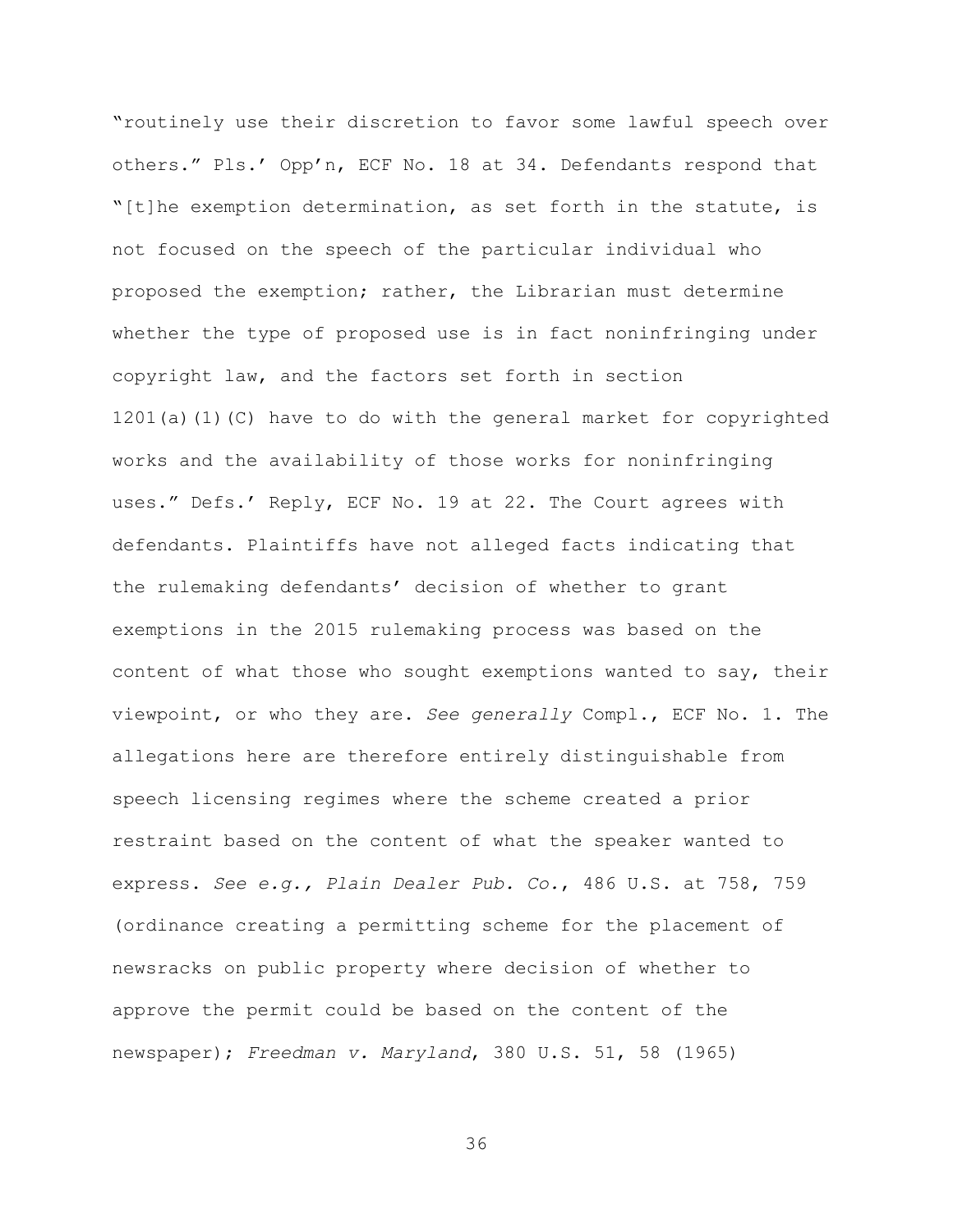"routinely use their discretion to favor some lawful speech over others." Pls.' Opp'n, ECF No. 18 at 34. Defendants respond that "[t]he exemption determination, as set forth in the statute, is not focused on the speech of the particular individual who proposed the exemption; rather, the Librarian must determine whether the type of proposed use is in fact noninfringing under copyright law, and the factors set forth in section 1201(a)(1)(C) have to do with the general market for copyrighted works and the availability of those works for noninfringing uses." Defs.' Reply, ECF No. 19 at 22. The Court agrees with defendants. Plaintiffs have not alleged facts indicating that the rulemaking defendants' decision of whether to grant exemptions in the 2015 rulemaking process was based on the content of what those who sought exemptions wanted to say, their viewpoint, or who they are. *See generally* Compl., ECF No. 1. The allegations here are therefore entirely distinguishable from speech licensing regimes where the scheme created a prior restraint based on the content of what the speaker wanted to express. *See e.g., Plain Dealer Pub. Co.*, 486 U.S. at 758, 759 (ordinance creating a permitting scheme for the placement of newsracks on public property where decision of whether to approve the permit could be based on the content of the newspaper); *Freedman v. Maryland*, 380 U.S. 51, 58 (1965)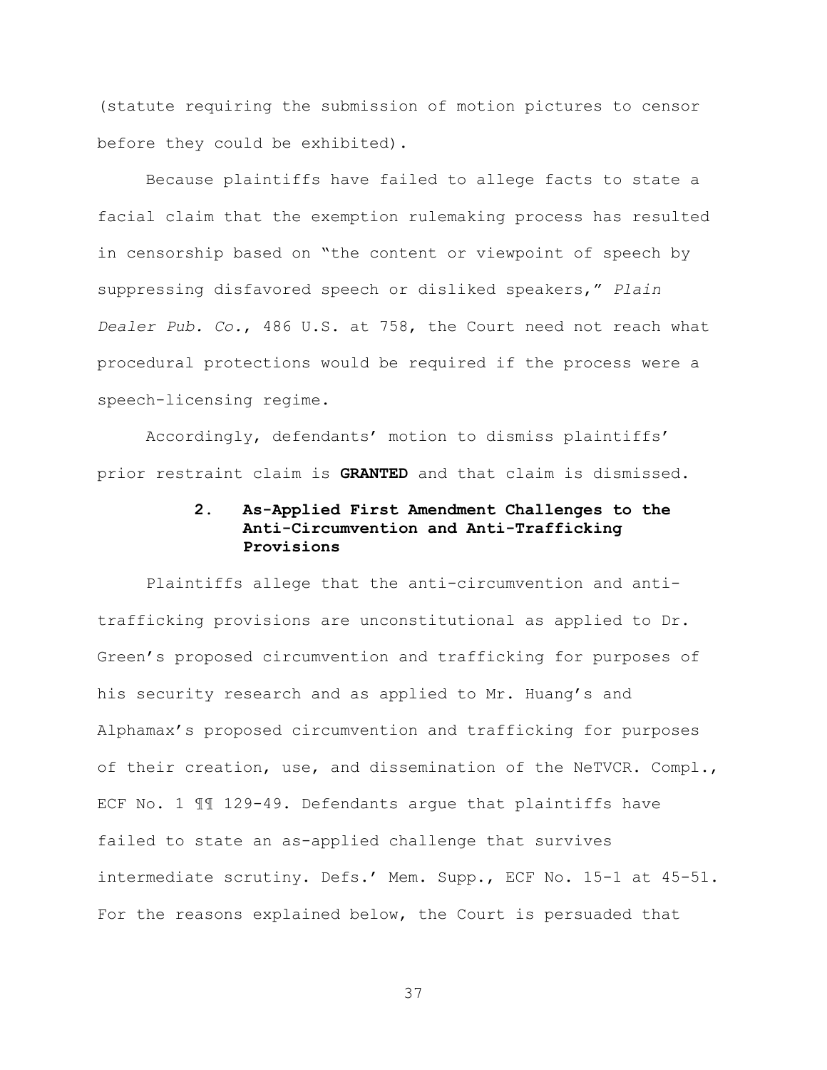(statute requiring the submission of motion pictures to censor before they could be exhibited).

Because plaintiffs have failed to allege facts to state a facial claim that the exemption rulemaking process has resulted in censorship based on "the content or viewpoint of speech by suppressing disfavored speech or disliked speakers," *Plain Dealer Pub. Co.*, 486 U.S. at 758, the Court need not reach what procedural protections would be required if the process were a speech-licensing regime.

Accordingly, defendants' motion to dismiss plaintiffs' prior restraint claim is **GRANTED** and that claim is dismissed.

### 2. As-Applied First Amendment Challenges to the Anti-Circumvention and Anti-Trafficking Provisions

Plaintiffs allege that the anti-circumvention and anti-trafficking provisions are unconstitutional as applied to Dr. Green's proposed circumvention and trafficking for purposes of his security research and as applied to Mr. Huang's and Alphamax's proposed circumvention and trafficking for purposes of their creation, use, and dissemination of the NeTVCR. Compl., ECF No. 1 ¶¶ 129-49. Defendants argue that plaintiffs have failed to state an as-applied challenge that survives intermediate scrutiny. Defs.' Mem. Supp., ECF No. 15-1 at 45-51. For the reasons explained below, the Court is persuaded that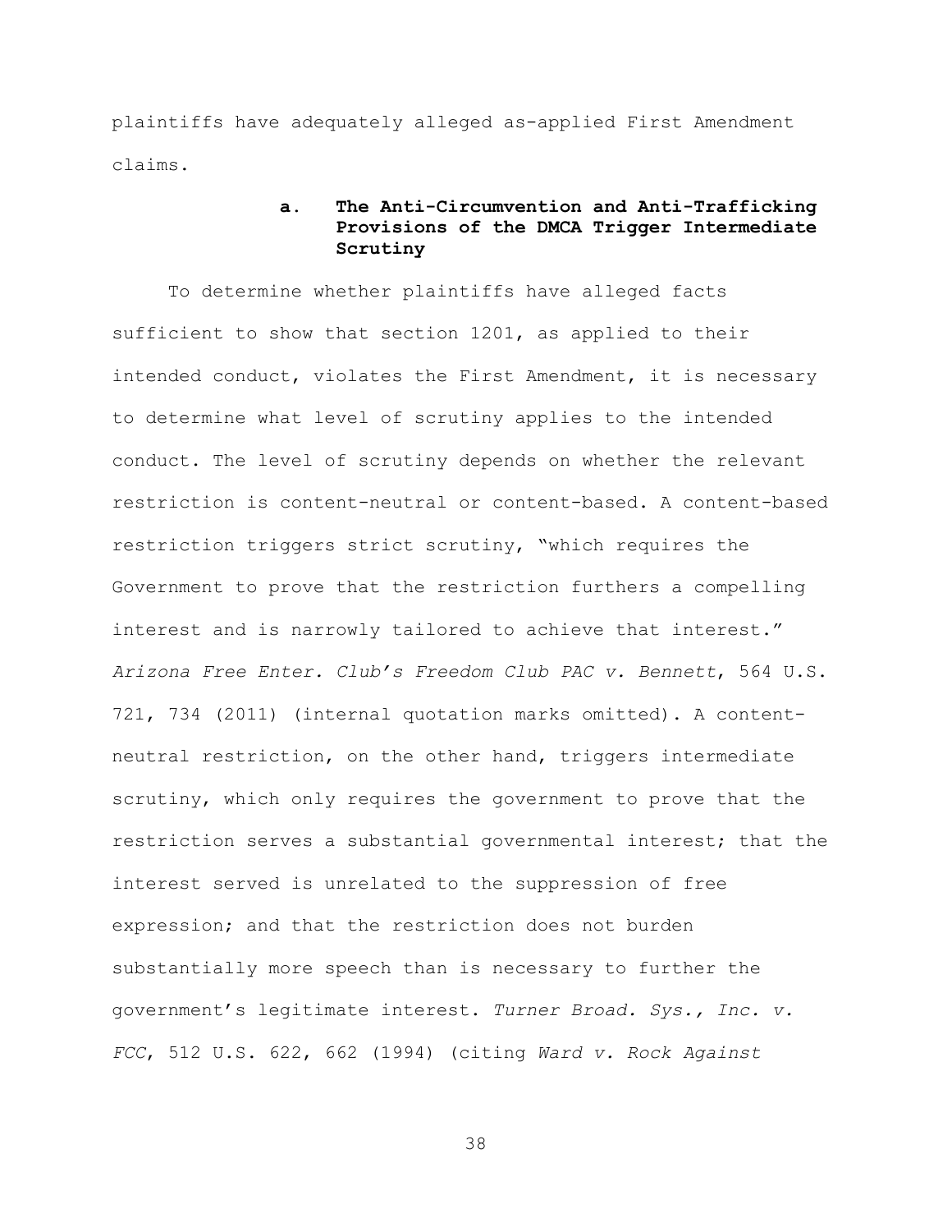plaintiffs have adequately alleged as-applied First Amendment claims.

#### a. The Anti-Circumvention and Anti-Trafficking Provisions of the DMCA Trigger Intermediate Scrutiny

To determine whether plaintiffs have alleged facts sufficient to show that section 1201, as applied to their intended conduct, violates the First Amendment, it is necessary to determine what level of scrutiny applies to the intended conduct. The level of scrutiny depends on whether the relevant restriction is content-neutral or content-based. A content-based restriction triggers strict scrutiny, "which requires the Government to prove that the restriction furthers a compelling interest and is narrowly tailored to achieve that interest." *Arizona Free Enter. Club's Freedom Club PAC v. Bennett*, 564 U.S. 721, 734 (2011) (internal quotation marks omitted). A content-neutral restriction, on the other hand, triggers intermediate scrutiny, which only requires the government to prove that the restriction serves a substantial governmental interest; that the interest served is unrelated to the suppression of free expression; and that the restriction does not burden substantially more speech than is necessary to further the government's legitimate interest. *Turner Broad. Sys., Inc. v. FCC*, 512 U.S. 622, 662 (1994) (citing *Ward v. Rock Against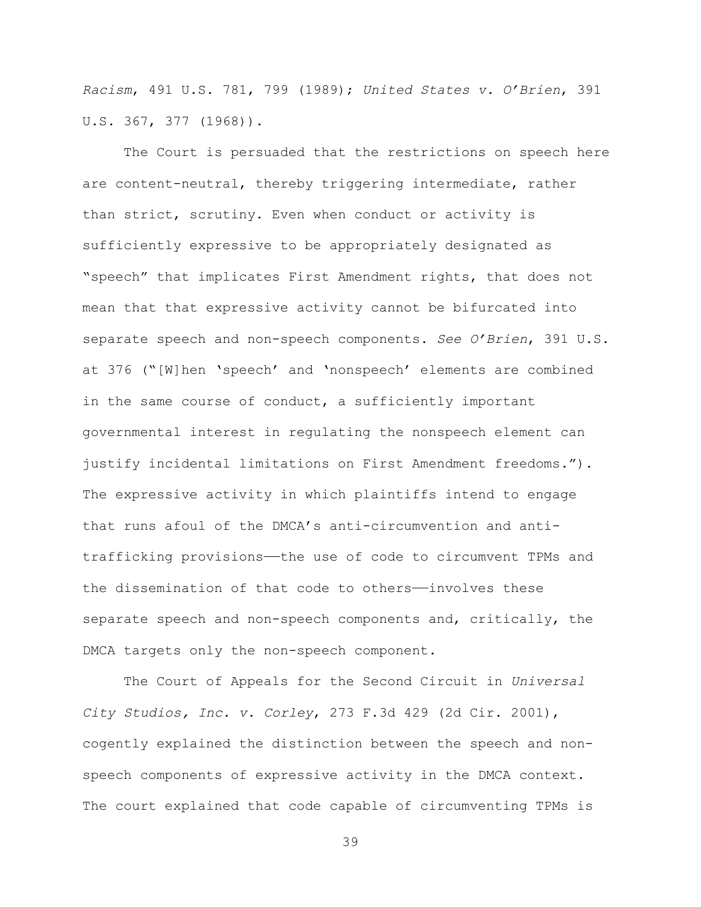*Racism*, 491 U.S. 781, 799 (1989); *United States v. O'Brien*, 391 U.S. 367, 377 (1968)).

The Court is persuaded that the restrictions on speech here are content-neutral, thereby triggering intermediate, rather than strict, scrutiny. Even when conduct or activity is sufficiently expressive to be appropriately designated as "speech" that implicates First Amendment rights, that does not mean that that expressive activity cannot be bifurcated into separate speech and non-speech components. *See O'Brien*, 391 U.S. at 376 ("[W]hen 'speech' and 'nonspeech' elements are combined in the same course of conduct, a sufficiently important governmental interest in regulating the nonspeech element can justify incidental limitations on First Amendment freedoms."). The expressive activity in which plaintiffs intend to engage that runs afoul of the DMCA's anti-circumvention and anti-trafficking provisions——the use of code to circumvent TPMs and the dissemination of that code to others——involves these separate speech and non-speech components and, critically, the DMCA targets only the non-speech component.

The Court of Appeals for the Second Circuit in *Universal City Studios, Inc. v. Corley*, 273 F.3d 429 (2d Cir. 2001), cogently explained the distinction between the speech and non-speech components of expressive activity in the DMCA context. The court explained that code capable of circumventing TPMs is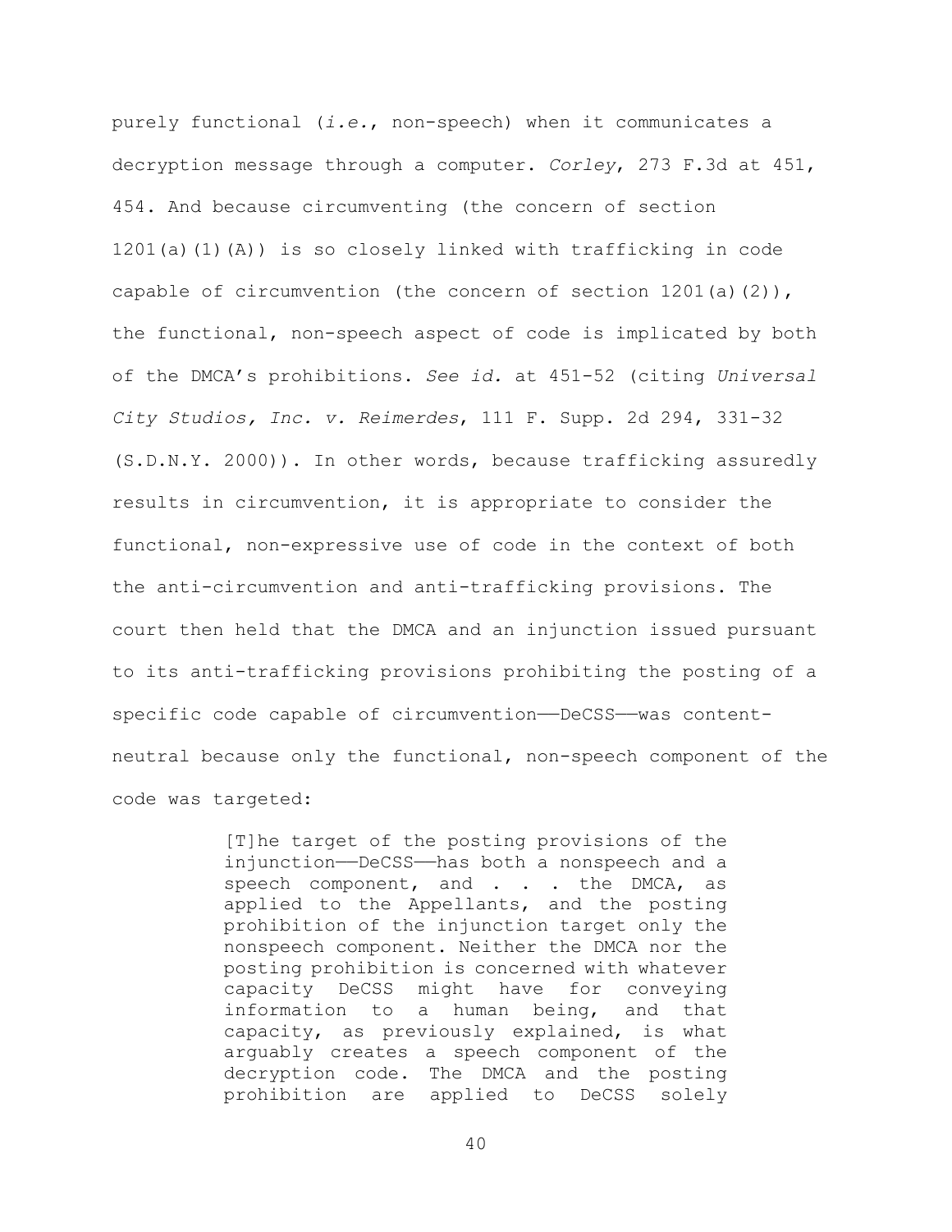purely functional (*i.e.*, non-speech) when it communicates a decryption message through a computer. *Corley*, 273 F.3d at 451, 454. And because circumventing (the concern of section 1201(a)(1)(A)) is so closely linked with trafficking in code capable of circumvention (the concern of section 1201(a)(2)), the functional, non-speech aspect of code is implicated by both of the DMCA's prohibitions. *See id.* at 451-52 (citing *Universal City Studios, Inc. v. Reimerdes*, 111 F. Supp. 2d 294, 331-32 (S.D.N.Y. 2000)). In other words, because trafficking assuredly results in circumvention, it is appropriate to consider the functional, non-expressive use of code in the context of both the anti-circumvention and anti-trafficking provisions. The court then held that the DMCA and an injunction issued pursuant to its anti-trafficking provisions prohibiting the posting of a specific code capable of circumvention——DeCSS——was content-neutral because only the functional, non-speech component of the code was targeted:

> [T]he target of the posting provisions of the injunction——DeCSS——has both a nonspeech and a speech component, and . . . the DMCA, as applied to the Appellants, and the posting prohibition of the injunction target only the nonspeech component. Neither the DMCA nor the posting prohibition is concerned with whatever capacity DeCSS might have for conveying information to a human being, and that capacity, as previously explained, is what arguably creates a speech component of the decryption code. The DMCA and the posting prohibition are applied to DeCSS solely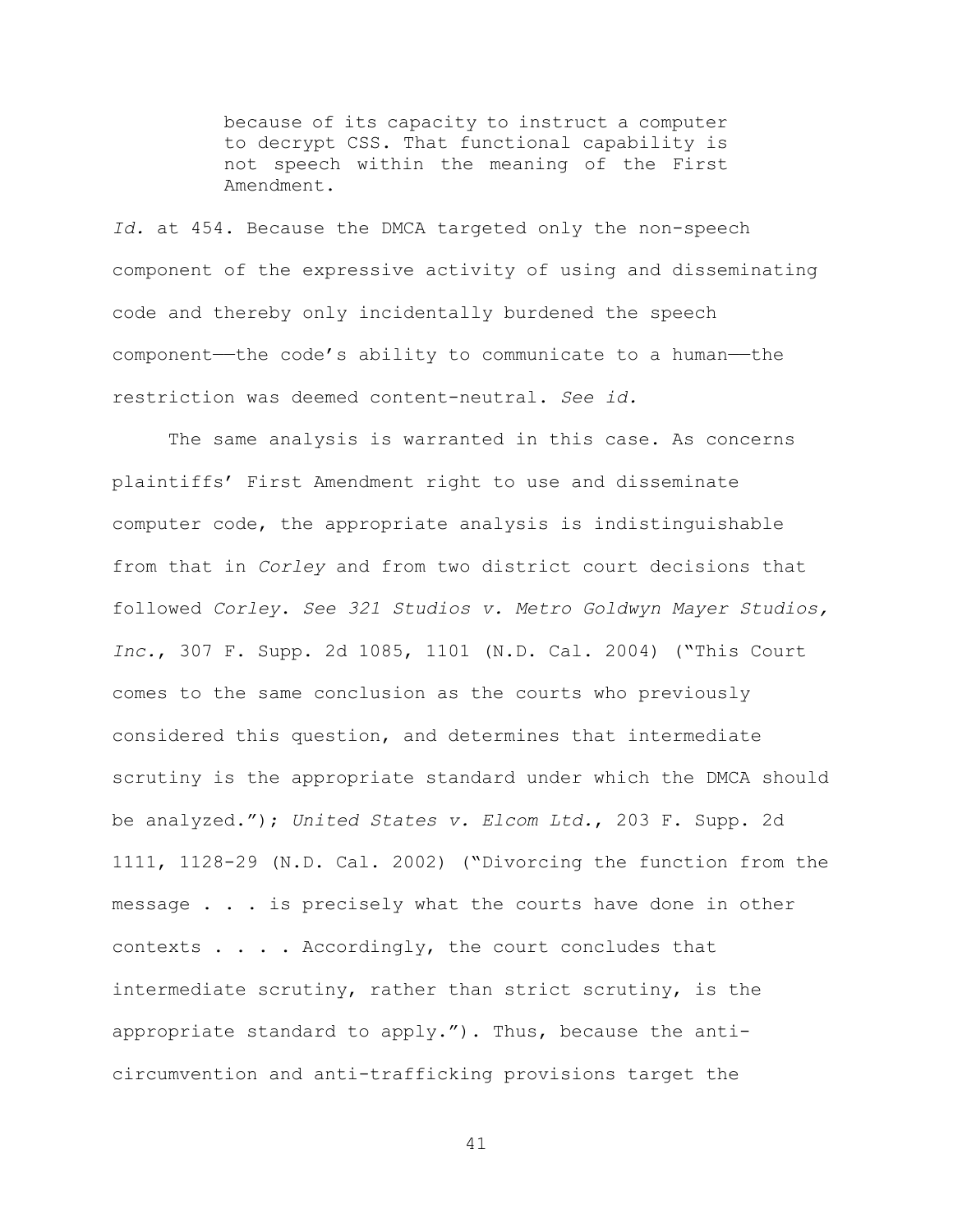> because of its capacity to instruct a computer to decrypt CSS. That functional capability is not speech within the meaning of the First Amendment.

*Id.* at 454. Because the DMCA targeted only the non-speech component of the expressive activity of using and disseminating code and thereby only incidentally burdened the speech component——the code's ability to communicate to a human——the restriction was deemed content-neutral. *See id.*

The same analysis is warranted in this case. As concerns plaintiffs' First Amendment right to use and disseminate computer code, the appropriate analysis is indistinguishable from that in *Corley* and from two district court decisions that followed *Corley*. *See 321 Studios v. Metro Goldwyn Mayer Studios, Inc.*, 307 F. Supp. 2d 1085, 1101 (N.D. Cal. 2004) ("This Court comes to the same conclusion as the courts who previously considered this question, and determines that intermediate scrutiny is the appropriate standard under which the DMCA should be analyzed."); *United States v. Elcom Ltd.*, 203 F. Supp. 2d 1111, 1128-29 (N.D. Cal. 2002) ("Divorcing the function from the message . . . is precisely what the courts have done in other contexts . . . . Accordingly, the court concludes that intermediate scrutiny, rather than strict scrutiny, is the appropriate standard to apply."). Thus, because the anti-circumvention and anti-trafficking provisions target the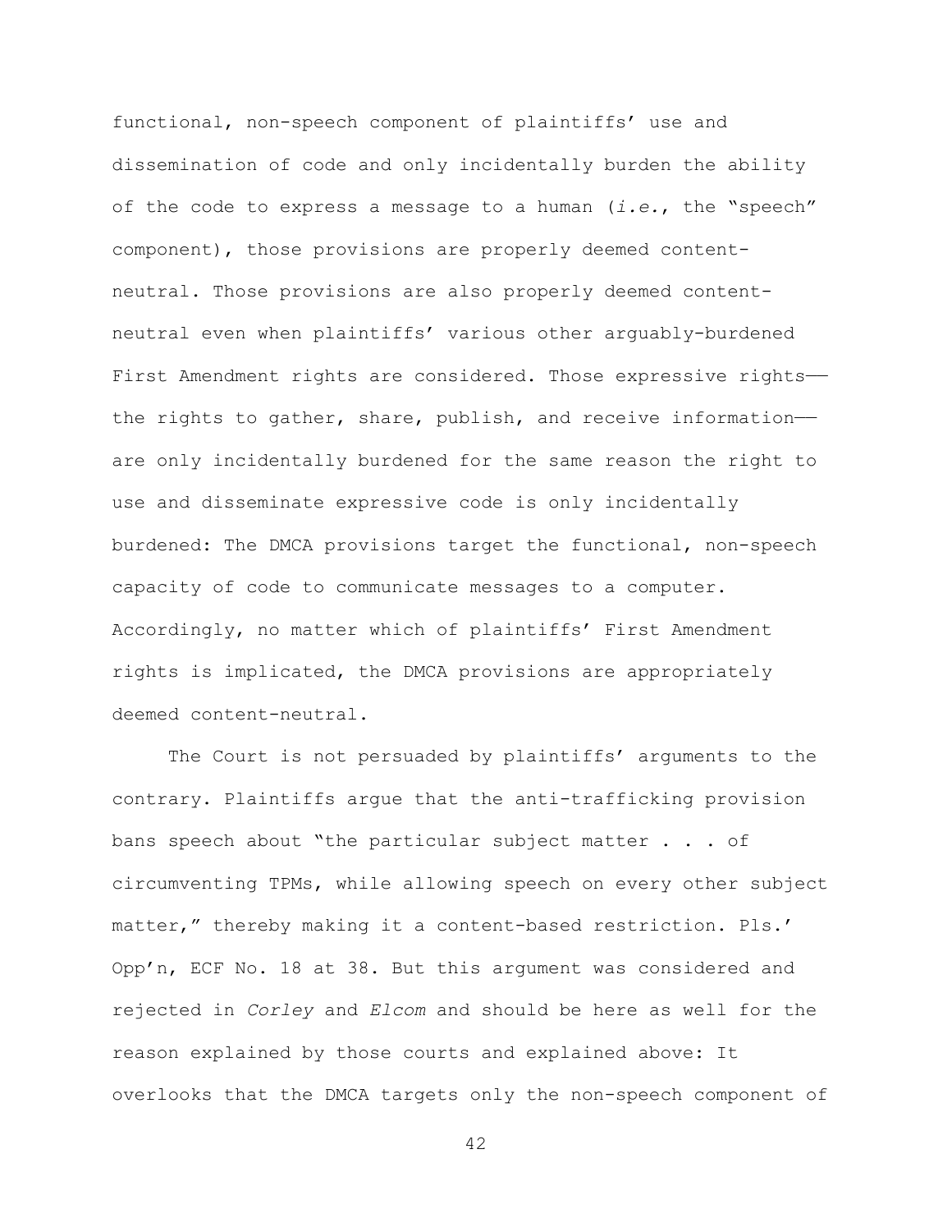functional, non-speech component of plaintiffs' use and dissemination of code and only incidentally burden the ability of the code to express a message to a human (*i.e.*, the "speech" component), those provisions are properly deemed content-neutral. Those provisions are also properly deemed content-neutral even when plaintiffs' various other arguably-burdened First Amendment rights are considered. Those expressive rights—the rights to gather, share, publish, and receive information—are only incidentally burdened for the same reason the right to use and disseminate expressive code is only incidentally burdened: The DMCA provisions target the functional, non-speech capacity of code to communicate messages to a computer. Accordingly, no matter which of plaintiffs' First Amendment rights is implicated, the DMCA provisions are appropriately deemed content-neutral.

The Court is not persuaded by plaintiffs' arguments to the contrary. Plaintiffs argue that the anti-trafficking provision bans speech about "the particular subject matter . . . of circumventing TPMs, while allowing speech on every other subject matter," thereby making it a content-based restriction. Pls.' Opp'n, ECF No. 18 at 38. But this argument was considered and rejected in *Corley* and *Elcom* and should be here as well for the reason explained by those courts and explained above: It overlooks that the DMCA targets only the non-speech component of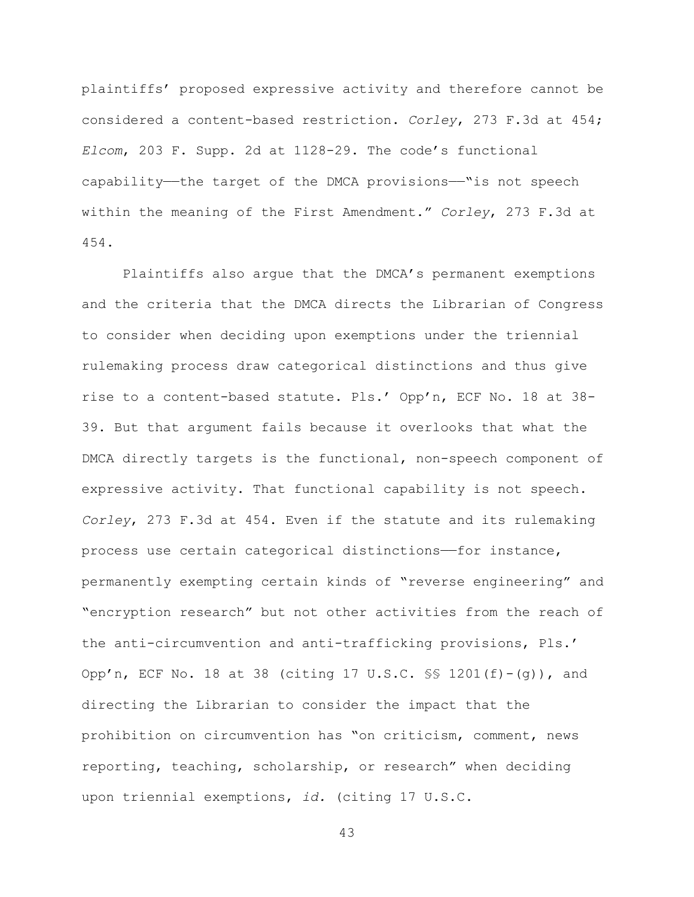plaintiffs' proposed expressive activity and therefore cannot be considered a content-based restriction. *Corley*, 273 F.3d at 454; *Elcom*, 203 F. Supp. 2d at 1128-29. The code's functional capability——the target of the DMCA provisions——"is not speech within the meaning of the First Amendment." *Corley*, 273 F.3d at 454.

Plaintiffs also argue that the DMCA's permanent exemptions and the criteria that the DMCA directs the Librarian of Congress to consider when deciding upon exemptions under the triennial rulemaking process draw categorical distinctions and thus give rise to a content-based statute. Pls.' Opp'n, ECF No. 18 at 38-39. But that argument fails because it overlooks that what the DMCA directly targets is the functional, non-speech component of expressive activity. That functional capability is not speech. *Corley*, 273 F.3d at 454. Even if the statute and its rulemaking process use certain categorical distinctions——for instance, permanently exempting certain kinds of "reverse engineering" and "encryption research" but not other activities from the reach of the anti-circumvention and anti-trafficking provisions, Pls.' Opp'n, ECF No. 18 at 38 (citing 17 U.S.C. §§ 1201(f)-(g)), and directing the Librarian to consider the impact that the prohibition on circumvention has "on criticism, comment, news reporting, teaching, scholarship, or research" when deciding upon triennial exemptions, *id.* (citing 17 U.S.C.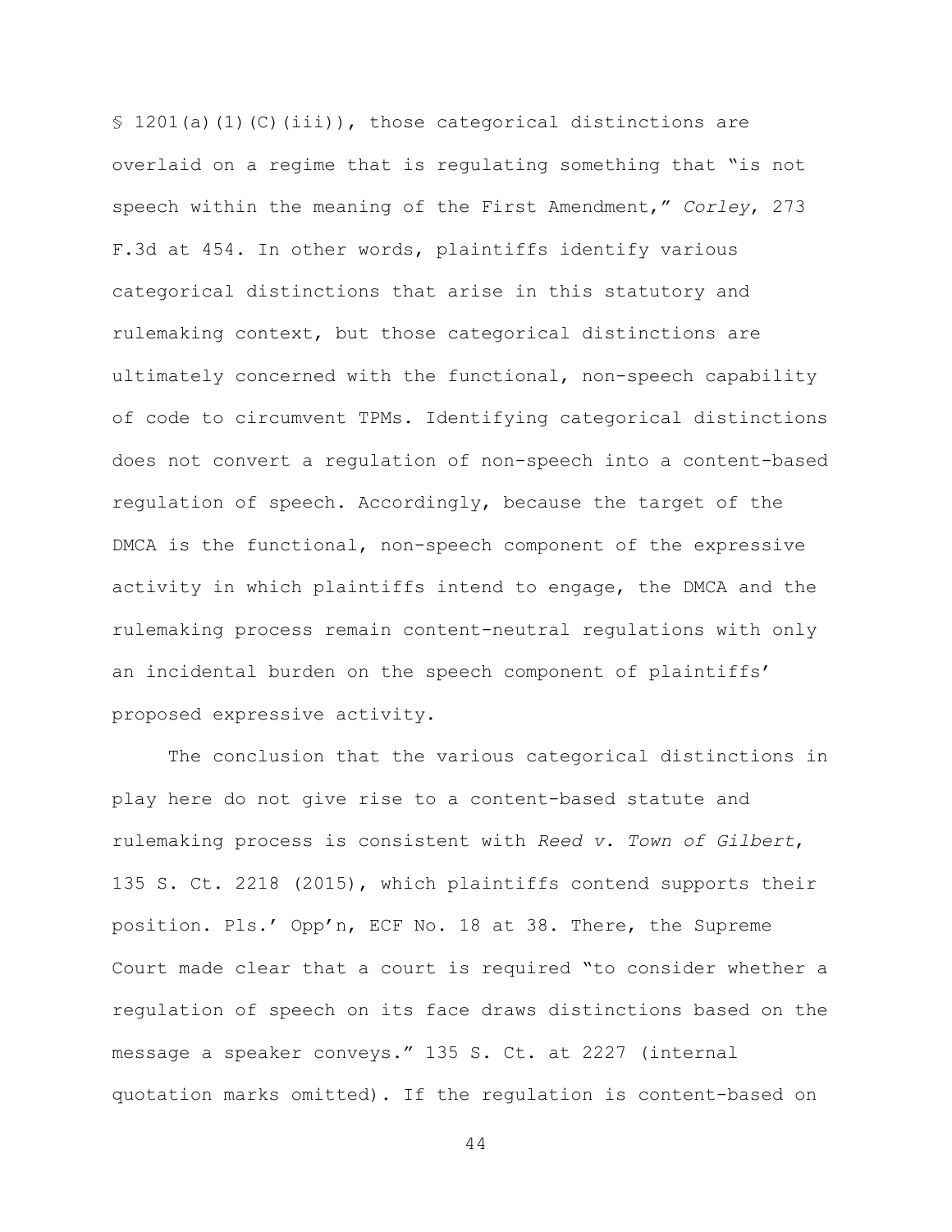§ 1201(a)(1)(C)(iii)), those categorical distinctions are overlaid on a regime that is regulating something that "is not speech within the meaning of the First Amendment," *Corley*, 273 F.3d at 454. In other words, plaintiffs identify various categorical distinctions that arise in this statutory and rulemaking context, but those categorical distinctions are ultimately concerned with the functional, non-speech capability of code to circumvent TPMs. Identifying categorical distinctions does not convert a regulation of non-speech into a content-based regulation of speech. Accordingly, because the target of the DMCA is the functional, non-speech component of the expressive activity in which plaintiffs intend to engage, the DMCA and the rulemaking process remain content-neutral regulations with only an incidental burden on the speech component of plaintiffs' proposed expressive activity.

The conclusion that the various categorical distinctions in play here do not give rise to a content-based statute and rulemaking process is consistent with *Reed v. Town of Gilbert*, 135 S. Ct. 2218 (2015), which plaintiffs contend supports their position. Pls.' Opp'n, ECF No. 18 at 38. There, the Supreme Court made clear that a court is required "to consider whether a regulation of speech on its face draws distinctions based on the message a speaker conveys." 135 S. Ct. at 2227 (internal quotation marks omitted). If the regulation is content-based on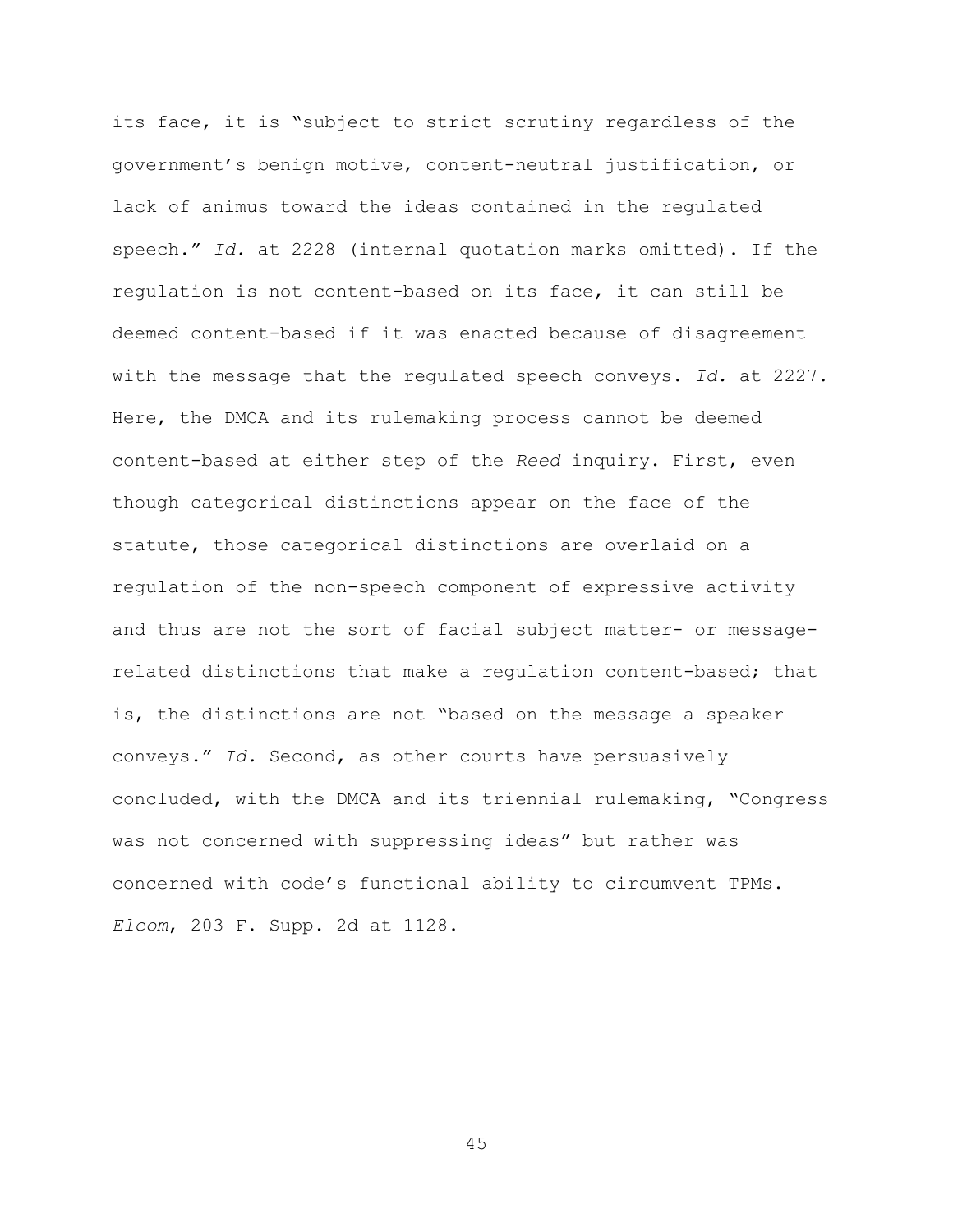its face, it is "subject to strict scrutiny regardless of the government's benign motive, content-neutral justification, or lack of animus toward the ideas contained in the regulated speech." *Id.* at 2228 (internal quotation marks omitted). If the regulation is not content-based on its face, it can still be deemed content-based if it was enacted because of disagreement with the message that the regulated speech conveys. *Id.* at 2227. Here, the DMCA and its rulemaking process cannot be deemed content-based at either step of the *Reed* inquiry. First, even though categorical distinctions appear on the face of the statute, those categorical distinctions are overlaid on a regulation of the non-speech component of expressive activity and thus are not the sort of facial subject matter- or message-related distinctions that make a regulation content-based; that is, the distinctions are not "based on the message a speaker conveys." *Id.* Second, as other courts have persuasively concluded, with the DMCA and its triennial rulemaking, "Congress was not concerned with suppressing ideas" but rather was concerned with code's functional ability to circumvent TPMs. *Elcom*, 203 F. Supp. 2d at 1128.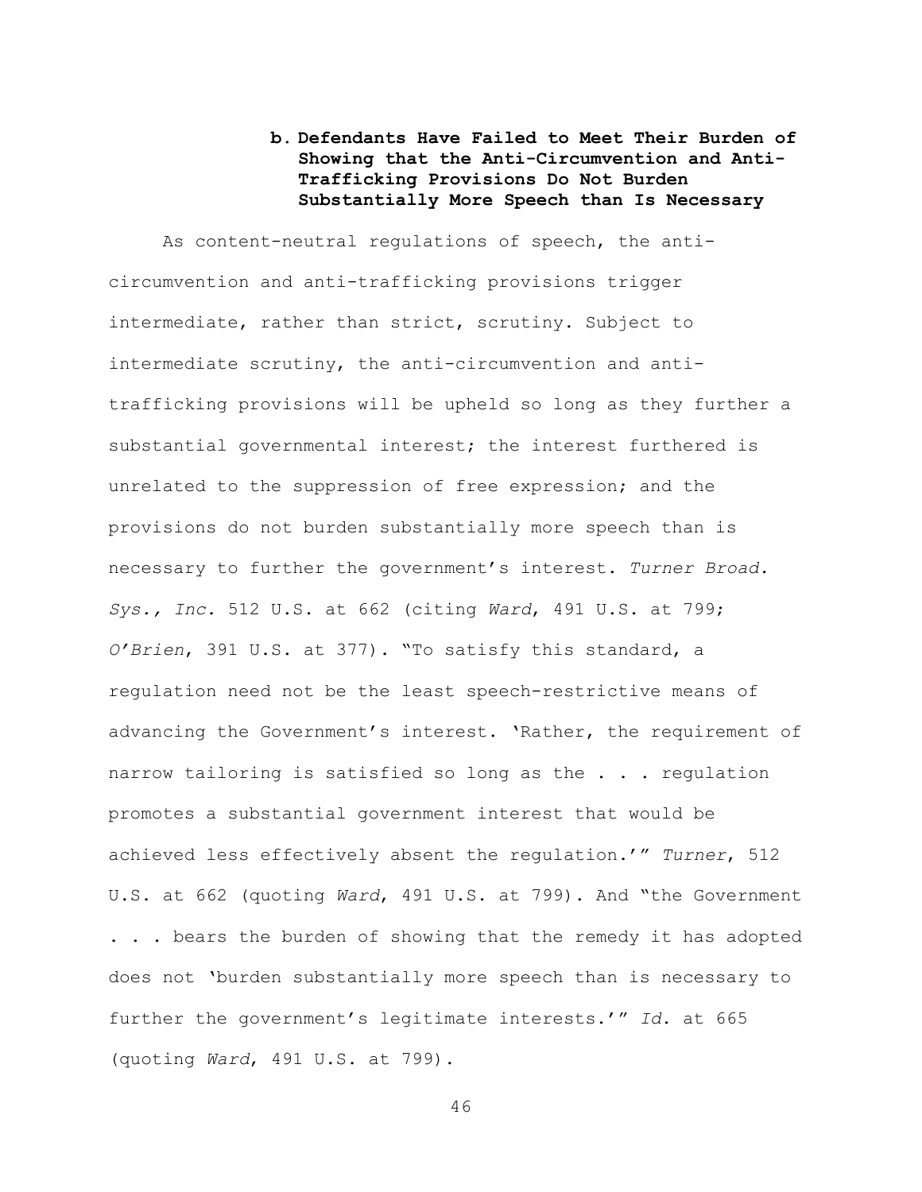### b. Defendants Have Failed to Meet Their Burden of Showing that the Anti-Circumvention and Anti-Trafficking Provisions Do Not Burden Substantially More Speech than Is Necessary

As content-neutral regulations of speech, the anti-circumvention and anti-trafficking provisions trigger intermediate, rather than strict, scrutiny. Subject to intermediate scrutiny, the anti-circumvention and anti-trafficking provisions will be upheld so long as they further a substantial governmental interest; the interest furthered is unrelated to the suppression of free expression; and the provisions do not burden substantially more speech than is necessary to further the government's interest. *Turner Broad. Sys., Inc.* 512 U.S. at 662 (citing *Ward*, 491 U.S. at 799; *O'Brien*, 391 U.S. at 377). "To satisfy this standard, a regulation need not be the least speech-restrictive means of advancing the Government's interest. 'Rather, the requirement of narrow tailoring is satisfied so long as the . . . regulation promotes a substantial government interest that would be achieved less effectively absent the regulation.'" *Turner*, 512 U.S. at 662 (quoting *Ward*, 491 U.S. at 799). And "the Government . . . bears the burden of showing that the remedy it has adopted does not 'burden substantially more speech than is necessary to further the government's legitimate interests.'" *Id.* at 665 (quoting *Ward*, 491 U.S. at 799).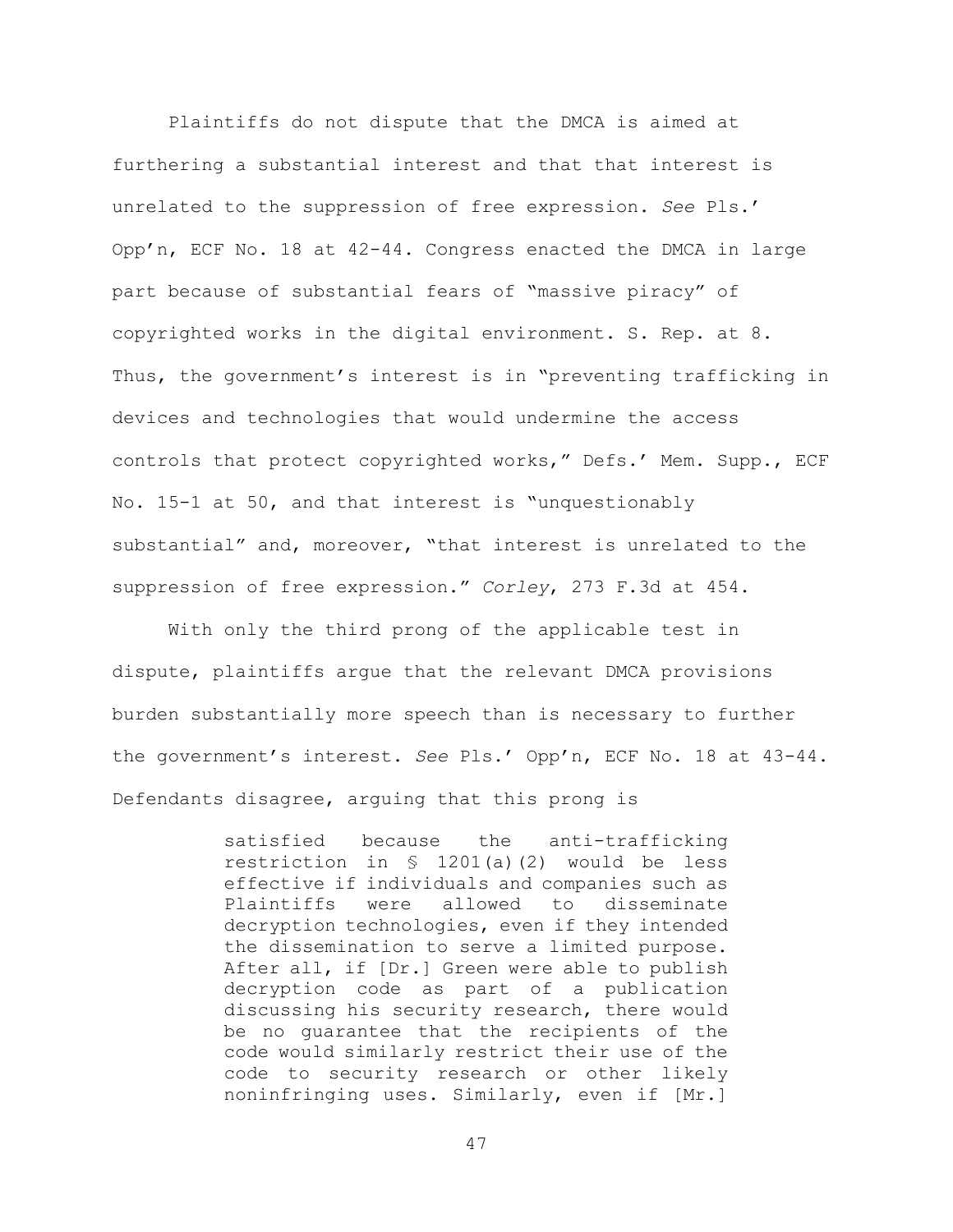Plaintiffs do not dispute that the DMCA is aimed at furthering a substantial interest and that that interest is unrelated to the suppression of free expression. *See* Pls.' Opp'n, ECF No. 18 at 42-44. Congress enacted the DMCA in large part because of substantial fears of "massive piracy" of copyrighted works in the digital environment. S. Rep. at 8. Thus, the government's interest is in "preventing trafficking in devices and technologies that would undermine the access controls that protect copyrighted works," Defs.' Mem. Supp., ECF No. 15-1 at 50, and that interest is "unquestionably substantial" and, moreover, "that interest is unrelated to the suppression of free expression." *Corley*, 273 F.3d at 454.

With only the third prong of the applicable test in dispute, plaintiffs argue that the relevant DMCA provisions burden substantially more speech than is necessary to further the government's interest. *See* Pls.' Opp'n, ECF No. 18 at 43-44. Defendants disagree, arguing that this prong is

> satisfied because the anti-trafficking restriction in § 1201(a)(2) would be less effective if individuals and companies such as Plaintiffs were allowed to disseminate decryption technologies, even if they intended the dissemination to serve a limited purpose. After all, if [Dr.] Green were able to publish decryption code as part of a publication discussing his security research, there would be no guarantee that the recipients of the code would similarly restrict their use of the code to security research or other likely noninfringing uses. Similarly, even if [Mr.]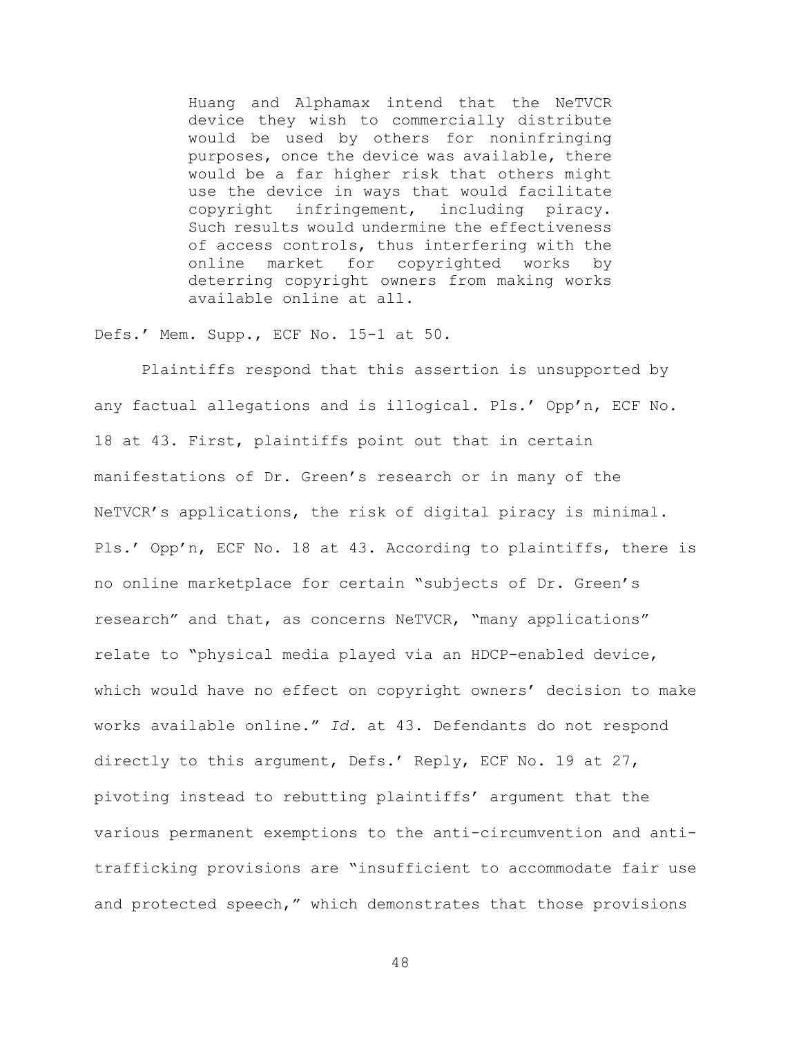> Huang and Alphamax intend that the NeTVCR device they wish to commercially distribute would be used by others for noninfringing purposes, once the device was available, there would be a far higher risk that others might use the device in ways that would facilitate copyright infringement, including piracy. Such results would undermine the effectiveness of access controls, thus interfering with the online market for copyrighted works by deterring copyright owners from making works available online at all.

Defs.' Mem. Supp., ECF No. 15-1 at 50.

Plaintiffs respond that this assertion is unsupported by any factual allegations and is illogical. Pls.' Opp'n, ECF No. 18 at 43. First, plaintiffs point out that in certain manifestations of Dr. Green's research or in many of the NeTVCR's applications, the risk of digital piracy is minimal. Pls.' Opp'n, ECF No. 18 at 43. According to plaintiffs, there is no online marketplace for certain "subjects of Dr. Green's research" and that, as concerns NeTVCR, "many applications" relate to "physical media played via an HDCP-enabled device, which would have no effect on copyright owners' decision to make works available online." *Id.* at 43. Defendants do not respond directly to this argument, Defs.' Reply, ECF No. 19 at 27, pivoting instead to rebutting plaintiffs' argument that the various permanent exemptions to the anti-circumvention and anti-trafficking provisions are "insufficient to accommodate fair use and protected speech," which demonstrates that those provisions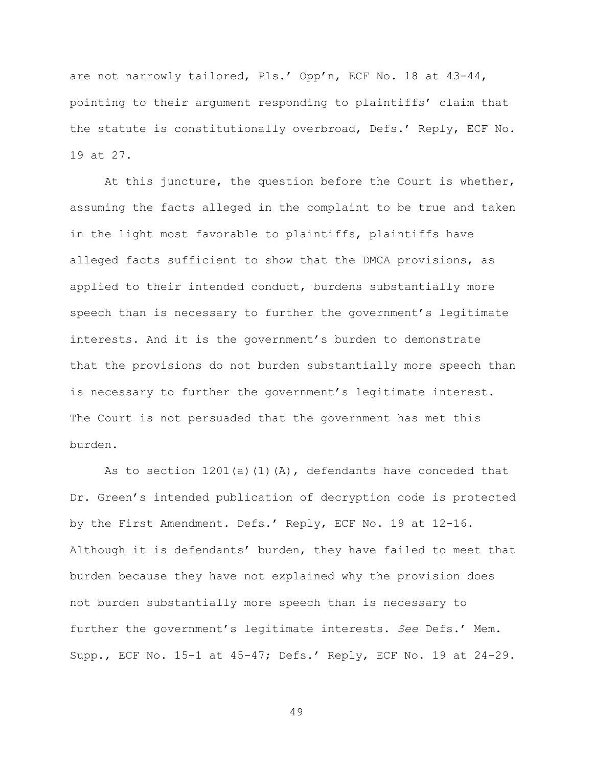are not narrowly tailored, Pls.' Opp'n, ECF No. 18 at 43-44, pointing to their argument responding to plaintiffs' claim that the statute is constitutionally overbroad, Defs.' Reply, ECF No. 19 at 27.

At this juncture, the question before the Court is whether, assuming the facts alleged in the complaint to be true and taken in the light most favorable to plaintiffs, plaintiffs have alleged facts sufficient to show that the DMCA provisions, as applied to their intended conduct, burdens substantially more speech than is necessary to further the government's legitimate interests. And it is the government's burden to demonstrate that the provisions do not burden substantially more speech than is necessary to further the government's legitimate interest. The Court is not persuaded that the government has met this burden.

As to section 1201(a)(1)(A), defendants have conceded that Dr. Green's intended publication of decryption code is protected by the First Amendment. Defs.' Reply, ECF No. 19 at 12-16. Although it is defendants' burden, they have failed to meet that burden because they have not explained why the provision does not burden substantially more speech than is necessary to further the government's legitimate interests. *See* Defs.' Mem. Supp., ECF No. 15-1 at 45-47; Defs.' Reply, ECF No. 19 at 24-29.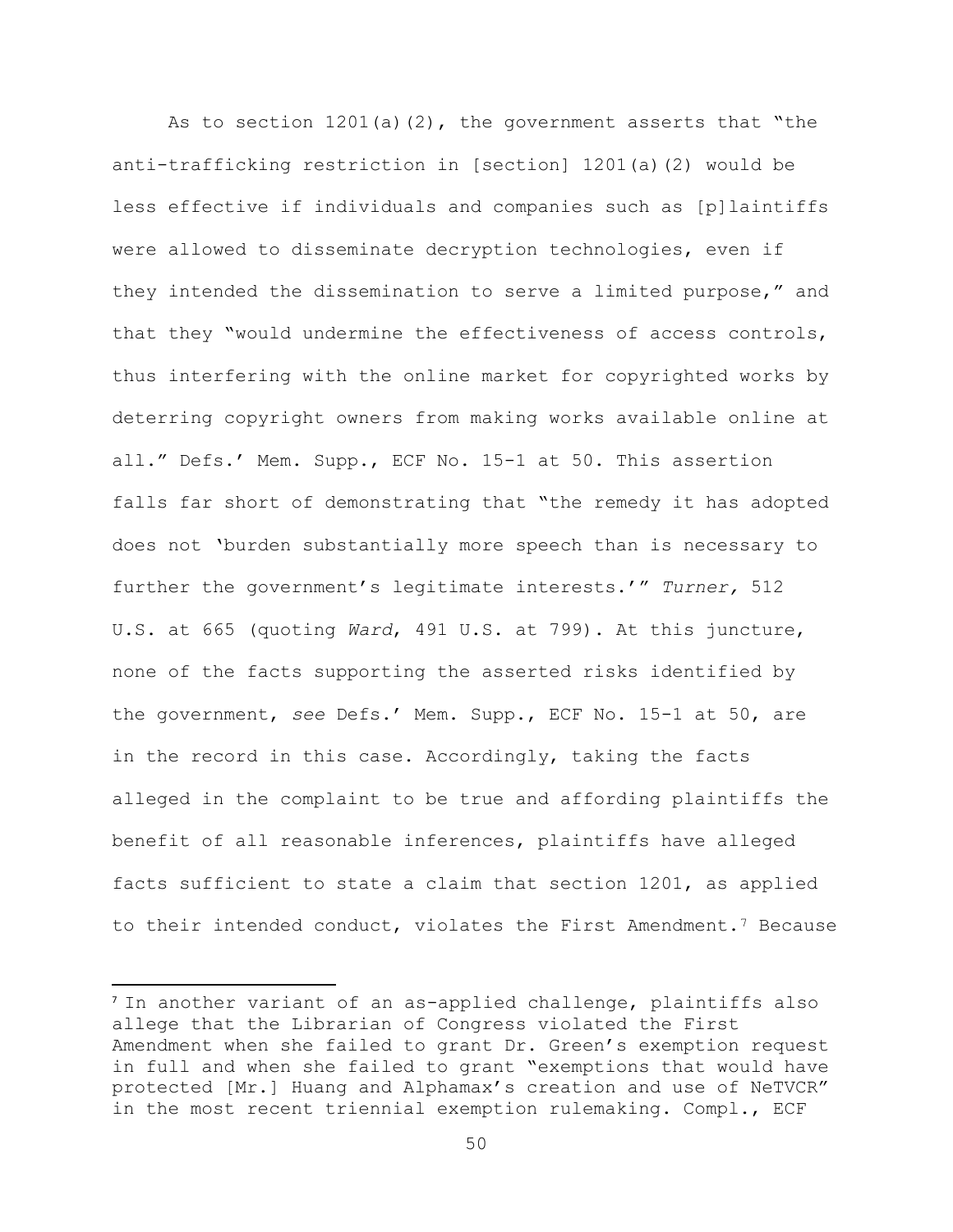As to section 1201(a)(2), the government asserts that "the anti-trafficking restriction in [section] 1201(a)(2) would be less effective if individuals and companies such as [p]laintiffs were allowed to disseminate decryption technologies, even if they intended the dissemination to serve a limited purpose," and that they "would undermine the effectiveness of access controls, thus interfering with the online market for copyrighted works by deterring copyright owners from making works available online at all." Defs.' Mem. Supp., ECF No. 15-1 at 50. This assertion falls far short of demonstrating that "the remedy it has adopted does not 'burden substantially more speech than is necessary to further the government's legitimate interests.'" *Turner,* 512 U.S. at 665 (quoting *Ward*, 491 U.S. at 799). At this juncture, none of the facts supporting the asserted risks identified by the government, *see* Defs.' Mem. Supp., ECF No. 15-1 at 50, are in the record in this case. Accordingly, taking the facts alleged in the complaint to be true and affording plaintiffs the benefit of all reasonable inferences, plaintiffs have alleged facts sufficient to state a claim that section 1201, as applied to their intended conduct, violates the First Amendment.[7] Because

[7] In another variant of an as-applied challenge, plaintiffs also allege that the Librarian of Congress violated the First Amendment when she failed to grant Dr. Green's exemption request in full and when she failed to grant "exemptions that would have protected [Mr.] Huang and Alphamax's creation and use of NeTVCR" in the most recent triennial exemption rulemaking. Compl., ECF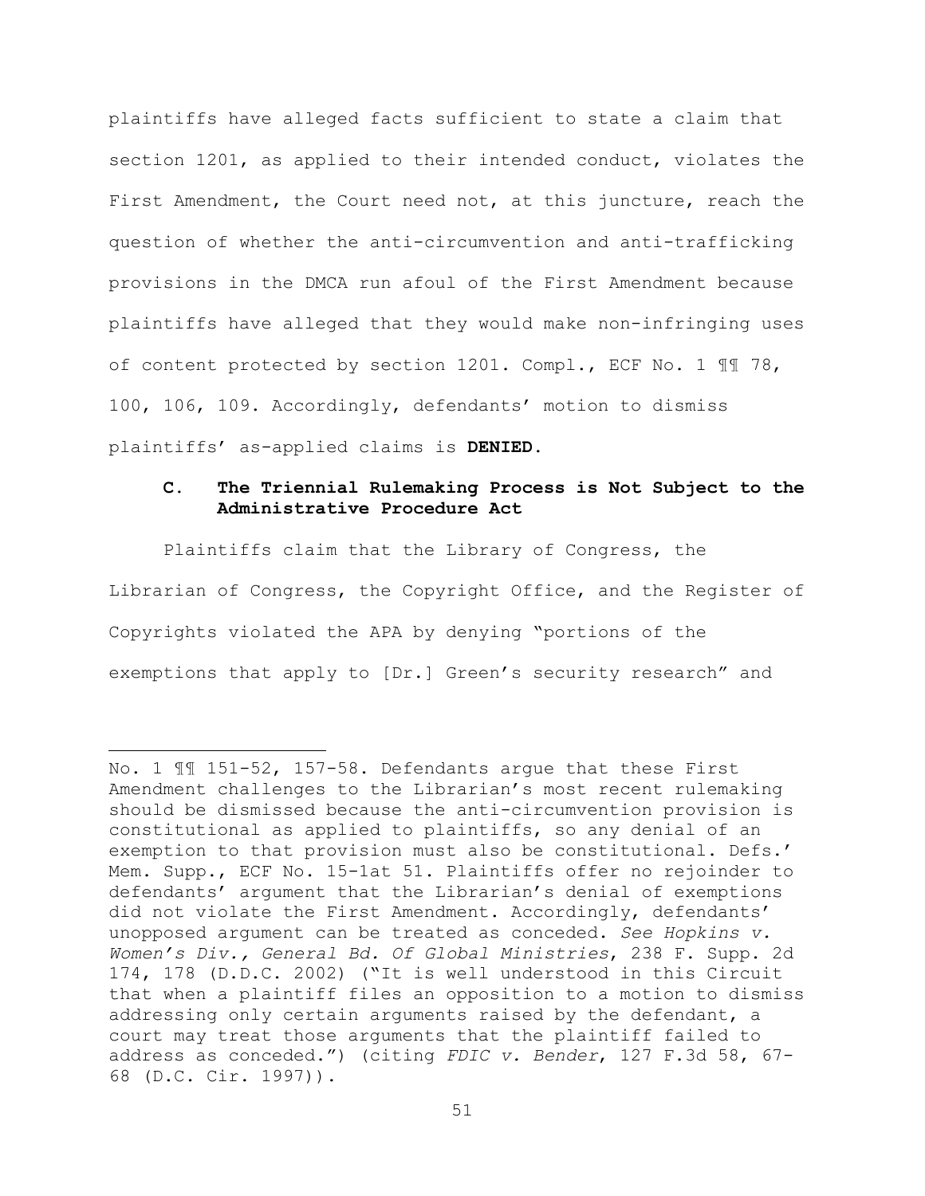plaintiffs have alleged facts sufficient to state a claim that section 1201, as applied to their intended conduct, violates the First Amendment, the Court need not, at this juncture, reach the question of whether the anti-circumvention and anti-trafficking provisions in the DMCA run afoul of the First Amendment because plaintiffs have alleged that they would make non-infringing uses of content protected by section 1201. Compl., ECF No. 1 ¶¶ 78, 100, 106, 109. Accordingly, defendants' motion to dismiss plaintiffs' as-applied claims is **DENIED**.

### C. The Triennial Rulemaking Process is Not Subject to the Administrative Procedure Act

Plaintiffs claim that the Library of Congress, the Librarian of Congress, the Copyright Office, and the Register of Copyrights violated the APA by denying "portions of the exemptions that apply to [Dr.] Green's security research" and

---

No. 1 ¶¶ 151-52, 157-58. Defendants argue that these First Amendment challenges to the Librarian's most recent rulemaking should be dismissed because the anti-circumvention provision is constitutional as applied to plaintiffs, so any denial of an exemption to that provision must also be constitutional. Defs.' Mem. Supp., ECF No. 15-1at 51. Plaintiffs offer no rejoinder to defendants' argument that the Librarian's denial of exemptions did not violate the First Amendment. Accordingly, defendants' unopposed argument can be treated as conceded. *See Hopkins v. Women's Div., General Bd. Of Global Ministries*, 238 F. Supp. 2d 174, 178 (D.D.C. 2002) ("It is well understood in this Circuit that when a plaintiff files an opposition to a motion to dismiss addressing only certain arguments raised by the defendant, a court may treat those arguments that the plaintiff failed to address as conceded.") (citing *FDIC v. Bender*, 127 F.3d 58, 67-68 (D.C. Cir. 1997)).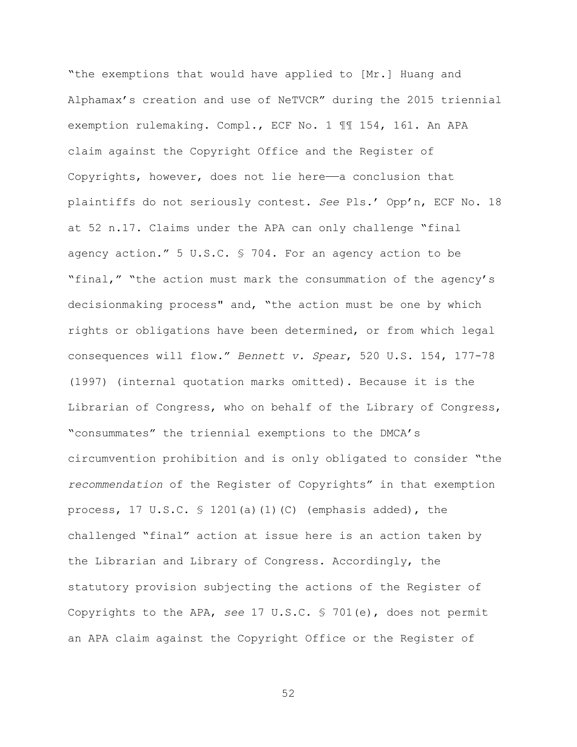"the exemptions that would have applied to [Mr.] Huang and Alphamax's creation and use of NeTVCR" during the 2015 triennial exemption rulemaking. Compl., ECF No. 1 ¶¶ 154, 161. An APA claim against the Copyright Office and the Register of Copyrights, however, does not lie here——a conclusion that plaintiffs do not seriously contest. *See* Pls.' Opp'n, ECF No. 18 at 52 n.17. Claims under the APA can only challenge "final agency action." 5 U.S.C. § 704. For an agency action to be "final," "the action must mark the consummation of the agency's decisionmaking process" and, "the action must be one by which rights or obligations have been determined, or from which legal consequences will flow." *Bennett v. Spear*, 520 U.S. 154, 177-78 (1997) (internal quotation marks omitted). Because it is the Librarian of Congress, who on behalf of the Library of Congress, "consummates" the triennial exemptions to the DMCA's circumvention prohibition and is only obligated to consider "the *recommendation* of the Register of Copyrights" in that exemption process, 17 U.S.C. § 1201(a)(1)(C) (emphasis added), the challenged "final" action at issue here is an action taken by the Librarian and Library of Congress. Accordingly, the statutory provision subjecting the actions of the Register of Copyrights to the APA, *see* 17 U.S.C. § 701(e), does not permit an APA claim against the Copyright Office or the Register of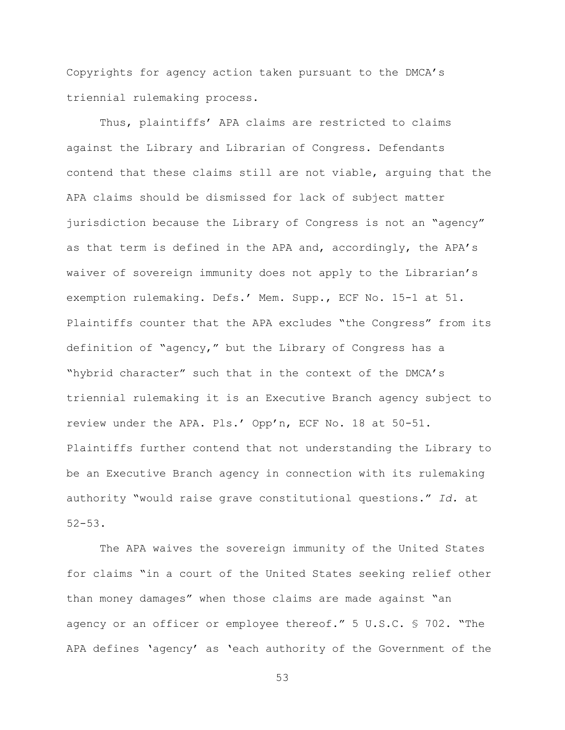Copyrights for agency action taken pursuant to the DMCA's triennial rulemaking process.

Thus, plaintiffs' APA claims are restricted to claims against the Library and Librarian of Congress. Defendants contend that these claims still are not viable, arguing that the APA claims should be dismissed for lack of subject matter jurisdiction because the Library of Congress is not an "agency" as that term is defined in the APA and, accordingly, the APA's waiver of sovereign immunity does not apply to the Librarian's exemption rulemaking. Defs.' Mem. Supp., ECF No. 15-1 at 51. Plaintiffs counter that the APA excludes "the Congress" from its definition of "agency," but the Library of Congress has a "hybrid character" such that in the context of the DMCA's triennial rulemaking it is an Executive Branch agency subject to review under the APA. Pls.' Opp'n, ECF No. 18 at 50-51. Plaintiffs further contend that not understanding the Library to be an Executive Branch agency in connection with its rulemaking authority "would raise grave constitutional questions." *Id.* at 52-53.

The APA waives the sovereign immunity of the United States for claims "in a court of the United States seeking relief other than money damages" when those claims are made against "an agency or an officer or employee thereof." 5 U.S.C. § 702. "The APA defines 'agency' as 'each authority of the Government of the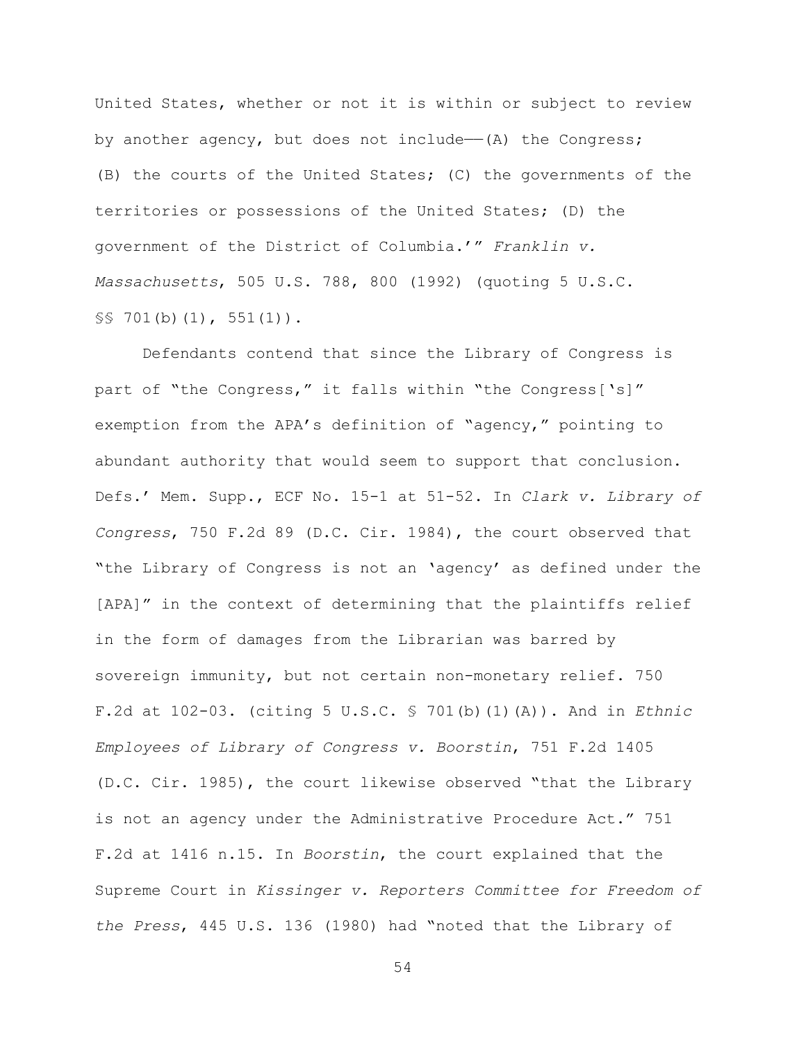United States, whether or not it is within or subject to review by another agency, but does not include—(A) the Congress; (B) the courts of the United States; (C) the governments of the territories or possessions of the United States; (D) the government of the District of Columbia.'" *Franklin v. Massachusetts*, 505 U.S. 788, 800 (1992) (quoting 5 U.S.C. §§ 701(b)(1), 551(1)).

Defendants contend that since the Library of Congress is part of "the Congress," it falls within "the Congress['s]" exemption from the APA's definition of "agency," pointing to abundant authority that would seem to support that conclusion. Defs.' Mem. Supp., ECF No. 15-1 at 51-52. In *Clark v. Library of Congress*, 750 F.2d 89 (D.C. Cir. 1984), the court observed that "the Library of Congress is not an 'agency' as defined under the [APA]" in the context of determining that the plaintiffs relief in the form of damages from the Librarian was barred by sovereign immunity, but not certain non-monetary relief. 750 F.2d at 102-03. (citing 5 U.S.C. § 701(b)(1)(A)). And in *Ethnic Employees of Library of Congress v. Boorstin*, 751 F.2d 1405 (D.C. Cir. 1985), the court likewise observed "that the Library is not an agency under the Administrative Procedure Act." 751 F.2d at 1416 n.15. In *Boorstin*, the court explained that the Supreme Court in *Kissinger v. Reporters Committee for Freedom of the Press*, 445 U.S. 136 (1980) had "noted that the Library of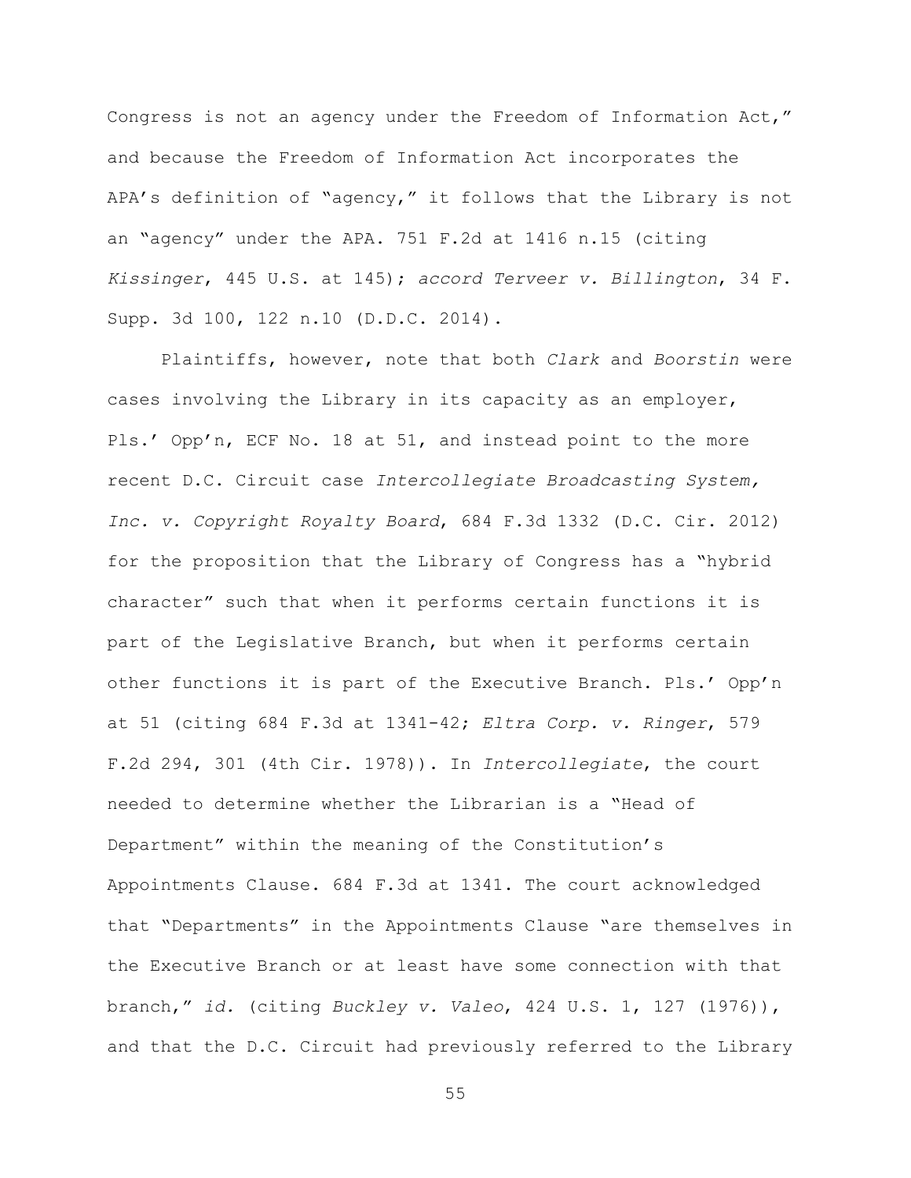Congress is not an agency under the Freedom of Information Act," and because the Freedom of Information Act incorporates the APA's definition of "agency," it follows that the Library is not an "agency" under the APA. 751 F.2d at 1416 n.15 (citing *Kissinger*, 445 U.S. at 145); *accord Terveer v. Billington*, 34 F. Supp. 3d 100, 122 n.10 (D.D.C. 2014).

Plaintiffs, however, note that both *Clark* and *Boorstin* were cases involving the Library in its capacity as an employer, Pls.' Opp'n, ECF No. 18 at 51, and instead point to the more recent D.C. Circuit case *Intercollegiate Broadcasting System, Inc. v. Copyright Royalty Board*, 684 F.3d 1332 (D.C. Cir. 2012) for the proposition that the Library of Congress has a "hybrid character" such that when it performs certain functions it is part of the Legislative Branch, but when it performs certain other functions it is part of the Executive Branch. Pls.' Opp'n at 51 (citing 684 F.3d at 1341-42; *Eltra Corp. v. Ringer*, 579 F.2d 294, 301 (4th Cir. 1978)). In *Intercollegiate*, the court needed to determine whether the Librarian is a "Head of Department" within the meaning of the Constitution's Appointments Clause. 684 F.3d at 1341. The court acknowledged that "Departments" in the Appointments Clause "are themselves in the Executive Branch or at least have some connection with that branch," *id.* (citing *Buckley v. Valeo*, 424 U.S. 1, 127 (1976)), and that the D.C. Circuit had previously referred to the Library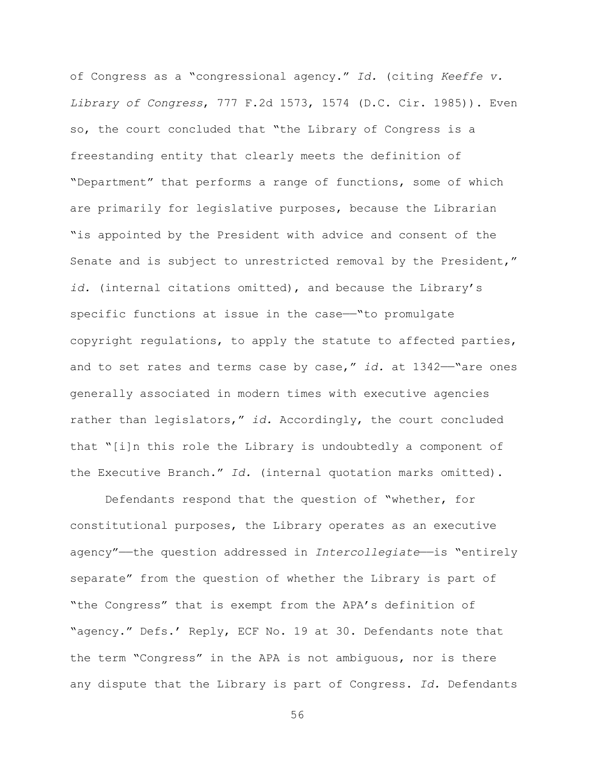of Congress as a "congressional agency." *Id.* (citing *Keeffe v. Library of Congress*, 777 F.2d 1573, 1574 (D.C. Cir. 1985)). Even so, the court concluded that "the Library of Congress is a freestanding entity that clearly meets the definition of "Department" that performs a range of functions, some of which are primarily for legislative purposes, because the Librarian "is appointed by the President with advice and consent of the Senate and is subject to unrestricted removal by the President," *id.* (internal citations omitted), and because the Library's specific functions at issue in the case——"to promulgate copyright regulations, to apply the statute to affected parties, and to set rates and terms case by case," *id.* at 1342——"are ones generally associated in modern times with executive agencies rather than legislators," *id.* Accordingly, the court concluded that "[i]n this role the Library is undoubtedly a component of the Executive Branch." *Id.* (internal quotation marks omitted).

Defendants respond that the question of "whether, for constitutional purposes, the Library operates as an executive agency"——the question addressed in *Intercollegiate*——is "entirely separate" from the question of whether the Library is part of "the Congress" that is exempt from the APA's definition of "agency." Defs.' Reply, ECF No. 19 at 30. Defendants note that the term "Congress" in the APA is not ambiguous, nor is there any dispute that the Library is part of Congress. *Id.* Defendants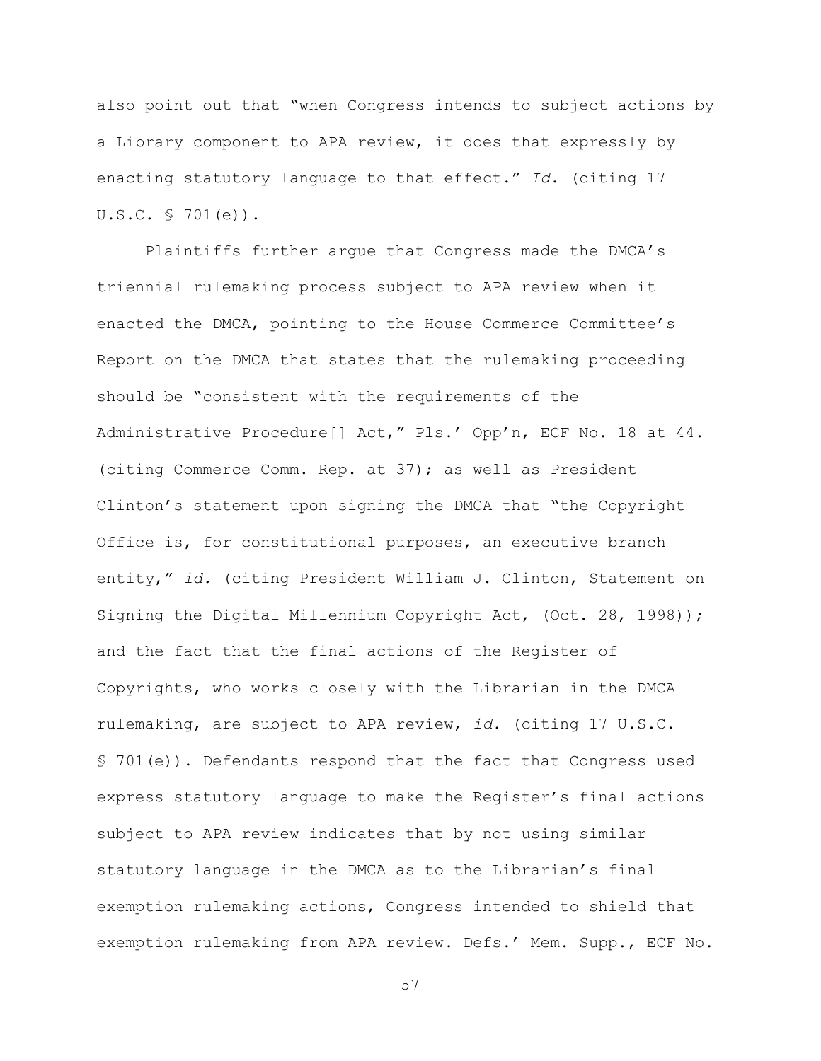also point out that "when Congress intends to subject actions by a Library component to APA review, it does that expressly by enacting statutory language to that effect." *Id.* (citing 17 U.S.C. § 701(e)).

Plaintiffs further argue that Congress made the DMCA's triennial rulemaking process subject to APA review when it enacted the DMCA, pointing to the House Commerce Committee's Report on the DMCA that states that the rulemaking proceeding should be "consistent with the requirements of the Administrative Procedure[] Act," Pls.' Opp'n, ECF No. 18 at 44. (citing Commerce Comm. Rep. at 37); as well as President Clinton's statement upon signing the DMCA that "the Copyright Office is, for constitutional purposes, an executive branch entity," *id.* (citing President William J. Clinton, Statement on Signing the Digital Millennium Copyright Act, (Oct. 28, 1998)); and the fact that the final actions of the Register of Copyrights, who works closely with the Librarian in the DMCA rulemaking, are subject to APA review, *id.* (citing 17 U.S.C. § 701(e)). Defendants respond that the fact that Congress used express statutory language to make the Register's final actions subject to APA review indicates that by not using similar statutory language in the DMCA as to the Librarian's final exemption rulemaking actions, Congress intended to shield that exemption rulemaking from APA review. Defs.' Mem. Supp., ECF No.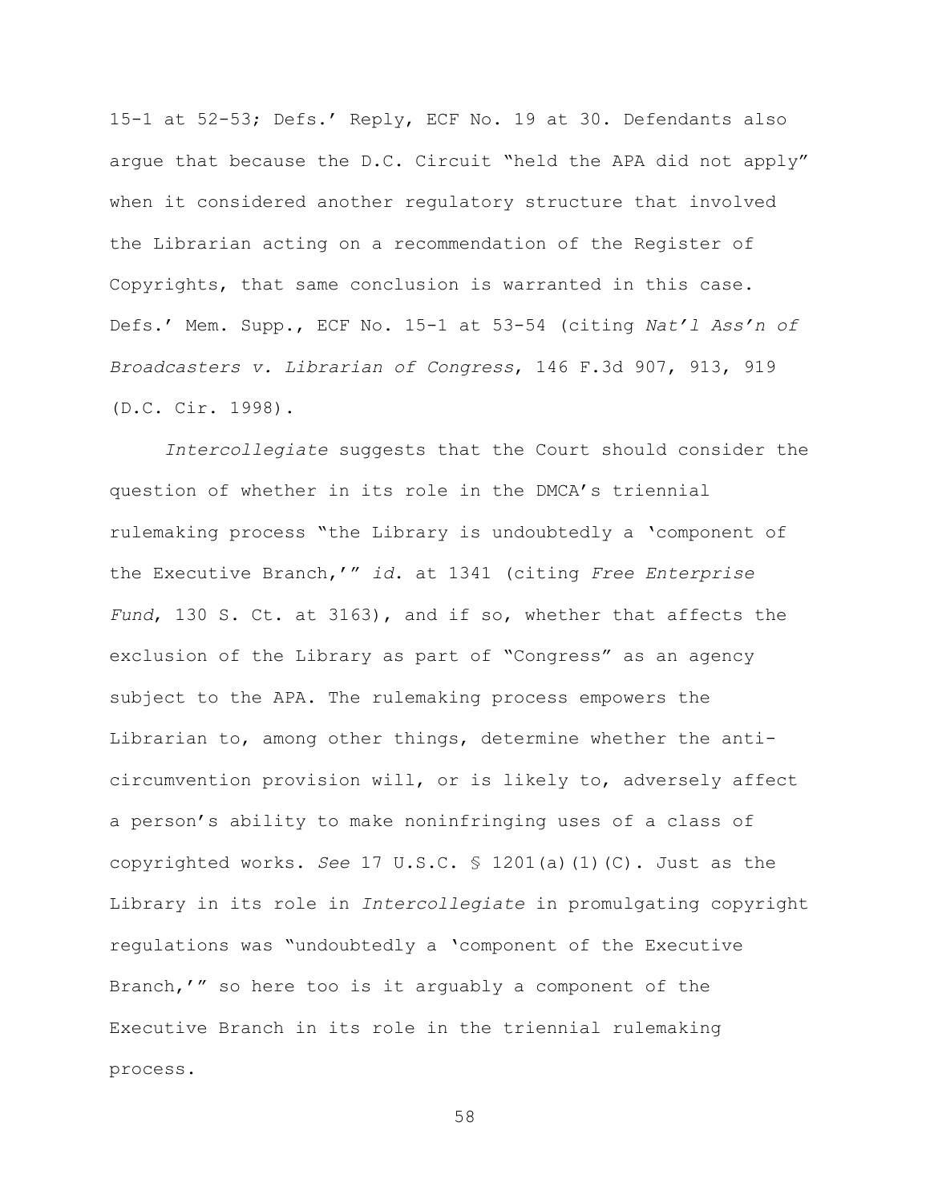15-1 at 52-53; Defs.' Reply, ECF No. 19 at 30. Defendants also argue that because the D.C. Circuit "held the APA did not apply" when it considered another regulatory structure that involved the Librarian acting on a recommendation of the Register of Copyrights, that same conclusion is warranted in this case. Defs.' Mem. Supp., ECF No. 15-1 at 53-54 (citing *Nat'l Ass'n of Broadcasters v. Librarian of Congress*, 146 F.3d 907, 913, 919 (D.C. Cir. 1998).

*Intercollegiate* suggests that the Court should consider the question of whether in its role in the DMCA's triennial rulemaking process "the Library is undoubtedly a 'component of the Executive Branch,'" *id.* at 1341 (citing *Free Enterprise Fund*, 130 S. Ct. at 3163), and if so, whether that affects the exclusion of the Library as part of "Congress" as an agency subject to the APA. The rulemaking process empowers the Librarian to, among other things, determine whether the anti-circumvention provision will, or is likely to, adversely affect a person's ability to make noninfringing uses of a class of copyrighted works. *See* 17 U.S.C. § 1201(a)(1)(C). Just as the Library in its role in *Intercollegiate* in promulgating copyright regulations was "undoubtedly a 'component of the Executive Branch,'" so here too is it arguably a component of the Executive Branch in its role in the triennial rulemaking process.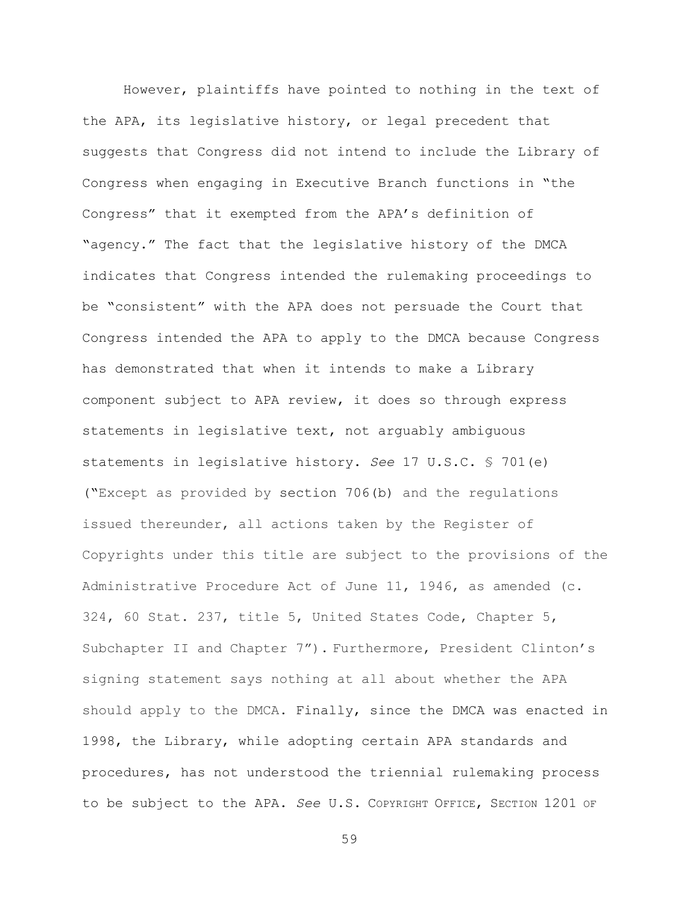However, plaintiffs have pointed to nothing in the text of the APA, its legislative history, or legal precedent that suggests that Congress did not intend to include the Library of Congress when engaging in Executive Branch functions in "the Congress" that it exempted from the APA's definition of "agency." The fact that the legislative history of the DMCA indicates that Congress intended the rulemaking proceedings to be "consistent" with the APA does not persuade the Court that Congress intended the APA to apply to the DMCA because Congress has demonstrated that when it intends to make a Library component subject to APA review, it does so through express statements in legislative text, not arguably ambiguous statements in legislative history. *See* 17 U.S.C. § 701(e) ("Except as provided by section 706(b) and the regulations issued thereunder, all actions taken by the Register of Copyrights under this title are subject to the provisions of the Administrative Procedure Act of June 11, 1946, as amended (c. 324, 60 Stat. 237, title 5, United States Code, Chapter 5, Subchapter II and Chapter 7"). Furthermore, President Clinton's signing statement says nothing at all about whether the APA should apply to the DMCA. Finally, since the DMCA was enacted in 1998, the Library, while adopting certain APA standards and procedures, has not understood the triennial rulemaking process to be subject to the APA. *See* U.S. COPYRIGHT OFFICE, SECTION 1201 OF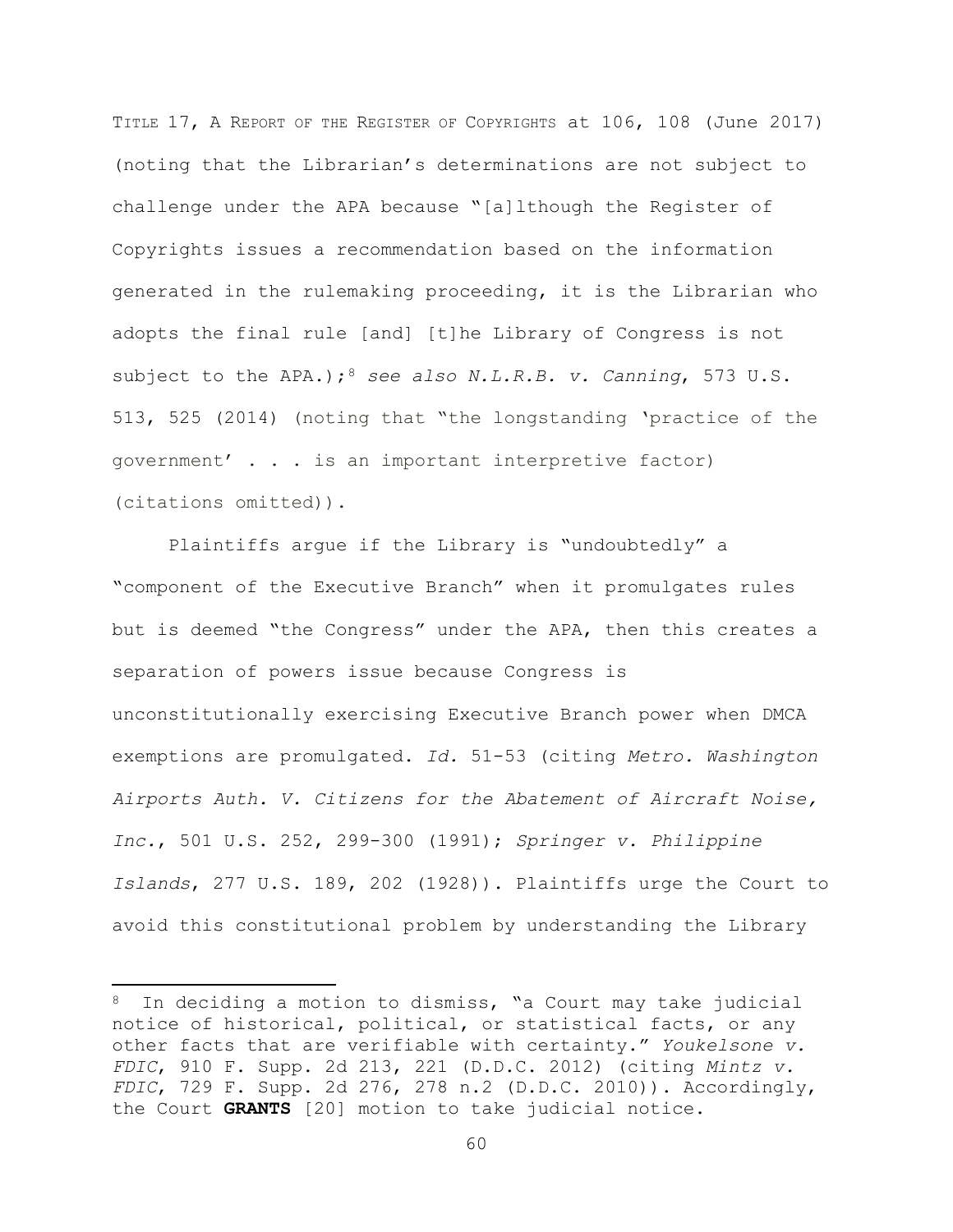TITLE 17, A REPORT OF THE REGISTER OF COPYRIGHTS at 106, 108 (June 2017) (noting that the Librarian's determinations are not subject to challenge under the APA because "[a]lthough the Register of Copyrights issues a recommendation based on the information generated in the rulemaking proceeding, it is the Librarian who adopts the final rule [and] [t]he Library of Congress is not subject to the APA.);[8] *see also N.L.R.B. v. Canning*, 573 U.S. 513, 525 (2014) (noting that "the longstanding 'practice of the government' . . . is an important interpretive factor) (citations omitted)).

Plaintiffs argue if the Library is "undoubtedly" a "component of the Executive Branch" when it promulgates rules but is deemed "the Congress" under the APA, then this creates a separation of powers issue because Congress is unconstitutionally exercising Executive Branch power when DMCA exemptions are promulgated. *Id.* 51-53 (citing *Metro. Washington Airports Auth. V. Citizens for the Abatement of Aircraft Noise, Inc.*, 501 U.S. 252, 299-300 (1991); *Springer v. Philippine Islands*, 277 U.S. 189, 202 (1928)). Plaintiffs urge the Court to avoid this constitutional problem by understanding the Library

[8] In deciding a motion to dismiss, "a Court may take judicial notice of historical, political, or statistical facts, or any other facts that are verifiable with certainty." *Youkelsone v. FDIC*, 910 F. Supp. 2d 213, 221 (D.D.C. 2012) (citing *Mintz v. FDIC*, 729 F. Supp. 2d 276, 278 n.2 (D.D.C. 2010)). Accordingly, the Court **GRANTS** [20] motion to take judicial notice.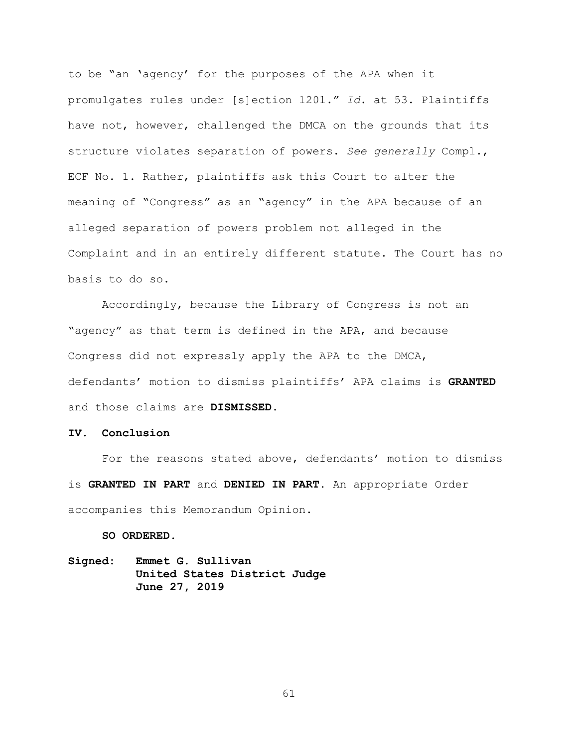to be "an 'agency' for the purposes of the APA when it promulgates rules under [s]ection 1201." *Id.* at 53. Plaintiffs have not, however, challenged the DMCA on the grounds that its structure violates separation of powers. *See generally* Compl., ECF No. 1. Rather, plaintiffs ask this Court to alter the meaning of "Congress" as an "agency" in the APA because of an alleged separation of powers problem not alleged in the Complaint and in an entirely different statute. The Court has no basis to do so.

Accordingly, because the Library of Congress is not an "agency" as that term is defined in the APA, and because Congress did not expressly apply the APA to the DMCA, defendants' motion to dismiss plaintiffs' APA claims is **GRANTED** and those claims are **DISMISSED.**

## IV. Conclusion

For the reasons stated above, defendants' motion to dismiss is **GRANTED IN PART** and **DENIED IN PART.** An appropriate Order accompanies this Memorandum Opinion.

**SO ORDERED.**

**Signed: Emmet G. Sullivan**
**United States District Judge**
**June 27, 2019**